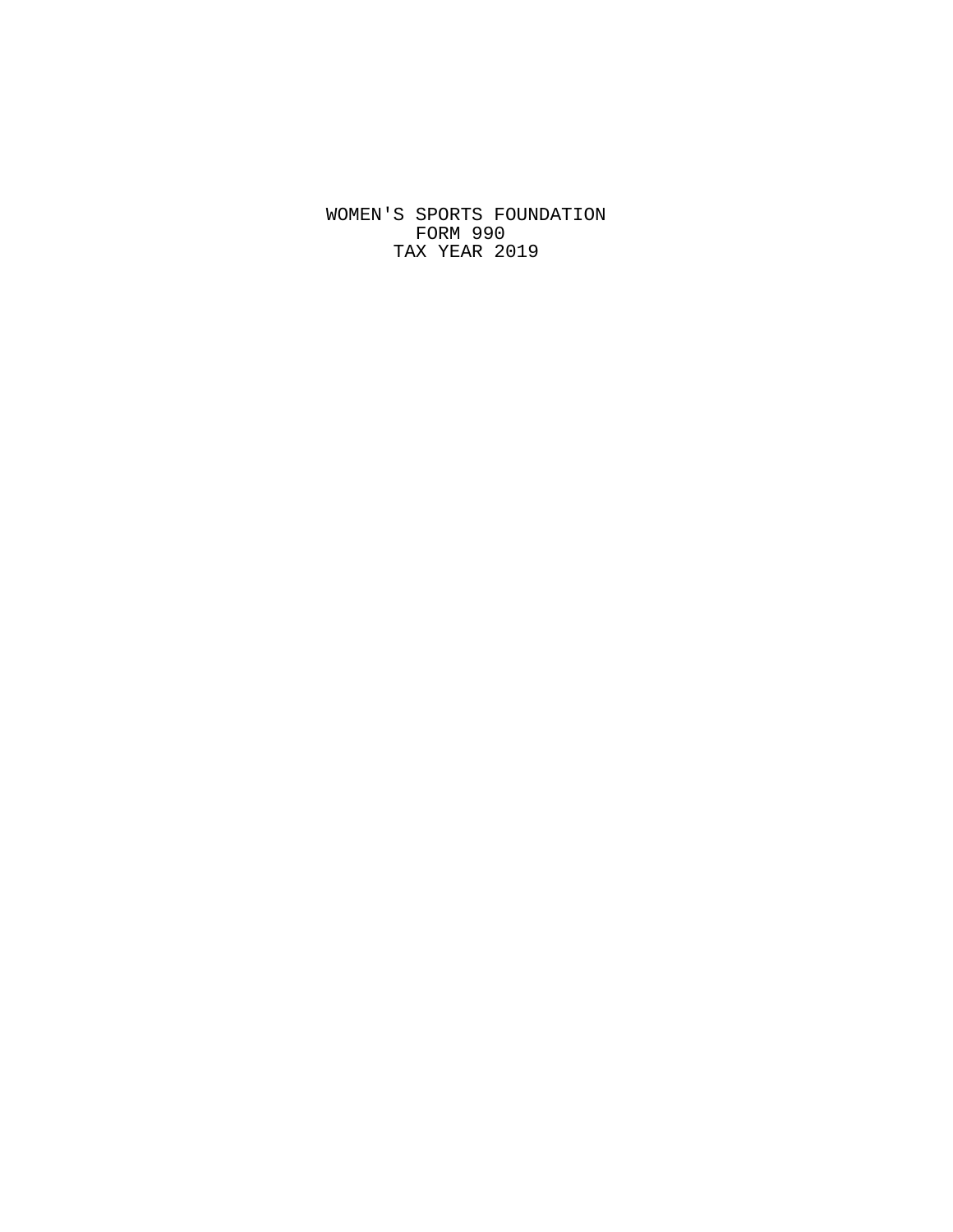WOMEN'S SPORTS FOUNDATION

FORM 990

TAX YEAR 2019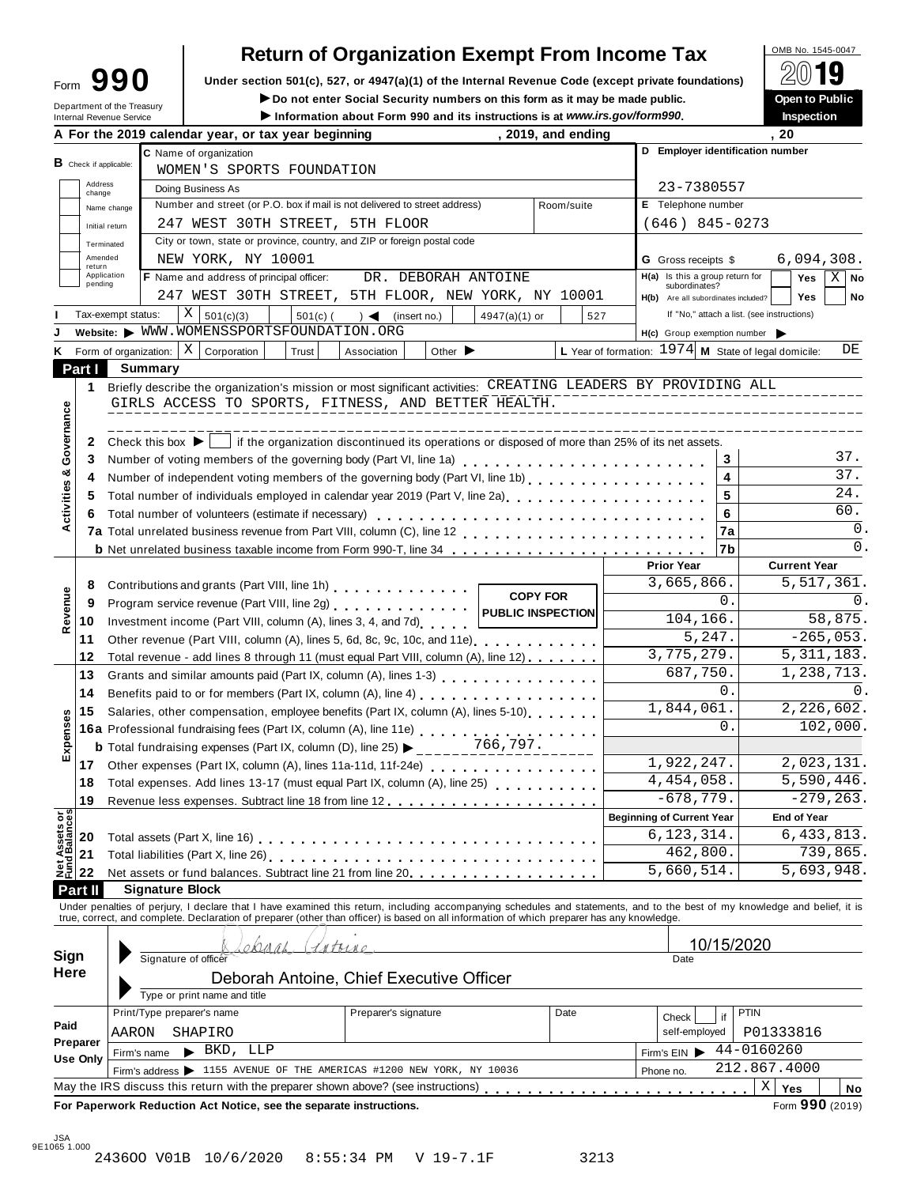# Form 990 — Return of Organization Exempt From Income Tax (2019)

OMB No. 1545-0047

Under section 501(c), 527, or 4947(a)(1) of the Internal Revenue Code (except private foundations)

▶ Do not enter Social Security numbers on this form as it may be made public.

▶ Information about Form 990 and its instructions is at *www.irs.gov/form990*.

**Open to Public Inspection**

Department of the Treasury
Internal Revenue Service

**A** For the 2019 calendar year, or tax year beginning , 2019, and ending , 20

**B** Check if applicable: Address change / Name change / Initial return / Terminated / Amended return / Application pending

**C** Name of organization: WOMEN'S SPORTS FOUNDATION

Doing Business As

Number and street (or P.O. box if mail is not delivered to street address): 247 WEST 30TH STREET, 5TH FLOOR — Room/suite

City or town, state or province, country, and ZIP or foreign postal code: NEW YORK, NY 10001

**D** Employer identification number: 23-7380557

**E** Telephone number: (646) 845-0273

**G** Gross receipts $ 6,094,308.

**F** Name and address of principal officer: DR. DEBORAH ANTOINE, 247 WEST 30TH STREET, 5TH FLOOR, NEW YORK, NY 10001

**H(a)** Is this a group return for subordinates? Yes [ ] No [X]

**H(b)** Are all subordinates included? Yes [ ] No [ ] — If "No," attach a list. (see instructions)

**I** Tax-exempt status: [X] 501(c)(3) [ ] 501(c) ( ) ◄ (insert no.) [ ] 4947(a)(1) or [ ] 527

**J** Website: ▶ WWW.WOMENSSPORTSFOUNDATION.ORG

**H(c)** Group exemption number ▶

**K** Form of organization: [X] Corporation [ ] Trust [ ] Association [ ] Other ▶

**L** Year of formation: 1974 **M** State of legal domicile: DE

## Part I Summary

**Activities & Governance**

1 Briefly describe the organization's mission or most significant activities: CREATING LEADERS BY PROVIDING ALL GIRLS ACCESS TO SPORTS, FITNESS, AND BETTER HEALTH.

2 Check this box ▶ [ ] if the organization discontinued its operations or disposed of more than 25% of its net assets.

| | | Line | |
|---|---|---|---|
| 3 | Number of voting members of the governing body (Part VI, line 1a) | 3 | 37. |
| 4 | Number of independent voting members of the governing body (Part VI, line 1b) | 4 | 37. |
| 5 | Total number of individuals employed in calendar year 2019 (Part V, line 2a) | 5 | 24. |
| 6 | Total number of volunteers (estimate if necessary) | 6 | 60. |
| 7a | Total unrelated business revenue from Part VIII, column (C), line 12 | 7a | 0. |
| b | Net unrelated business taxable income from Form 990-T, line 34 | 7b | 0. |

**COPY FOR PUBLIC INSPECTION**

| | | Prior Year | Current Year |
|---|---|---|---|
| **Revenue** | | | |
| 8 | Contributions and grants (Part VIII, line 1h) | 3,665,866. | 5,517,361. |
| 9 | Program service revenue (Part VIII, line 2g) | 0. | 0. |
| 10 | Investment income (Part VIII, column (A), lines 3, 4, and 7d) | 104,166. | 58,875. |
| 11 | Other revenue (Part VIII, column (A), lines 5, 6d, 8c, 9c, 10c, and 11e) | 5,247. | -265,053. |
| 12 | Total revenue - add lines 8 through 11 (must equal Part VIII, column (A), line 12) | 3,775,279. | 5,311,183. |
| **Expenses** | | | |
| 13 | Grants and similar amounts paid (Part IX, column (A), lines 1-3) | 687,750. | 1,238,713. |
| 14 | Benefits paid to or for members (Part IX, column (A), line 4) | 0. | 0. |
| 15 | Salaries, other compensation, employee benefits (Part IX, column (A), lines 5-10) | 1,844,061. | 2,226,602. |
| 16a | Professional fundraising fees (Part IX, column (A), line 11e) | 0. | 102,000. |
| b | Total fundraising expenses (Part IX, column (D), line 25) ▶ 766,797. | | |
| 17 | Other expenses (Part IX, column (A), lines 11a-11d, 11f-24e) | 1,922,247. | 2,023,131. |
| 18 | Total expenses. Add lines 13-17 (must equal Part IX, column (A), line 25) | 4,454,058. | 5,590,446. |
| 19 | Revenue less expenses. Subtract line 18 from line 12 | -678,779. | -279,263. |

| **Net Assets or Fund Balances** | | Beginning of Current Year | End of Year |
|---|---|---|---|
| 20 | Total assets (Part X, line 16) | 6,123,314. | 6,433,813. |
| 21 | Total liabilities (Part X, line 26) | 462,800. | 739,865. |
| 22 | Net assets or fund balances. Subtract line 21 from line 20 | 5,660,514. | 5,693,948. |

## Part II Signature Block

Under penalties of perjury, I declare that I have examined this return, including accompanying schedules and statements, and to the best of my knowledge and belief, it is true, correct, and complete. Declaration of preparer (other than officer) is based on all information of which preparer has any knowledge.

**Sign Here**

Signature of officer: Deborah Antoine — Date: 10/15/2020

Type or print name and title: Deborah Antoine, Chief Executive Officer

**Paid Preparer Use Only**

| Print/Type preparer's name | Preparer's signature | Date | Check if self-employed | PTIN |
|---|---|---|---|---|
| AARON SHAPIRO | | | | P01333816 |

Firm's name ▶ BKD, LLP — Firm's EIN ▶ 44-0160260

Firm's address ▶ 1155 AVENUE OF THE AMERICAS #1200 NEW YORK, NY 10036 — Phone no. 212.867.4000

May the IRS discuss this return with the preparer shown above? (see instructions) [X] Yes [ ] No

**For Paperwork Reduction Act Notice, see the separate instructions.**

Form **990** (2019)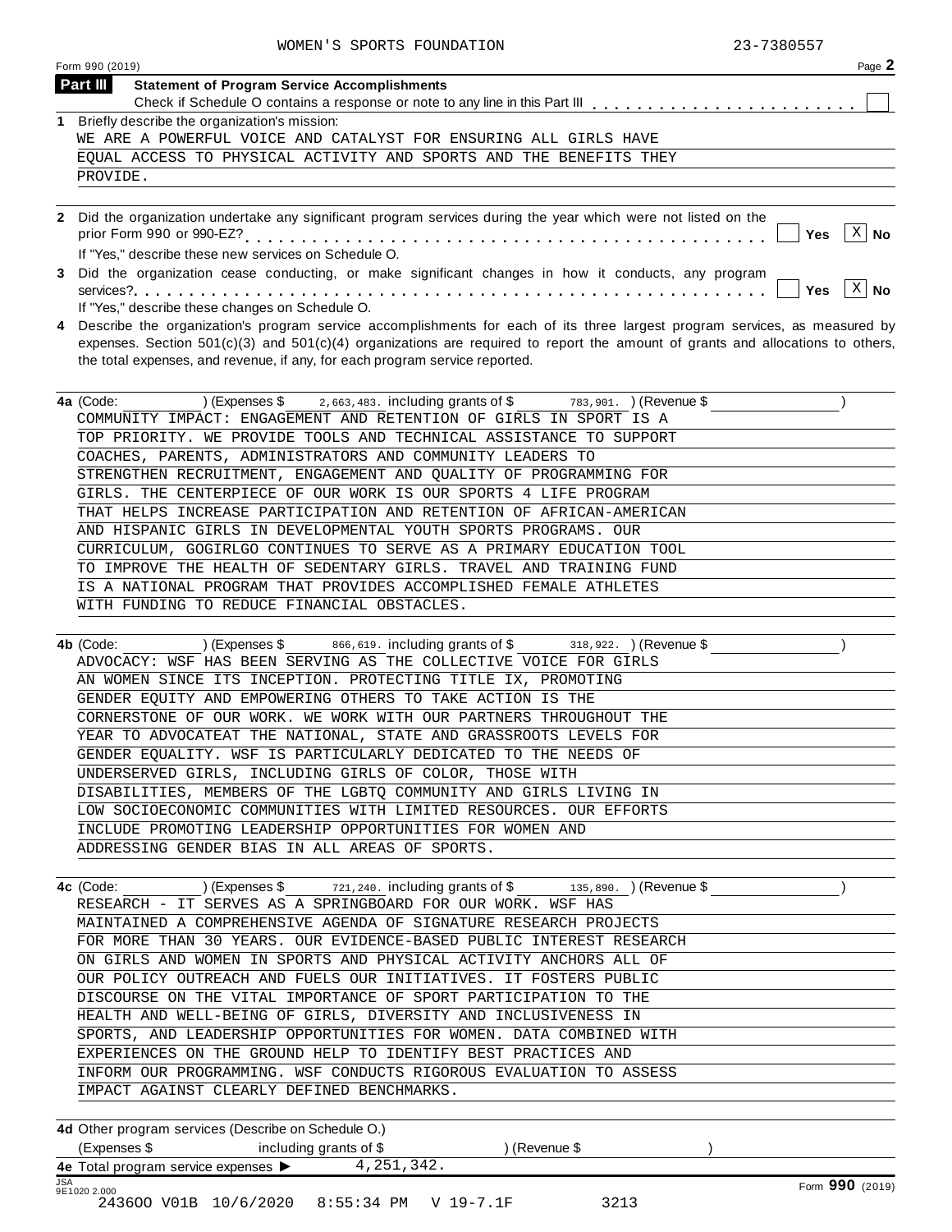WOMEN'S SPORTS FOUNDATION 23-7380557

Form 990 (2019)

## Part III Statement of Program Service Accomplishments

Check if Schedule O contains a response or note to any line in this Part III . . . . . . . . . . . . . . . . . . . . . . . . ☐

**1** Briefly describe the organization's mission:

WE ARE A POWERFUL VOICE AND CATALYST FOR ENSURING ALL GIRLS HAVE EQUAL ACCESS TO PHYSICAL ACTIVITY AND SPORTS AND THE BENEFITS THEY PROVIDE.

**2** Did the organization undertake any significant program services during the year which were not listed on the prior Form 990 or 990-EZ? . . . . . . . . . . . . . . . . . . . . . . . . . . . . . . . . . . . . . . . . . ☐ Yes ☒ No

If "Yes," describe these new services on Schedule O.

**3** Did the organization cease conducting, or make significant changes in how it conducts, any program services? . . . . . . . . . . . . . . . . . . . . . . . . . . . . . . . . . . . . . . . . . . . . . . . . . . . ☐ Yes ☒ No

If "Yes," describe these changes on Schedule O.

**4** Describe the organization's program service accomplishments for each of its three largest program services, as measured by expenses. Section 501(c)(3) and 501(c)(4) organizations are required to report the amount of grants and allocations to others, the total expenses, and revenue, if any, for each program service reported.

**4a** (Code: ) (Expenses $ 2,663,483. including grants of $ 783,901. ) (Revenue $ )

COMMUNITY IMPACT: ENGAGEMENT AND RETENTION OF GIRLS IN SPORT IS A TOP PRIORITY. WE PROVIDE TOOLS AND TECHNICAL ASSISTANCE TO SUPPORT COACHES, PARENTS, ADMINISTRATORS AND COMMUNITY LEADERS TO STRENGTHEN RECRUITMENT, ENGAGEMENT AND QUALITY OF PROGRAMMING FOR GIRLS. THE CENTERPIECE OF OUR WORK IS OUR SPORTS 4 LIFE PROGRAM THAT HELPS INCREASE PARTICIPATION AND RETENTION OF AFRICAN-AMERICAN AND HISPANIC GIRLS IN DEVELOPMENTAL YOUTH SPORTS PROGRAMS. OUR CURRICULUM, GOGIRLGO CONTINUES TO SERVE AS A PRIMARY EDUCATION TOOL TO IMPROVE THE HEALTH OF SEDENTARY GIRLS. TRAVEL AND TRAINING FUND IS A NATIONAL PROGRAM THAT PROVIDES ACCOMPLISHED FEMALE ATHLETES WITH FUNDING TO REDUCE FINANCIAL OBSTACLES.

**4b** (Code: ) (Expenses $ 866,619. including grants of $ 318,922. ) (Revenue $ )

ADVOCACY: WSF HAS BEEN SERVING AS THE COLLECTIVE VOICE FOR GIRLS AN WOMEN SINCE ITS INCEPTION. PROTECTING TITLE IX, PROMOTING GENDER EQUITY AND EMPOWERING OTHERS TO TAKE ACTION IS THE CORNERSTONE OF OUR WORK. WE WORK WITH OUR PARTNERS THROUGHOUT THE YEAR TO ADVOCATEAT THE NATIONAL, STATE AND GRASSROOTS LEVELS FOR GENDER EQUALITY. WSF IS PARTICULARLY DEDICATED TO THE NEEDS OF UNDERSERVED GIRLS, INCLUDING GIRLS OF COLOR, THOSE WITH DISABILITIES, MEMBERS OF THE LGBTQ COMMUNITY AND GIRLS LIVING IN LOW SOCIOECONOMIC COMMUNITIES WITH LIMITED RESOURCES. OUR EFFORTS INCLUDE PROMOTING LEADERSHIP OPPORTUNITIES FOR WOMEN AND ADDRESSING GENDER BIAS IN ALL AREAS OF SPORTS.

**4c** (Code: ) (Expenses $ 721,240. including grants of $ 135,890. ) (Revenue $ )

RESEARCH - IT SERVES AS A SPRINGBOARD FOR OUR WORK. WSF HAS MAINTAINED A COMPREHENSIVE AGENDA OF SIGNATURE RESEARCH PROJECTS FOR MORE THAN 30 YEARS. OUR EVIDENCE-BASED PUBLIC INTEREST RESEARCH ON GIRLS AND WOMEN IN SPORTS AND PHYSICAL ACTIVITY ANCHORS ALL OF OUR POLICY OUTREACH AND FUELS OUR INITIATIVES. IT FOSTERS PUBLIC DISCOURSE ON THE VITAL IMPORTANCE OF SPORT PARTICIPATION TO THE HEALTH AND WELL-BEING OF GIRLS, DIVERSITY AND INCLUSIVENESS IN SPORTS, AND LEADERSHIP OPPORTUNITIES FOR WOMEN. DATA COMBINED WITH EXPERIENCES ON THE GROUND HELP TO IDENTIFY BEST PRACTICES AND INFORM OUR PROGRAMMING. WSF CONDUCTS RIGOROUS EVALUATION TO ASSESS IMPACT AGAINST CLEARLY DEFINED BENCHMARKS.

**4d** Other program services (Describe on Schedule O.)

(Expenses $ including grants of $ ) (Revenue $ )

**4e** Total program service expenses ▶ 4,251,342.

JSA 9E1020 2.000 Form **990** (2019)

24360O V01B 10/6/2020 8:55:34 PM V 19-7.1F 3213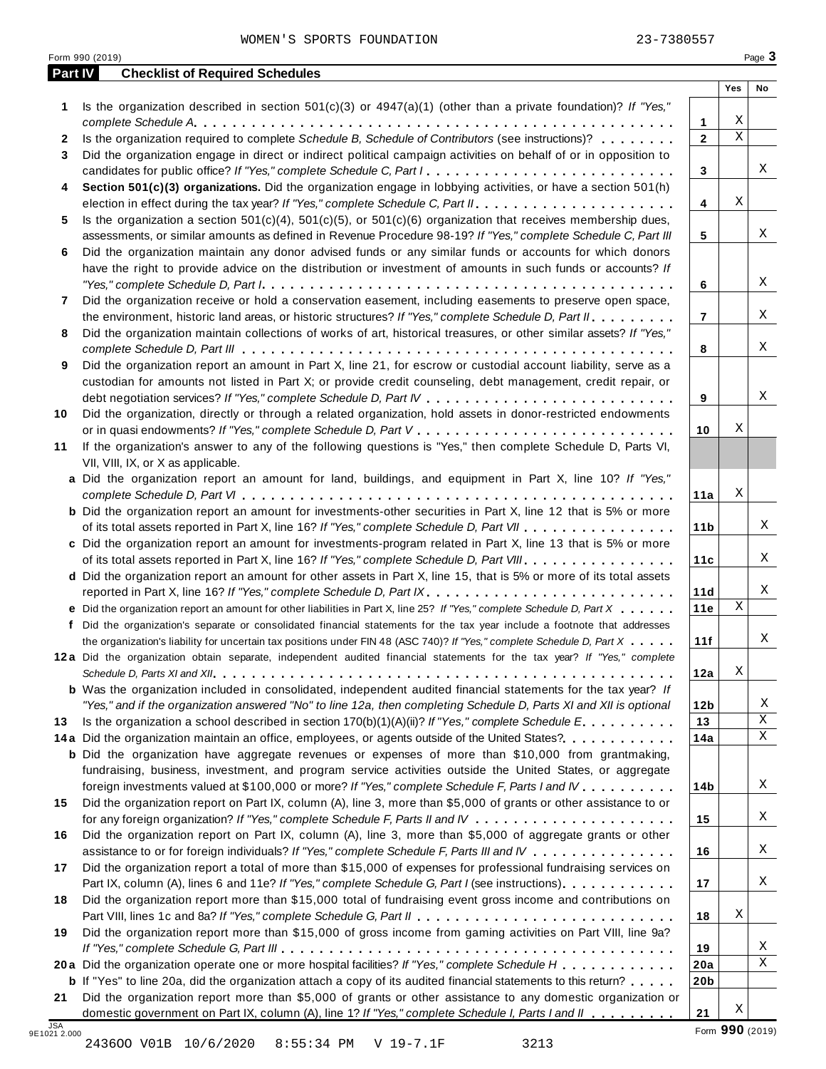WOMEN'S SPORTS FOUNDATION 23-7380557

Form 990 (2019)

## Part IV Checklist of Required Schedules

| | | | Yes | No |
|---|---|---|---|---|
| **1** | Is the organization described in section 501(c)(3) or 4947(a)(1) (other than a private foundation)? *If "Yes," complete Schedule A* | 1 | X | |
| **2** | Is the organization required to complete *Schedule B, Schedule of Contributors* (see instructions)? | 2 | X | |
| **3** | Did the organization engage in direct or indirect political campaign activities on behalf of or in opposition to candidates for public office? *If "Yes," complete Schedule C, Part I* | 3 | | X |
| **4** | **Section 501(c)(3) organizations.** Did the organization engage in lobbying activities, or have a section 501(h) election in effect during the tax year? *If "Yes," complete Schedule C, Part II* | 4 | X | |
| **5** | Is the organization a section 501(c)(4), 501(c)(5), or 501(c)(6) organization that receives membership dues, assessments, or similar amounts as defined in Revenue Procedure 98-19? *If "Yes," complete Schedule C, Part III* | 5 | | X |
| **6** | Did the organization maintain any donor advised funds or any similar funds or accounts for which donors have the right to provide advice on the distribution or investment of amounts in such funds or accounts? *If "Yes," complete Schedule D, Part I* | 6 | | X |
| **7** | Did the organization receive or hold a conservation easement, including easements to preserve open space, the environment, historic land areas, or historic structures? *If "Yes," complete Schedule D, Part II* | 7 | | X |
| **8** | Did the organization maintain collections of works of art, historical treasures, or other similar assets? *If "Yes," complete Schedule D, Part III* | 8 | | X |
| **9** | Did the organization report an amount in Part X, line 21, for escrow or custodial account liability, serve as a custodian for amounts not listed in Part X; or provide credit counseling, debt management, credit repair, or debt negotiation services? *If "Yes," complete Schedule D, Part IV* | 9 | | X |
| **10** | Did the organization, directly or through a related organization, hold assets in donor-restricted endowments or in quasi endowments? *If "Yes," complete Schedule D, Part V* | 10 | X | |
| **11** | If the organization's answer to any of the following questions is "Yes," then complete Schedule D, Parts VI, VII, VIII, IX, or X as applicable. | | | |
| **a** | Did the organization report an amount for land, buildings, and equipment in Part X, line 10? *If "Yes," complete Schedule D, Part VI* | 11a | X | |
| **b** | Did the organization report an amount for investments-other securities in Part X, line 12 that is 5% or more of its total assets reported in Part X, line 16? *If "Yes," complete Schedule D, Part VII* | 11b | | X |
| **c** | Did the organization report an amount for investments-program related in Part X, line 13 that is 5% or more of its total assets reported in Part X, line 16? *If "Yes," complete Schedule D, Part VIII* | 11c | | X |
| **d** | Did the organization report an amount for other assets in Part X, line 15, that is 5% or more of its total assets reported in Part X, line 16? *If "Yes," complete Schedule D, Part IX* | 11d | | X |
| **e** | Did the organization report an amount for other liabilities in Part X, line 25? *If "Yes," complete Schedule D, Part X* | 11e | X | |
| **f** | Did the organization's separate or consolidated financial statements for the tax year include a footnote that addresses the organization's liability for uncertain tax positions under FIN 48 (ASC 740)? *If "Yes," complete Schedule D, Part X* | 11f | | X |
| **12a** | Did the organization obtain separate, independent audited financial statements for the tax year? *If "Yes," complete Schedule D, Parts XI and XII* | 12a | X | |
| **b** | Was the organization included in consolidated, independent audited financial statements for the tax year? *If "Yes," and if the organization answered "No" to line 12a, then completing Schedule D, Parts XI and XII is optional* | 12b | | X |
| **13** | Is the organization a school described in section 170(b)(1)(A)(ii)? *If "Yes," complete Schedule E* | 13 | | X |
| **14a** | Did the organization maintain an office, employees, or agents outside of the United States? | 14a | | X |
| **b** | Did the organization have aggregate revenues or expenses of more than $10,000 from grantmaking, fundraising, business, investment, and program service activities outside the United States, or aggregate foreign investments valued at $100,000 or more? *If "Yes," complete Schedule F, Parts I and IV* | 14b | | X |
| **15** | Did the organization report on Part IX, column (A), line 3, more than $5,000 of grants or other assistance to or for any foreign organization? *If "Yes," complete Schedule F, Parts II and IV* | 15 | | X |
| **16** | Did the organization report on Part IX, column (A), line 3, more than $5,000 of aggregate grants or other assistance to or for foreign individuals? *If "Yes," complete Schedule F, Parts III and IV* | 16 | | X |
| **17** | Did the organization report a total of more than $15,000 of expenses for professional fundraising services on Part IX, column (A), lines 6 and 11e? *If "Yes," complete Schedule G, Part I* (see instructions) | 17 | | X |
| **18** | Did the organization report more than $15,000 total of fundraising event gross income and contributions on Part VIII, lines 1c and 8a? *If "Yes," complete Schedule G, Part II* | 18 | X | |
| **19** | Did the organization report more than $15,000 of gross income from gaming activities on Part VIII, line 9a? *If "Yes," complete Schedule G, Part III* | 19 | | X |
| **20a** | Did the organization operate one or more hospital facilities? *If "Yes," complete Schedule H* | 20a | | X |
| **b** | If "Yes" to line 20a, did the organization attach a copy of its audited financial statements to this return? | 20b | | |
| **21** | Did the organization report more than $5,000 of grants or other assistance to any domestic organization or domestic government on Part IX, column (A), line 1? *If "Yes," complete Schedule I, Parts I and II* | 21 | X | |

JSA 9E1021 2.000

Form **990** (2019)

243600 V01B 10/6/2020 8:55:34 PM V 19-7.1F 3213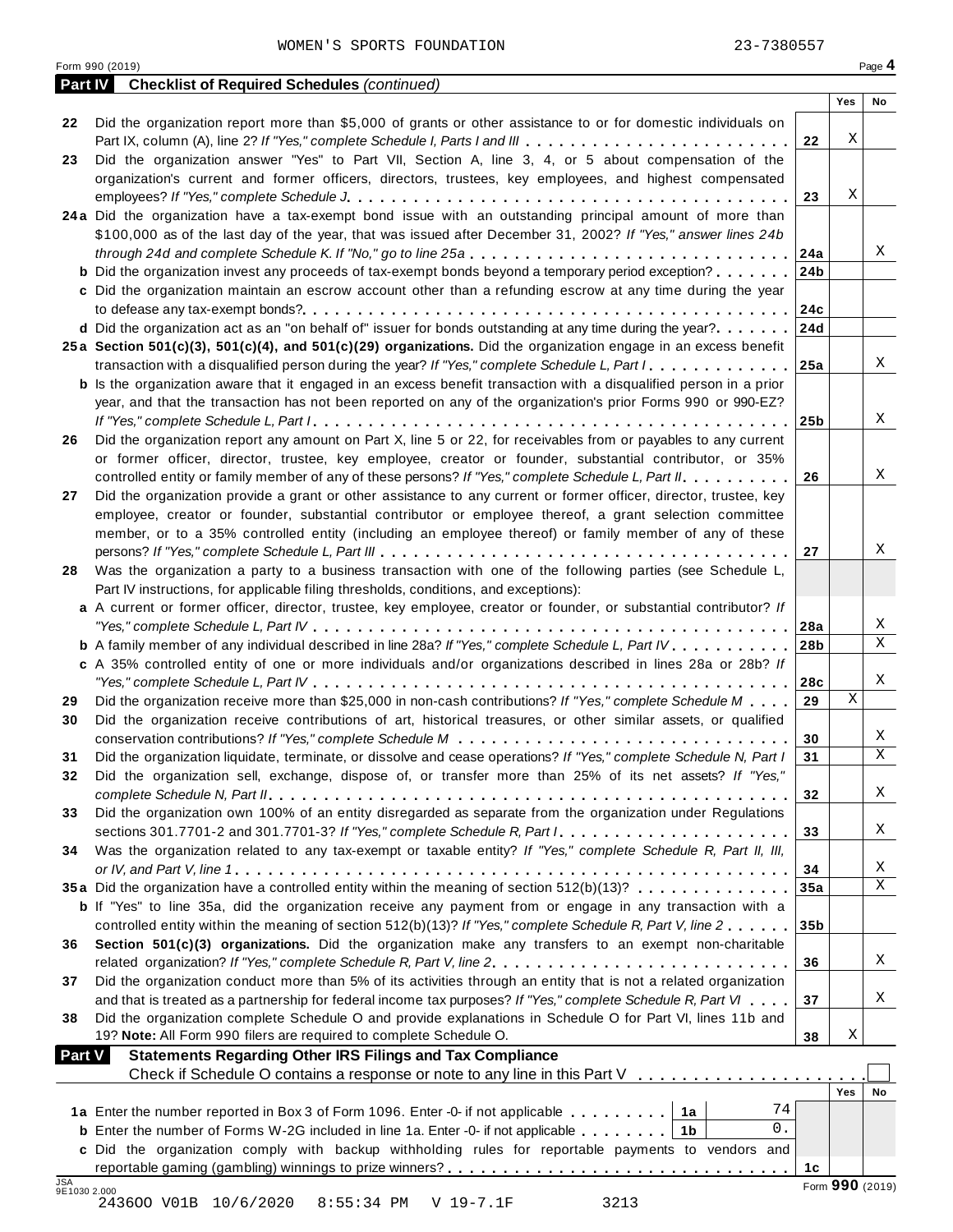WOMEN'S SPORTS FOUNDATION 23-7380557

Form 990 (2019) Page **4**

**Part IV** **Checklist of Required Schedules** *(continued)*

| | | | Yes | No |
|---|---|---|---|---|
| 22 | Did the organization report more than $5,000 of grants or other assistance to or for domestic individuals on Part IX, column (A), line 2? *If "Yes," complete Schedule I, Parts I and III* | 22 | X | |
| 23 | Did the organization answer "Yes" to Part VII, Section A, line 3, 4, or 5 about compensation of the organization's current and former officers, directors, trustees, key employees, and highest compensated employees? *If "Yes," complete Schedule J* | 23 | X | |
| 24a | Did the organization have a tax-exempt bond issue with an outstanding principal amount of more than $100,000 as of the last day of the year, that was issued after December 31, 2002? *If "Yes," answer lines 24b through 24d and complete Schedule K. If "No," go to line 25a* | 24a | | X |
| b | Did the organization invest any proceeds of tax-exempt bonds beyond a temporary period exception? | 24b | | |
| c | Did the organization maintain an escrow account other than a refunding escrow at any time during the year to defease any tax-exempt bonds? | 24c | | |
| d | Did the organization act as an "on behalf of" issuer for bonds outstanding at any time during the year? | 24d | | |
| 25a | **Section 501(c)(3), 501(c)(4), and 501(c)(29) organizations.** Did the organization engage in an excess benefit transaction with a disqualified person during the year? *If "Yes," complete Schedule L, Part I* | 25a | | X |
| b | Is the organization aware that it engaged in an excess benefit transaction with a disqualified person in a prior year, and that the transaction has not been reported on any of the organization's prior Forms 990 or 990-EZ? *If "Yes," complete Schedule L, Part I* | 25b | | X |
| 26 | Did the organization report any amount on Part X, line 5 or 22, for receivables from or payables to any current or former officer, director, trustee, key employee, creator or founder, substantial contributor, or 35% controlled entity or family member of any of these persons? *If "Yes," complete Schedule L, Part II* | 26 | | X |
| 27 | Did the organization provide a grant or other assistance to any current or former officer, director, trustee, key employee, creator or founder, substantial contributor or employee thereof, a grant selection committee member, or to a 35% controlled entity (including an employee thereof) or family member of any of these persons? *If "Yes," complete Schedule L, Part III* | 27 | | X |
| 28 | Was the organization a party to a business transaction with one of the following parties (see Schedule L, Part IV instructions, for applicable filing thresholds, conditions, and exceptions): | | | |
| a | A current or former officer, director, trustee, key employee, creator or founder, or substantial contributor? *If "Yes," complete Schedule L, Part IV* | 28a | | X |
| b | A family member of any individual described in line 28a? *If "Yes," complete Schedule L, Part IV* | 28b | | X |
| c | A 35% controlled entity of one or more individuals and/or organizations described in lines 28a or 28b? *If "Yes," complete Schedule L, Part IV* | 28c | | X |
| 29 | Did the organization receive more than $25,000 in non-cash contributions? *If "Yes," complete Schedule M* | 29 | X | |
| 30 | Did the organization receive contributions of art, historical treasures, or other similar assets, or qualified conservation contributions? *If "Yes," complete Schedule M* | 30 | | X |
| 31 | Did the organization liquidate, terminate, or dissolve and cease operations? *If "Yes," complete Schedule N, Part I* | 31 | | X |
| 32 | Did the organization sell, exchange, dispose of, or transfer more than 25% of its net assets? *If "Yes," complete Schedule N, Part II* | 32 | | X |
| 33 | Did the organization own 100% of an entity disregarded as separate from the organization under Regulations sections 301.7701-2 and 301.7701-3? *If "Yes," complete Schedule R, Part I* | 33 | | X |
| 34 | Was the organization related to any tax-exempt or taxable entity? *If "Yes," complete Schedule R, Part II, III, or IV, and Part V, line 1* | 34 | | X |
| 35a | Did the organization have a controlled entity within the meaning of section 512(b)(13)? | 35a | | X |
| b | If "Yes" to line 35a, did the organization receive any payment from or engage in any transaction with a controlled entity within the meaning of section 512(b)(13)? *If "Yes," complete Schedule R, Part V, line 2* | 35b | | |
| 36 | **Section 501(c)(3) organizations.** Did the organization make any transfers to an exempt non-charitable related organization? *If "Yes," complete Schedule R, Part V, line 2* | 36 | | X |
| 37 | Did the organization conduct more than 5% of its activities through an entity that is not a related organization and that is treated as a partnership for federal income tax purposes? *If "Yes," complete Schedule R, Part VI* | 37 | | X |
| 38 | Did the organization complete Schedule O and provide explanations in Schedule O for Part VI, lines 11b and 19? **Note:** All Form 990 filers are required to complete Schedule O. | 38 | X | |

**Part V** **Statements Regarding Other IRS Filings and Tax Compliance**

Check if Schedule O contains a response or note to any line in this Part V ☐

| | | | | | Yes | No |
|---|---|---|---|---|---|---|
| 1a | Enter the number reported in Box 3 of Form 1096. Enter -0- if not applicable | 1a | 74 | | | |
| b | Enter the number of Forms W-2G included in line 1a. Enter -0- if not applicable | 1b | 0. | | | |
| c | Did the organization comply with backup withholding rules for reportable payments to vendors and reportable gaming (gambling) winnings to prize winners? | | | 1c | | |

JSA 9E1030 2.000

Form **990** (2019)

243600 V01B 10/6/2020 8:55:34 PM V 19-7.1F 3213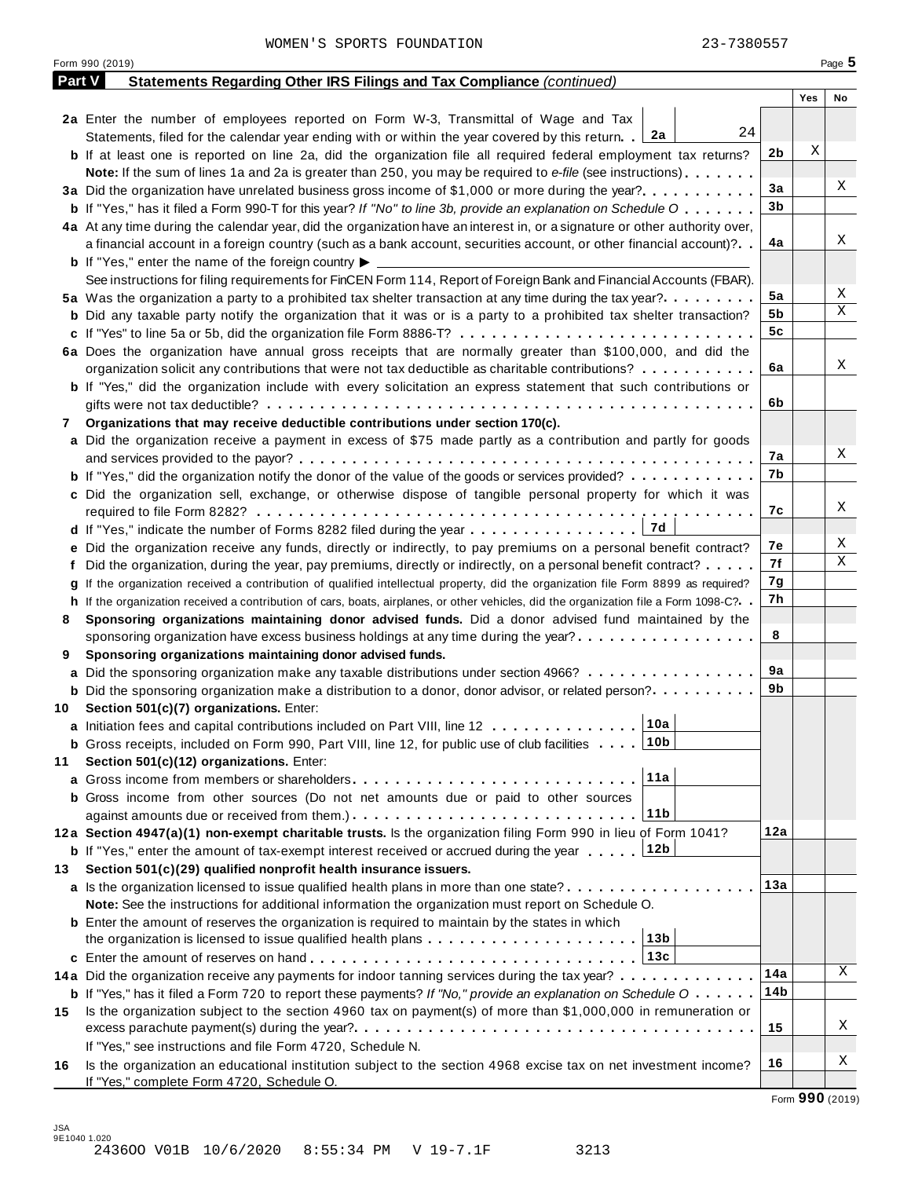WOMEN'S SPORTS FOUNDATION 23-7380557

Form 990 (2019) Page **5**

**Part V Statements Regarding Other IRS Filings and Tax Compliance** *(continued)*

| | | | Yes | No |
|---|---|---|---|---|
| **2a** | Enter the number of employees reported on Form W-3, Transmittal of Wage and Tax Statements, filed for the calendar year ending with or within the year covered by this return. **2a** 24 | | | |
| **b** | If at least one is reported on line 2a, did the organization file all required federal employment tax returns? | **2b** | X | |
| | **Note:** If the sum of lines 1a and 2a is greater than 250, you may be required to *e-file* (see instructions) | | | |
| **3a** | Did the organization have unrelated business gross income of $1,000 or more during the year? | **3a** | | X |
| **b** | If "Yes," has it filed a Form 990-T for this year? *If "No" to line 3b, provide an explanation on Schedule O* | **3b** | | |
| **4a** | At any time during the calendar year, did the organization have an interest in, or a signature or other authority over, a financial account in a foreign country (such as a bank account, securities account, or other financial account)? | **4a** | | X |
| **b** | If "Yes," enter the name of the foreign country ▶ | | | |
| | See instructions for filing requirements for FinCEN Form 114, Report of Foreign Bank and Financial Accounts (FBAR). | | | |
| **5a** | Was the organization a party to a prohibited tax shelter transaction at any time during the tax year? | **5a** | | X |
| **b** | Did any taxable party notify the organization that it was or is a party to a prohibited tax shelter transaction? | **5b** | | X |
| **c** | If "Yes" to line 5a or 5b, did the organization file Form 8886-T? | **5c** | | |
| **6a** | Does the organization have annual gross receipts that are normally greater than $100,000, and did the organization solicit any contributions that were not tax deductible as charitable contributions? | **6a** | | X |
| **b** | If "Yes," did the organization include with every solicitation an express statement that such contributions or gifts were not tax deductible? | **6b** | | |
| **7** | **Organizations that may receive deductible contributions under section 170(c).** | | | |
| **a** | Did the organization receive a payment in excess of $75 made partly as a contribution and partly for goods and services provided to the payor? | **7a** | | X |
| **b** | If "Yes," did the organization notify the donor of the value of the goods or services provided? | **7b** | | |
| **c** | Did the organization sell, exchange, or otherwise dispose of tangible personal property for which it was required to file Form 8282? | **7c** | | X |
| **d** | If "Yes," indicate the number of Forms 8282 filed during the year **7d** | | | |
| **e** | Did the organization receive any funds, directly or indirectly, to pay premiums on a personal benefit contract? | **7e** | | X |
| **f** | Did the organization, during the year, pay premiums, directly or indirectly, on a personal benefit contract? | **7f** | | X |
| **g** | If the organization received a contribution of qualified intellectual property, did the organization file Form 8899 as required? | **7g** | | |
| **h** | If the organization received a contribution of cars, boats, airplanes, or other vehicles, did the organization file a Form 1098-C? | **7h** | | |
| **8** | **Sponsoring organizations maintaining donor advised funds.** Did a donor advised fund maintained by the sponsoring organization have excess business holdings at any time during the year? | **8** | | |
| **9** | **Sponsoring organizations maintaining donor advised funds.** | | | |
| **a** | Did the sponsoring organization make any taxable distributions under section 4966? | **9a** | | |
| **b** | Did the sponsoring organization make a distribution to a donor, donor advisor, or related person? | **9b** | | |
| **10** | **Section 501(c)(7) organizations.** Enter: | | | |
| **a** | Initiation fees and capital contributions included on Part VIII, line 12 **10a** | | | |
| **b** | Gross receipts, included on Form 990, Part VIII, line 12, for public use of club facilities **10b** | | | |
| **11** | **Section 501(c)(12) organizations.** Enter: | | | |
| **a** | Gross income from members or shareholders **11a** | | | |
| **b** | Gross income from other sources (Do not net amounts due or paid to other sources against amounts due or received from them.) **11b** | | | |
| **12a** | **Section 4947(a)(1) non-exempt charitable trusts.** Is the organization filing Form 990 in lieu of Form 1041? | **12a** | | |
| **b** | If "Yes," enter the amount of tax-exempt interest received or accrued during the year **12b** | | | |
| **13** | **Section 501(c)(29) qualified nonprofit health insurance issuers.** | | | |
| **a** | Is the organization licensed to issue qualified health plans in more than one state? | **13a** | | |
| | **Note:** See the instructions for additional information the organization must report on Schedule O. | | | |
| **b** | Enter the amount of reserves the organization is required to maintain by the states in which the organization is licensed to issue qualified health plans **13b** | | | |
| **c** | Enter the amount of reserves on hand **13c** | | | |
| **14a** | Did the organization receive any payments for indoor tanning services during the tax year? | **14a** | | X |
| **b** | If "Yes," has it filed a Form 720 to report these payments? *If "No," provide an explanation on Schedule O* | **14b** | | |
| **15** | Is the organization subject to the section 4960 tax on payment(s) of more than $1,000,000 in remuneration or excess parachute payment(s) during the year? | **15** | | X |
| | If "Yes," see instructions and file Form 4720, Schedule N. | | | |
| **16** | Is the organization an educational institution subject to the section 4968 excise tax on net investment income? | **16** | | X |
| | If "Yes," complete Form 4720, Schedule O. | | | |

Form **990** (2019)

JSA 9E1040 1.020
243600 V01B 10/6/2020 8:55:34 PM V 19-7.1F 3213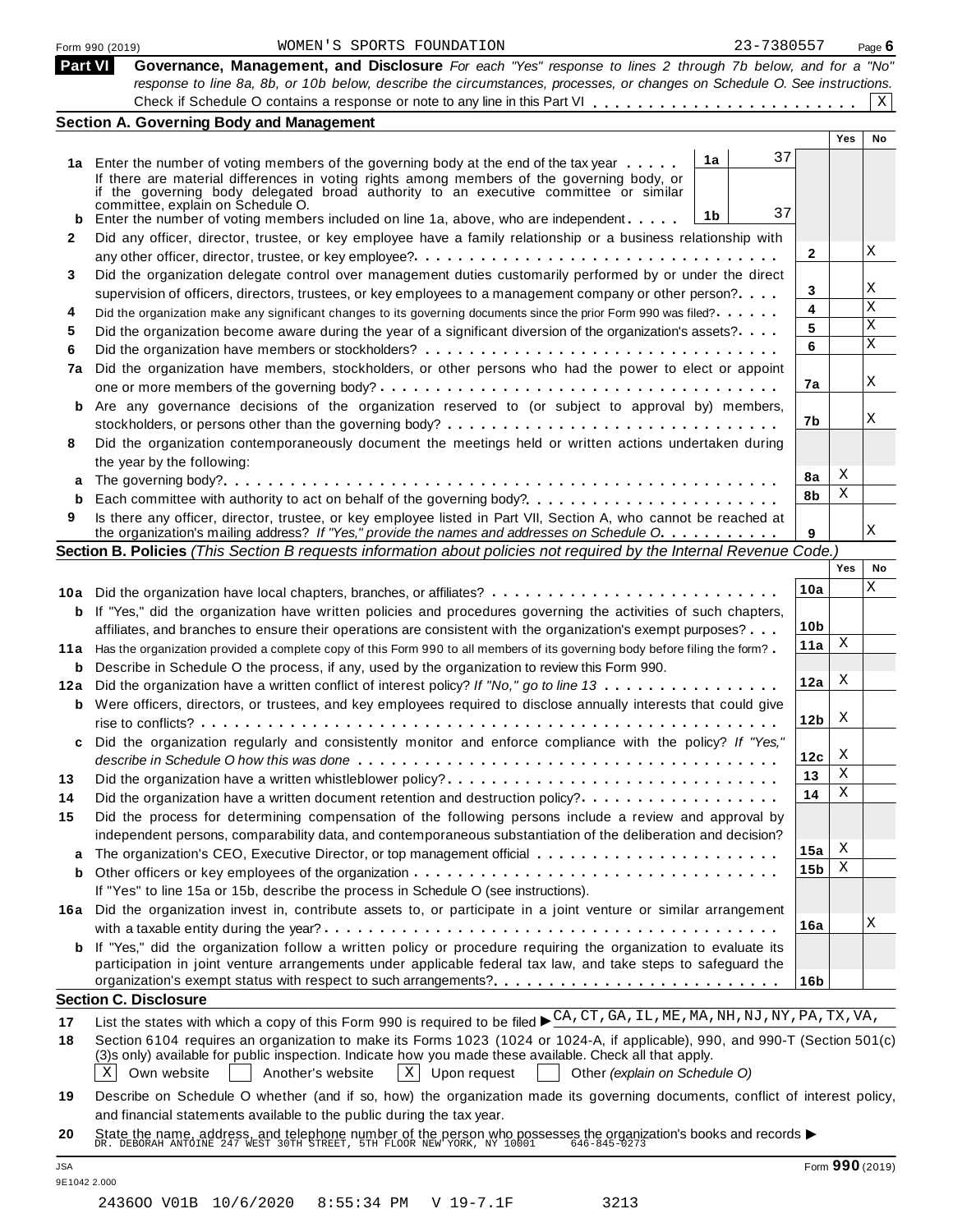Form 990 (2019) WOMEN'S SPORTS FOUNDATION 23-7380557

## Part VI Governance, Management, and Disclosure

*For each "Yes" response to lines 2 through 7b below, and for a "No" response to line 8a, 8b, or 10b below, describe the circumstances, processes, or changes on Schedule O. See instructions.*

Check if Schedule O contains a response or note to any line in this Part VI . . . . . . . . . . . . . . . . . . . . . . . [X]

### Section A. Governing Body and Management

| | | | | Yes | No |
|---|---|---|---|---|---|
| **1a** | Enter the number of voting members of the governing body at the end of the tax year. If there are material differences in voting rights among members of the governing body, or if the governing body delegated broad authority to an executive committee or similar committee, explain on Schedule O. | 1a | 37 | | |
| **b** | Enter the number of voting members included on line 1a, above, who are independent | 1b | 37 | | |
| **2** | Did any officer, director, trustee, or key employee have a family relationship or a business relationship with any other officer, director, trustee, or key employee? | 2 | | | X |
| **3** | Did the organization delegate control over management duties customarily performed by or under the direct supervision of officers, directors, trustees, or key employees to a management company or other person? | 3 | | | X |
| **4** | Did the organization make any significant changes to its governing documents since the prior Form 990 was filed? | 4 | | | X |
| **5** | Did the organization become aware during the year of a significant diversion of the organization's assets? | 5 | | | X |
| **6** | Did the organization have members or stockholders? | 6 | | | X |
| **7a** | Did the organization have members, stockholders, or other persons who had the power to elect or appoint one or more members of the governing body? | 7a | | | X |
| **b** | Are any governance decisions of the organization reserved to (or subject to approval by) members, stockholders, or persons other than the governing body? | 7b | | | X |
| **8** | Did the organization contemporaneously document the meetings held or written actions undertaken during the year by the following: | | | | |
| **a** | The governing body? | 8a | | X | |
| **b** | Each committee with authority to act on behalf of the governing body? | 8b | | X | |
| **9** | Is there any officer, director, trustee, or key employee listed in Part VII, Section A, who cannot be reached at the organization's mailing address? *If "Yes," provide the names and addresses on Schedule O* | 9 | | | X |

### Section B. Policies *(This Section B requests information about policies not required by the Internal Revenue Code.)*

| | | | Yes | No |
|---|---|---|---|---|
| **10a** | Did the organization have local chapters, branches, or affiliates? | 10a | | X |
| **b** | If "Yes," did the organization have written policies and procedures governing the activities of such chapters, affiliates, and branches to ensure their operations are consistent with the organization's exempt purposes? | 10b | | |
| **11a** | Has the organization provided a complete copy of this Form 990 to all members of its governing body before filing the form? | 11a | X | |
| **b** | Describe in Schedule O the process, if any, used by the organization to review this Form 990. | | | |
| **12a** | Did the organization have a written conflict of interest policy? *If "No," go to line 13* | 12a | X | |
| **b** | Were officers, directors, or trustees, and key employees required to disclose annually interests that could give rise to conflicts? | 12b | X | |
| **c** | Did the organization regularly and consistently monitor and enforce compliance with the policy? *If "Yes," describe in Schedule O how this was done* | 12c | X | |
| **13** | Did the organization have a written whistleblower policy? | 13 | X | |
| **14** | Did the organization have a written document retention and destruction policy? | 14 | X | |
| **15** | Did the process for determining compensation of the following persons include a review and approval by independent persons, comparability data, and contemporaneous substantiation of the deliberation and decision? | | | |
| **a** | The organization's CEO, Executive Director, or top management official | 15a | X | |
| **b** | Other officers or key employees of the organization | 15b | X | |
| | If "Yes" to line 15a or 15b, describe the process in Schedule O (see instructions). | | | |
| **16a** | Did the organization invest in, contribute assets to, or participate in a joint venture or similar arrangement with a taxable entity during the year? | 16a | | X |
| **b** | If "Yes," did the organization follow a written policy or procedure requiring the organization to evaluate its participation in joint venture arrangements under applicable federal tax law, and take steps to safeguard the organization's exempt status with respect to such arrangements? | 16b | | |

### Section C. Disclosure

**17** List the states with which a copy of this Form 990 is required to be filed ▶ CA, CT, GA, IL, ME, MA, NH, NJ, NY, PA, TX, VA,

**18** Section 6104 requires an organization to make its Forms 1023 (1024 or 1024-A, if applicable), 990, and 990-T (Section 501(c)(3)s only) available for public inspection. Indicate how you made these available. Check all that apply.

[X] Own website [ ] Another's website [X] Upon request [ ] Other *(explain on Schedule O)*

**19** Describe on Schedule O whether (and if so, how) the organization made its governing documents, conflict of interest policy, and financial statements available to the public during the tax year.

**20** State the name, address, and telephone number of the person who possesses the organization's books and records ▶ DR. DEBORAH ANTOINE 247 WEST 30TH STREET, 5TH FLOOR NEW YORK, NY 10001 646-845-0273

JSA 9E1042 2.000

Form **990** (2019)

24360O V01B 10/6/2020 8:55:34 PM V 19-7.1F 3213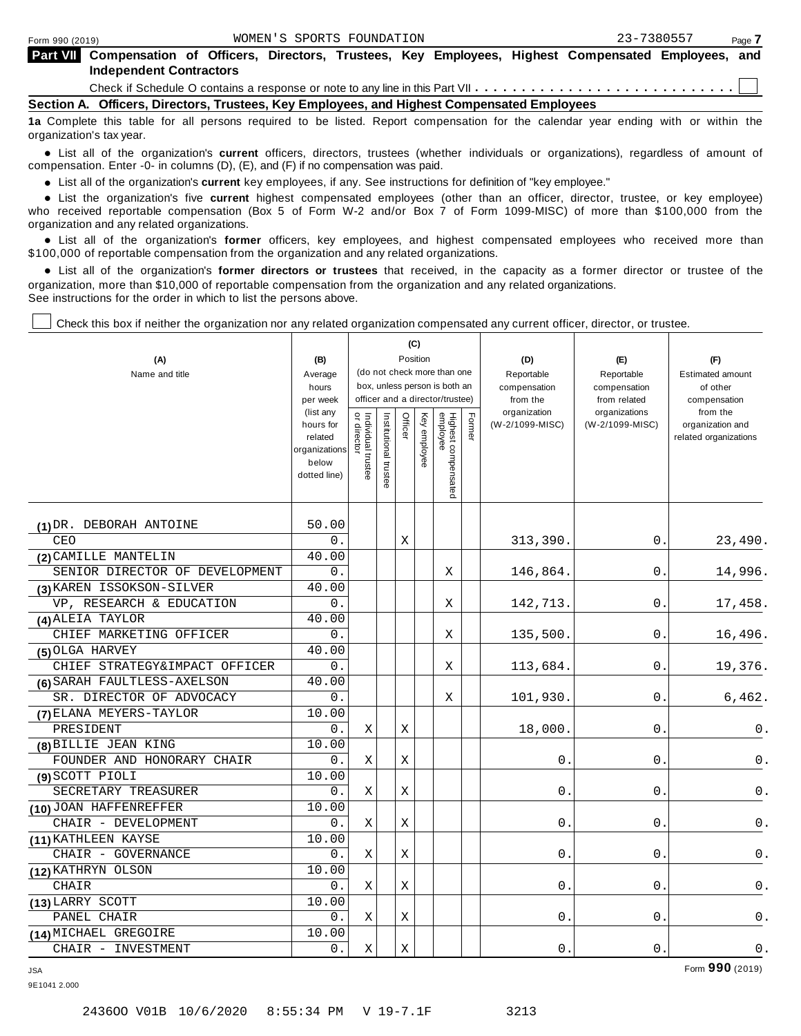Form 990 (2019) WOMEN'S SPORTS FOUNDATION 23-7380557

## Part VII Compensation of Officers, Directors, Trustees, Key Employees, Highest Compensated Employees, and Independent Contractors

Check if Schedule O contains a response or note to any line in this Part VII . . . . . . . . . . . . . . . . . . . . . . . . . . . ☐

### Section A. Officers, Directors, Trustees, Key Employees, and Highest Compensated Employees

**1a** Complete this table for all persons required to be listed. Report compensation for the calendar year ending with or within the organization's tax year.

- List all of the organization's **current** officers, directors, trustees (whether individuals or organizations), regardless of amount of compensation. Enter -0- in columns (D), (E), and (F) if no compensation was paid.
- List all of the organization's **current** key employees, if any. See instructions for definition of "key employee."
- List the organization's five **current** highest compensated employees (other than an officer, director, trustee, or key employee) who received reportable compensation (Box 5 of Form W-2 and/or Box 7 of Form 1099-MISC) of more than $100,000 from the organization and any related organizations.
- List all of the organization's **former** officers, key employees, and highest compensated employees who received more than $100,000 of reportable compensation from the organization and any related organizations.
- List all of the organization's **former directors or trustees** that received, in the capacity as a former director or trustee of the organization, more than $10,000 of reportable compensation from the organization and any related organizations.

See instructions for the order in which to list the persons above.

☐ Check this box if neither the organization nor any related organization compensated any current officer, director, or trustee.

| (A) Name and title | (B) Average hours per week (list any hours for related organizations below dotted line) | (C) Position: Individual trustee or director | Institutional trustee | Officer | Key employee | Highest compensated employee | Former | (D) Reportable compensation from the organization (W-2/1099-MISC) | (E) Reportable compensation from related organizations (W-2/1099-MISC) | (F) Estimated amount of other compensation from the organization and related organizations |
|---|---|---|---|---|---|---|---|---|---|---|
| (1) DR. DEBORAH ANTOINE<br>CEO | 50.00<br>0. | | | X | | | | 313,390. | 0. | 23,490. |
| (2) CAMILLE MANTELIN<br>SENIOR DIRECTOR OF DEVELOPMENT | 40.00<br>0. | | | | | X | | 146,864. | 0. | 14,996. |
| (3) KAREN ISSOKSON-SILVER<br>VP, RESEARCH & EDUCATION | 40.00<br>0. | | | | | X | | 142,713. | 0. | 17,458. |
| (4) ALEIA TAYLOR<br>CHIEF MARKETING OFFICER | 40.00<br>0. | | | | | X | | 135,500. | 0. | 16,496. |
| (5) OLGA HARVEY<br>CHIEF STRATEGY&IMPACT OFFICER | 40.00<br>0. | | | | | X | | 113,684. | 0. | 19,376. |
| (6) SARAH FAULTLESS-AXELSON<br>SR. DIRECTOR OF ADVOCACY | 40.00<br>0. | | | | | X | | 101,930. | 0. | 6,462. |
| (7) ELANA MEYERS-TAYLOR<br>PRESIDENT | 10.00<br>0. | X | | X | | | | 18,000. | 0. | 0. |
| (8) BILLIE JEAN KING<br>FOUNDER AND HONORARY CHAIR | 10.00<br>0. | X | | X | | | | 0. | 0. | 0. |
| (9) SCOTT PIOLI<br>SECRETARY TREASURER | 10.00<br>0. | X | | X | | | | 0. | 0. | 0. |
| (10) JOAN HAFFENREFFER<br>CHAIR - DEVELOPMENT | 10.00<br>0. | X | | X | | | | 0. | 0. | 0. |
| (11) KATHLEEN KAYSE<br>CHAIR - GOVERNANCE | 10.00<br>0. | X | | X | | | | 0. | 0. | 0. |
| (12) KATHRYN OLSON<br>CHAIR | 10.00<br>0. | X | | X | | | | 0. | 0. | 0. |
| (13) LARRY SCOTT<br>PANEL CHAIR | 10.00<br>0. | X | | X | | | | 0. | 0. | 0. |
| (14) MICHAEL GREGOIRE<br>CHAIR - INVESTMENT | 10.00<br>0. | X | | X | | | | 0. | 0. | 0. |

JSA
9E1041 2.000

Form **990** (2019)

24360O V01B 10/6/2020 8:55:34 PM V 19-7.1F 3213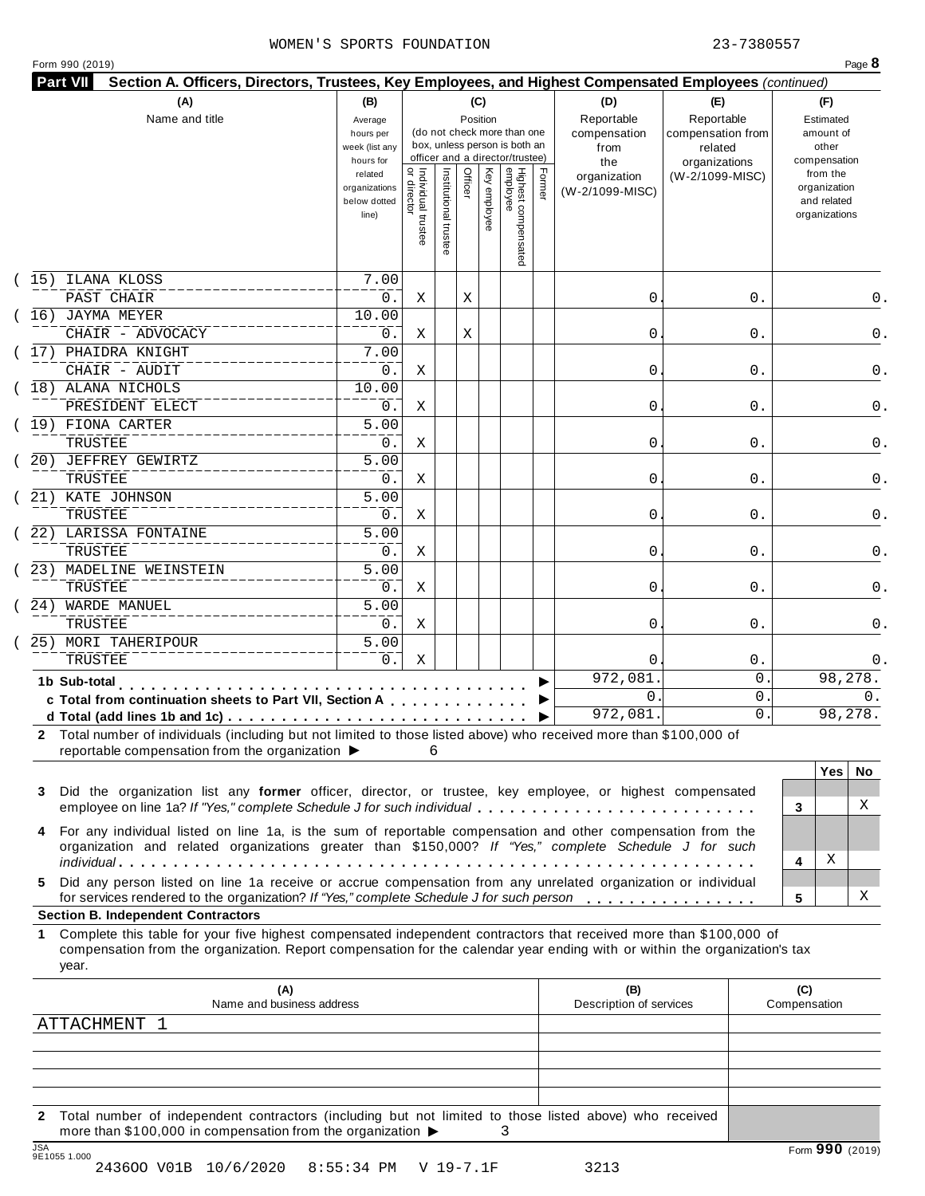WOMEN'S SPORTS FOUNDATION 23-7380557

Form 990 (2019)

## Part VII Section A. Officers, Directors, Trustees, Key Employees, and Highest Compensated Employees *(continued)*

| (A) Name and title | (B) Average hours per week (list any hours for related organizations below dotted line) | (C) Position: Individual trustee or director | Institutional trustee | Officer | Key employee | Highest compensated employee | Former | (D) Reportable compensation from the organization (W-2/1099-MISC) | (E) Reportable compensation from related organizations (W-2/1099-MISC) | (F) Estimated amount of other compensation from the organization and related organizations |
|---|---|---|---|---|---|---|---|---|---|---|
| (15) ILANA KLOSS<br>PAST CHAIR | 7.00<br>0. | X | | X | | | | 0. | 0. | 0. |
| (16) JAYMA MEYER<br>CHAIR - ADVOCACY | 10.00<br>0. | X | | X | | | | 0. | 0. | 0. |
| (17) PHAIDRA KNIGHT<br>CHAIR - AUDIT | 7.00<br>0. | X | | | | | | 0. | 0. | 0. |
| (18) ALANA NICHOLS<br>PRESIDENT ELECT | 10.00<br>0. | X | | | | | | 0. | 0. | 0. |
| (19) FIONA CARTER<br>TRUSTEE | 5.00<br>0. | X | | | | | | 0. | 0. | 0. |
| (20) JEFFREY GEWIRTZ<br>TRUSTEE | 5.00<br>0. | X | | | | | | 0. | 0. | 0. |
| (21) KATE JOHNSON<br>TRUSTEE | 5.00<br>0. | X | | | | | | 0. | 0. | 0. |
| (22) LARISSA FONTAINE<br>TRUSTEE | 5.00<br>0. | X | | | | | | 0. | 0. | 0. |
| (23) MADELINE WEINSTEIN<br>TRUSTEE | 5.00<br>0. | X | | | | | | 0. | 0. | 0. |
| (24) WARDE MANUEL<br>TRUSTEE | 5.00<br>0. | X | | | | | | 0. | 0. | 0. |
| (25) MORI TAHERIPOUR<br>TRUSTEE | 5.00<br>0. | X | | | | | | 0. | 0. | 0. |
| **1b Sub-total** | | | | | | | | 972,081. | 0. | 98,278. |
| **c Total from continuation sheets to Part VII, Section A** | | | | | | | | 0. | 0. | 0. |
| **d Total (add lines 1b and 1c)** | | | | | | | | 972,081. | 0. | 98,278. |

**2** Total number of individuals (including but not limited to those listed above) who received more than $100,000 of reportable compensation from the organization ▶ 6

| | | Yes | No |
|---|---|---|---|
| **3** Did the organization list any **former** officer, director, or trustee, key employee, or highest compensated employee on line 1a? *If "Yes," complete Schedule J for such individual* | 3 | | X |
| **4** For any individual listed on line 1a, is the sum of reportable compensation and other compensation from the organization and related organizations greater than $150,000? *If "Yes," complete Schedule J for such individual* | 4 | X | |
| **5** Did any person listed on line 1a receive or accrue compensation from any unrelated organization or individual for services rendered to the organization? *If "Yes," complete Schedule J for such person* | 5 | | X |

### Section B. Independent Contractors

**1** Complete this table for your five highest compensated independent contractors that received more than $100,000 of compensation from the organization. Report compensation for the calendar year ending with or within the organization's tax year.

| (A) Name and business address | (B) Description of services | (C) Compensation |
|---|---|---|
| ATTACHMENT 1 | | |
| | | |
| | | |
| | | |
| | | |

**2** Total number of independent contractors (including but not limited to those listed above) who received more than $100,000 in compensation from the organization ▶ 3

Form **990** (2019)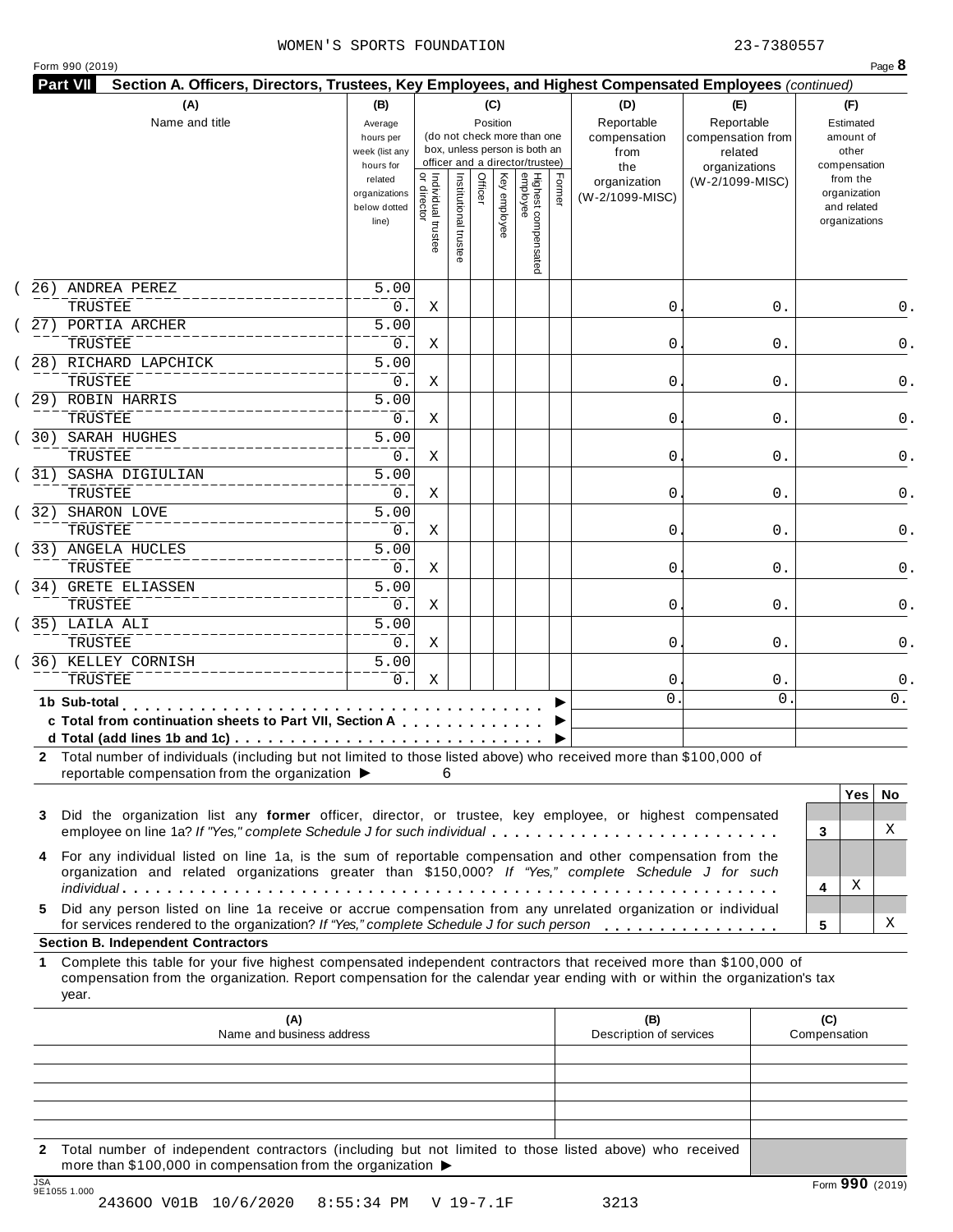WOMEN'S SPORTS FOUNDATION 23-7380557

Form 990 (2019)

**Part VII Section A. Officers, Directors, Trustees, Key Employees, and Highest Compensated Employees** *(continued)*

| (A) Name and title | (B) Average hours per week (list any hours for related organizations below dotted line) | (C) Position: Individual trustee or director | Institutional trustee | Officer | Key employee | Highest compensated employee | Former | (D) Reportable compensation from the organization (W-2/1099-MISC) | (E) Reportable compensation from related organizations (W-2/1099-MISC) | (F) Estimated amount of other compensation from the organization and related organizations |
|---|---|---|---|---|---|---|---|---|---|---|
| (26) ANDREA PEREZ<br>TRUSTEE | 5.00<br>0. | X | | | | | | 0. | 0. | 0. |
| (27) PORTIA ARCHER<br>TRUSTEE | 5.00<br>0. | X | | | | | | 0. | 0. | 0. |
| (28) RICHARD LAPCHICK<br>TRUSTEE | 5.00<br>0. | X | | | | | | 0. | 0. | 0. |
| (29) ROBIN HARRIS<br>TRUSTEE | 5.00<br>0. | X | | | | | | 0. | 0. | 0. |
| (30) SARAH HUGHES<br>TRUSTEE | 5.00<br>0. | X | | | | | | 0. | 0. | 0. |
| (31) SASHA DIGIULIAN<br>TRUSTEE | 5.00<br>0. | X | | | | | | 0. | 0. | 0. |
| (32) SHARON LOVE<br>TRUSTEE | 5.00<br>0. | X | | | | | | 0. | 0. | 0. |
| (33) ANGELA HUCLES<br>TRUSTEE | 5.00<br>0. | X | | | | | | 0. | 0. | 0. |
| (34) GRETE ELIASSEN<br>TRUSTEE | 5.00<br>0. | X | | | | | | 0. | 0. | 0. |
| (35) LAILA ALI<br>TRUSTEE | 5.00<br>0. | X | | | | | | 0. | 0. | 0. |
| (36) KELLEY CORNISH<br>TRUSTEE | 5.00<br>0. | X | | | | | | 0. | 0. | 0. |
| **1b Sub-total** | | | | | | | | 0. | 0. | 0. |
| **c Total from continuation sheets to Part VII, Section A** | | | | | | | | | | |
| **d Total (add lines 1b and 1c)** | | | | | | | | | | |

**2** Total number of individuals (including but not limited to those listed above) who received more than $100,000 of reportable compensation from the organization ▶ 6

| | | Yes | No |
|---|---|---|---|
| **3** Did the organization list any **former** officer, director, or trustee, key employee, or highest compensated employee on line 1a? *If "Yes," complete Schedule J for such individual* | 3 | | X |
| **4** For any individual listed on line 1a, is the sum of reportable compensation and other compensation from the organization and related organizations greater than $150,000? *If "Yes," complete Schedule J for such individual* | 4 | X | |
| **5** Did any person listed on line 1a receive or accrue compensation from any unrelated organization or individual for services rendered to the organization? *If "Yes," complete Schedule J for such person* | 5 | | X |

**Section B. Independent Contractors**

**1** Complete this table for your five highest compensated independent contractors that received more than $100,000 of compensation from the organization. Report compensation for the calendar year ending with or within the organization's tax year.

| (A) Name and business address | (B) Description of services | (C) Compensation |
|---|---|---|
| | | |
| | | |
| | | |
| | | |
| | | |

**2** Total number of independent contractors (including but not limited to those listed above) who received more than $100,000 in compensation from the organization ▶

JSA 9E1055 1.000

Form **990** (2019)

243600 V01B 10/6/2020 8:55:34 PM V 19-7.1F 3213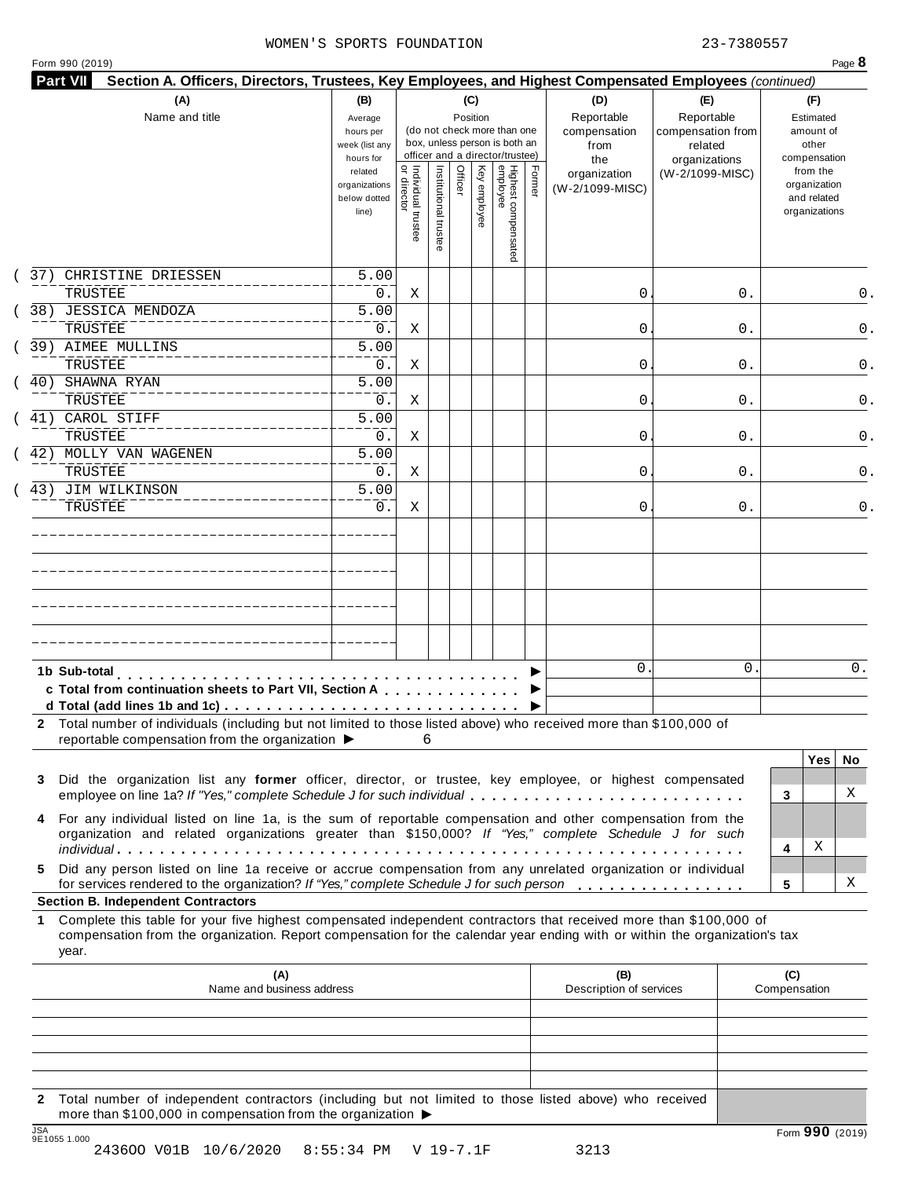WOMEN'S SPORTS FOUNDATION 23-7380557

Form 990 (2019) Page **8**

**Part VII Section A. Officers, Directors, Trustees, Key Employees, and Highest Compensated Employees** *(continued)*

| (A) Name and title | (B) Average hours per week (list any hours for related organizations below dotted line) | (C) Position: Individual trustee or director | Institutional trustee | Officer | Key employee | Highest compensated employee | Former | (D) Reportable compensation from the organization (W-2/1099-MISC) | (E) Reportable compensation from related organizations (W-2/1099-MISC) | (F) Estimated amount of other compensation from the organization and related organizations |
|---|---|---|---|---|---|---|---|---|---|---|
| (37) CHRISTINE DRIESSEN<br>TRUSTEE | 5.00<br>0. | X | | | | | | 0. | 0. | 0. |
| (38) JESSICA MENDOZA<br>TRUSTEE | 5.00<br>0. | X | | | | | | 0. | 0. | 0. |
| (39) AIMEE MULLINS<br>TRUSTEE | 5.00<br>0. | X | | | | | | 0. | 0. | 0. |
| (40) SHAWNA RYAN<br>TRUSTEE | 5.00<br>0. | X | | | | | | 0. | 0. | 0. |
| (41) CAROL STIFF<br>TRUSTEE | 5.00<br>0. | X | | | | | | 0. | 0. | 0. |
| (42) MOLLY VAN WAGENEN<br>TRUSTEE | 5.00<br>0. | X | | | | | | 0. | 0. | 0. |
| (43) JIM WILKINSON<br>TRUSTEE | 5.00<br>0. | X | | | | | | 0. | 0. | 0. |
| | | | | | | | | | | |
| | | | | | | | | | | |
| | | | | | | | | | | |
| | | | | | | | | | | |
| **1b Sub-total** | | | | | | | | 0. | 0. | 0. |
| **c Total from continuation sheets to Part VII, Section A** | | | | | | | | | | |
| **d Total (add lines 1b and 1c)** | | | | | | | | | | |

**2** Total number of individuals (including but not limited to those listed above) who received more than $100,000 of reportable compensation from the organization ▶ 6

| | | Yes | No |
|---|---|---|---|
| **3** Did the organization list any **former** officer, director, or trustee, key employee, or highest compensated employee on line 1a? *If "Yes," complete Schedule J for such individual* | 3 | | X |
| **4** For any individual listed on line 1a, is the sum of reportable compensation and other compensation from the organization and related organizations greater than $150,000? *If "Yes," complete Schedule J for such individual* | 4 | X | |
| **5** Did any person listed on line 1a receive or accrue compensation from any unrelated organization or individual for services rendered to the organization? *If "Yes," complete Schedule J for such person* | 5 | | X |

**Section B. Independent Contractors**

**1** Complete this table for your five highest compensated independent contractors that received more than $100,000 of compensation from the organization. Report compensation for the calendar year ending with or within the organization's tax year.

| (A) Name and business address | (B) Description of services | (C) Compensation |
|---|---|---|
| | | |
| | | |
| | | |
| | | |
| | | |

**2** Total number of independent contractors (including but not limited to those listed above) who received more than $100,000 in compensation from the organization ▶

Form **990** (2019)

JSA 9E1055 1.000

243600 V01B 10/6/2020 8:55:34 PM V 19-7.1F 3213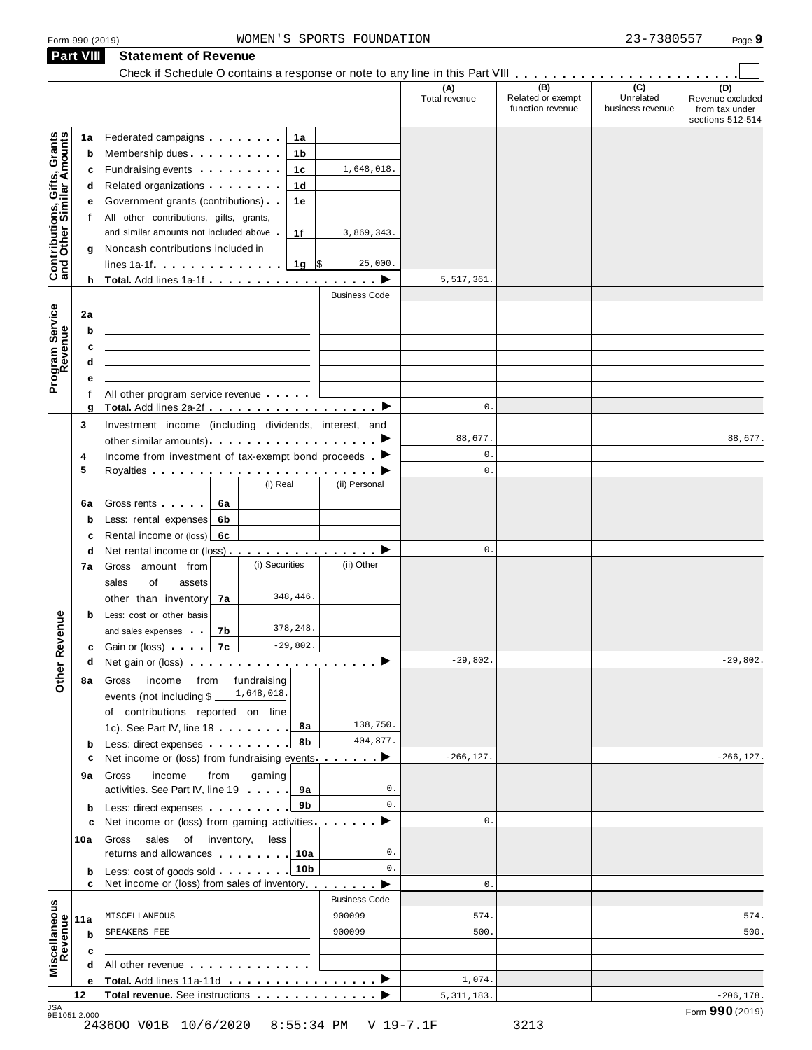Form 990 (2019) WOMEN'S SPORTS FOUNDATION 23-7380557 Page 9

## Part VIII Statement of Revenue

Check if Schedule O contains a response or note to any line in this Part VIII

| | | | | (A) Total revenue | (B) Related or exempt function revenue | (C) Unrelated business revenue | (D) Revenue excluded from tax under sections 512-514 |
|---|---|---|---|---|---|---|---|
| **Contributions, Gifts, Grants and Other Similar Amounts** | 1a | Federated campaigns . . . 1a | | | | | |
| | b | Membership dues . . . 1b | | | | | |
| | c | Fundraising events . . . 1c | 1,648,018. | | | | |
| | d | Related organizations . . . 1d | | | | | |
| | e | Government grants (contributions) . . 1e | | | | | |
| | f | All other contributions, gifts, grants, and similar amounts not included above . 1f | 3,869,343. | | | | |
| | g | Noncash contributions included in lines 1a-1f . . . 1g | $ 25,000. | | | | |
| | h | **Total.** Add lines 1a-1f . . . ▶ | | 5,517,361. | | | |
| **Program Service Revenue** | | | Business Code | | | | |
| | 2a | | | | | | |
| | b | | | | | | |
| | c | | | | | | |
| | d | | | | | | |
| | e | | | | | | |
| | f | All other program service revenue . . . | | | | | |
| | g | **Total.** Add lines 2a-2f . . . ▶ | | 0. | | | |
| **Other Revenue** | 3 | Investment income (including dividends, interest, and other similar amounts) . . . ▶ | | 88,677. | | | 88,677. |
| | 4 | Income from investment of tax-exempt bond proceeds . ▶ | | 0. | | | |
| | 5 | Royalties . . . ▶ | | 0. | | | |
| | | | (i) Real / (ii) Personal | | | | |
| | 6a | Gross rents . . . 6a | | | | | |
| | b | Less: rental expenses 6b | | | | | |
| | c | Rental income or (loss) 6c | | | | | |
| | d | Net rental income or (loss) . . . ▶ | | 0. | | | |
| | 7a | Gross amount from sales of assets other than inventory 7a | (i) Securities: 348,446. / (ii) Other: | | | | |
| | b | Less: cost or other basis and sales expenses . . 7b | (i) Securities: 378,248. / (ii) Other: | | | | |
| | c | Gain or (loss) . . . 7c | (i) Securities: -29,802. / (ii) Other: | | | | |
| | d | Net gain or (loss) . . . ▶ | | -29,802. | | | -29,802. |
| | 8a | Gross income from fundraising events (not including $ 1,648,018. of contributions reported on line 1c). See Part IV, line 18 . . . 8a | 138,750. | | | | |
| | b | Less: direct expenses . . . 8b | 404,877. | | | | |
| | c | Net income or (loss) from fundraising events . . . ▶ | | -266,127. | | | -266,127. |
| | 9a | Gross income from gaming activities. See Part IV, line 19 . . . 9a | 0. | | | | |
| | b | Less: direct expenses . . . 9b | 0. | | | | |
| | c | Net income or (loss) from gaming activities . . . ▶ | | 0. | | | |
| | 10a | Gross sales of inventory, less returns and allowances . . . 10a | 0. | | | | |
| | b | Less: cost of goods sold . . . 10b | 0. | | | | |
| | c | Net income or (loss) from sales of inventory . . . ▶ | | 0. | | | |
| **Miscellaneous Revenue** | | | Business Code | | | | |
| | 11a | MISCELLANEOUS | 900099 | 574. | | | 574. |
| | b | SPEAKERS FEE | 900099 | 500. | | | 500. |
| | c | | | | | | |
| | d | All other revenue . . . | | | | | |
| | e | **Total.** Add lines 11a-11d . . . ▶ | | 1,074. | | | |
| | 12 | **Total revenue.** See instructions . . . ▶ | | 5,311,183. | | | -206,178. |

JSA 9E1051 2.000

Form **990** (2019)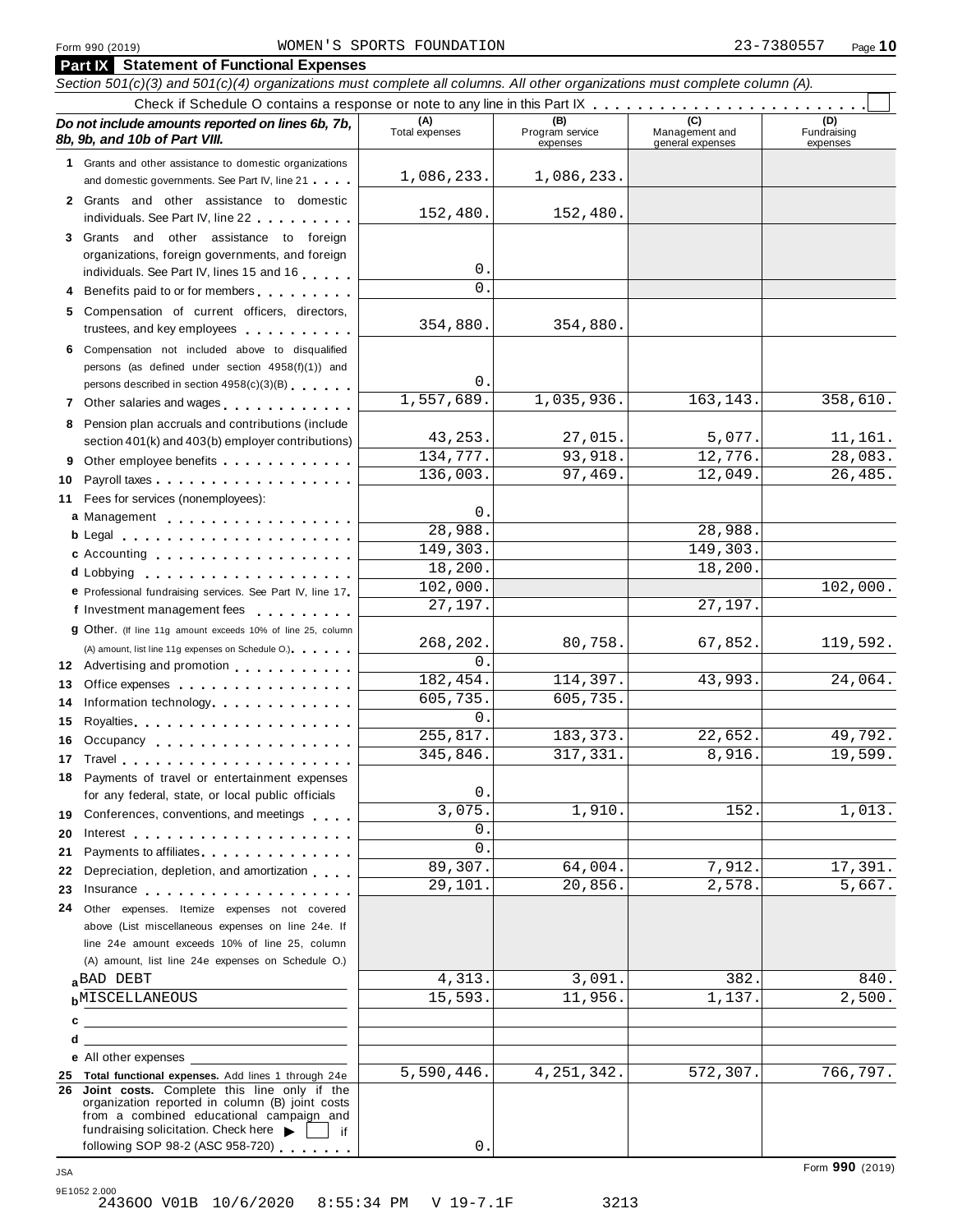Form 990 (2019) WOMEN'S SPORTS FOUNDATION 23-7380557 Page **10**

## Part IX Statement of Functional Expenses

*Section 501(c)(3) and 501(c)(4) organizations must complete all columns. All other organizations must complete column (A).*

Check if Schedule O contains a response or note to any line in this Part IX . . . . . . . . . . . . . . . . . . . . . . . ☐

| *Do not include amounts reported on lines 6b, 7b, 8b, 9b, and 10b of Part VIII.* | (A) Total expenses | (B) Program service expenses | (C) Management and general expenses | (D) Fundraising expenses |
|---|---|---|---|---|
| **1** Grants and other assistance to domestic organizations and domestic governments. See Part IV, line 21 | 1,086,233. | 1,086,233. | | |
| **2** Grants and other assistance to domestic individuals. See Part IV, line 22 | 152,480. | 152,480. | | |
| **3** Grants and other assistance to foreign organizations, foreign governments, and foreign individuals. See Part IV, lines 15 and 16 | 0. | | | |
| **4** Benefits paid to or for members | 0. | | | |
| **5** Compensation of current officers, directors, trustees, and key employees | 354,880. | 354,880. | | |
| **6** Compensation not included above to disqualified persons (as defined under section 4958(f)(1)) and persons described in section 4958(c)(3)(B) | 0. | | | |
| **7** Other salaries and wages | 1,557,689. | 1,035,936. | 163,143. | 358,610. |
| **8** Pension plan accruals and contributions (include section 401(k) and 403(b) employer contributions) | 43,253. | 27,015. | 5,077. | 11,161. |
| **9** Other employee benefits | 134,777. | 93,918. | 12,776. | 28,083. |
| **10** Payroll taxes | 136,003. | 97,469. | 12,049. | 26,485. |
| **11** Fees for services (nonemployees): | | | | |
| **a** Management | 0. | | | |
| **b** Legal | 28,988. | | 28,988. | |
| **c** Accounting | 149,303. | | 149,303. | |
| **d** Lobbying | 18,200. | | 18,200. | |
| **e** Professional fundraising services. See Part IV, line 17 | 102,000. | | | 102,000. |
| **f** Investment management fees | 27,197. | | 27,197. | |
| **g** Other. (If line 11g amount exceeds 10% of line 25, column (A) amount, list line 11g expenses on Schedule O.) | 268,202. | 80,758. | 67,852. | 119,592. |
| **12** Advertising and promotion | 0. | | | |
| **13** Office expenses | 182,454. | 114,397. | 43,993. | 24,064. |
| **14** Information technology | 605,735. | 605,735. | | |
| **15** Royalties | 0. | | | |
| **16** Occupancy | 255,817. | 183,373. | 22,652. | 49,792. |
| **17** Travel | 345,846. | 317,331. | 8,916. | 19,599. |
| **18** Payments of travel or entertainment expenses for any federal, state, or local public officials | 0. | | | |
| **19** Conferences, conventions, and meetings | 3,075. | 1,910. | 152. | 1,013. |
| **20** Interest | 0. | | | |
| **21** Payments to affiliates | 0. | | | |
| **22** Depreciation, depletion, and amortization | 89,307. | 64,004. | 7,912. | 17,391. |
| **23** Insurance | 29,101. | 20,856. | 2,578. | 5,667. |
| **24** Other expenses. Itemize expenses not covered above (List miscellaneous expenses on line 24e. If line 24e amount exceeds 10% of line 25, column (A) amount, list line 24e expenses on Schedule O.) | | | | |
| **a** BAD DEBT | 4,313. | 3,091. | 382. | 840. |
| **b** MISCELLANEOUS | 15,593. | 11,956. | 1,137. | 2,500. |
| **c** | | | | |
| **d** | | | | |
| **e** All other expenses | | | | |
| **25 Total functional expenses.** Add lines 1 through 24e | 5,590,446. | 4,251,342. | 572,307. | 766,797. |
| **26 Joint costs.** Complete this line only if the organization reported in column (B) joint costs from a combined educational campaign and fundraising solicitation. Check here ▶ ☐ if following SOP 98-2 (ASC 958-720) | 0. | | | |

Form **990** (2019)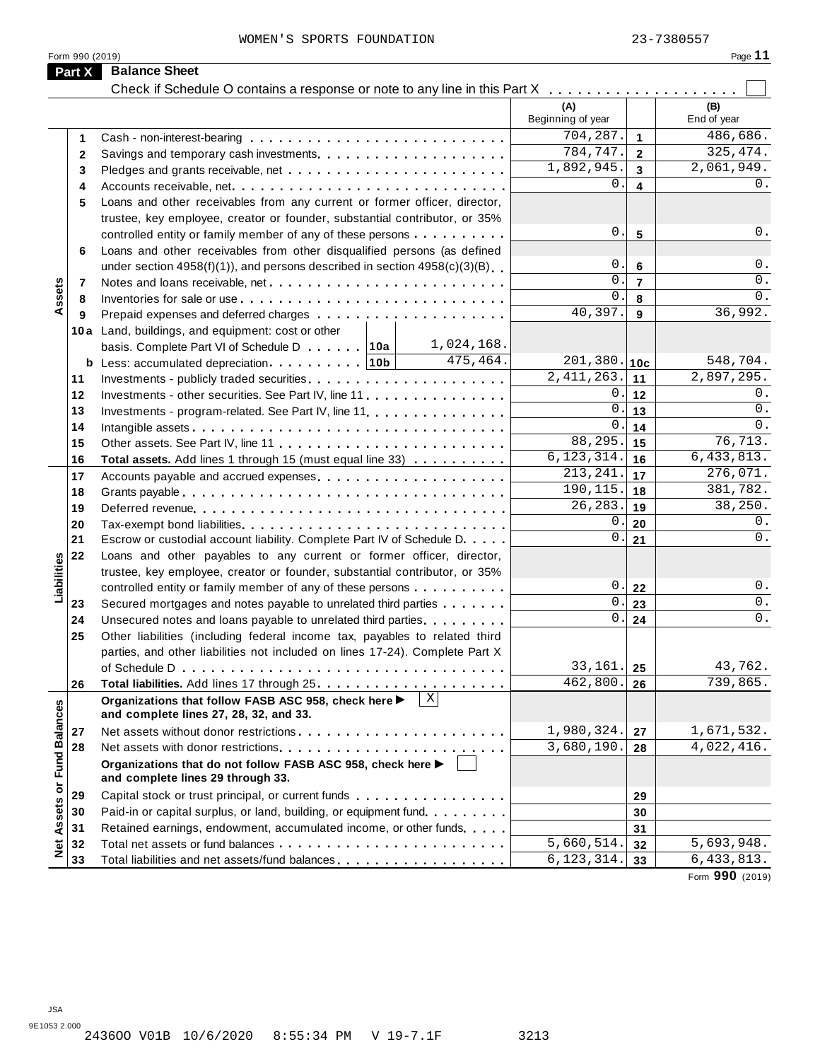WOMEN'S SPORTS FOUNDATION 23-7380557

Form 990 (2019) Page **11**

## Part X Balance Sheet

Check if Schedule O contains a response or note to any line in this Part X . . . . . . . . . . . . . . . . . . . . ☐

| | | | | (A) Beginning of year | | (B) End of year |
|---|---|---|---|---|---|---|
| Assets | 1 | Cash - non-interest-bearing | | 704,287. | 1 | 486,686. |
| | 2 | Savings and temporary cash investments | | 784,747. | 2 | 325,474. |
| | 3 | Pledges and grants receivable, net | | 1,892,945. | 3 | 2,061,949. |
| | 4 | Accounts receivable, net | | 0. | 4 | 0. |
| | 5 | Loans and other receivables from any current or former officer, director, trustee, key employee, creator or founder, substantial contributor, or 35% controlled entity or family member of any of these persons | | 0. | 5 | 0. |
| | 6 | Loans and other receivables from other disqualified persons (as defined under section 4958(f)(1)), and persons described in section 4958(c)(3)(B) | | 0. | 6 | 0. |
| | 7 | Notes and loans receivable, net | | 0. | 7 | 0. |
| | 8 | Inventories for sale or use | | 0. | 8 | 0. |
| | 9 | Prepaid expenses and deferred charges | | 40,397. | 9 | 36,992. |
| | 10a | Land, buildings, and equipment: cost or other basis. Complete Part VI of Schedule D . . . . . . 10a | 1,024,168. | | | |
| | b | Less: accumulated depreciation . . . . . . . . . 10b | 475,464. | 201,380. | 10c | 548,704. |
| | 11 | Investments - publicly traded securities | | 2,411,263. | 11 | 2,897,295. |
| | 12 | Investments - other securities. See Part IV, line 11 | | 0. | 12 | 0. |
| | 13 | Investments - program-related. See Part IV, line 11 | | 0. | 13 | 0. |
| | 14 | Intangible assets | | 0. | 14 | 0. |
| | 15 | Other assets. See Part IV, line 11 | | 88,295. | 15 | 76,713. |
| | 16 | **Total assets.** Add lines 1 through 15 (must equal line 33) | | 6,123,314. | 16 | 6,433,813. |
| Liabilities | 17 | Accounts payable and accrued expenses | | 213,241. | 17 | 276,071. |
| | 18 | Grants payable | | 190,115. | 18 | 381,782. |
| | 19 | Deferred revenue | | 26,283. | 19 | 38,250. |
| | 20 | Tax-exempt bond liabilities | | 0. | 20 | 0. |
| | 21 | Escrow or custodial account liability. Complete Part IV of Schedule D | | 0. | 21 | 0. |
| | 22 | Loans and other payables to any current or former officer, director, trustee, key employee, creator or founder, substantial contributor, or 35% controlled entity or family member of any of these persons | | 0. | 22 | 0. |
| | 23 | Secured mortgages and notes payable to unrelated third parties | | 0. | 23 | 0. |
| | 24 | Unsecured notes and loans payable to unrelated third parties | | 0. | 24 | 0. |
| | 25 | Other liabilities (including federal income tax, payables to related third parties, and other liabilities not included on lines 17-24). Complete Part X of Schedule D | | 33,161. | 25 | 43,762. |
| | 26 | **Total liabilities.** Add lines 17 through 25 | | 462,800. | 26 | 739,865. |
| Net Assets or Fund Balances | | **Organizations that follow FASB ASC 958, check here ▶ ☒ and complete lines 27, 28, 32, and 33.** | | | | |
| | 27 | Net assets without donor restrictions | | 1,980,324. | 27 | 1,671,532. |
| | 28 | Net assets with donor restrictions | | 3,680,190. | 28 | 4,022,416. |
| | | **Organizations that do not follow FASB ASC 958, check here ▶ ☐ and complete lines 29 through 33.** | | | | |
| | 29 | Capital stock or trust principal, or current funds | | | 29 | |
| | 30 | Paid-in or capital surplus, or land, building, or equipment fund | | | 30 | |
| | 31 | Retained earnings, endowment, accumulated income, or other funds | | | 31 | |
| | 32 | Total net assets or fund balances | | 5,660,514. | 32 | 5,693,948. |
| | 33 | Total liabilities and net assets/fund balances | | 6,123,314. | 33 | 6,433,813. |

Form **990** (2019)

JSA
9E1053 2.000
24360O V01B 10/6/2020 8:55:34 PM V 19-7.1F 3213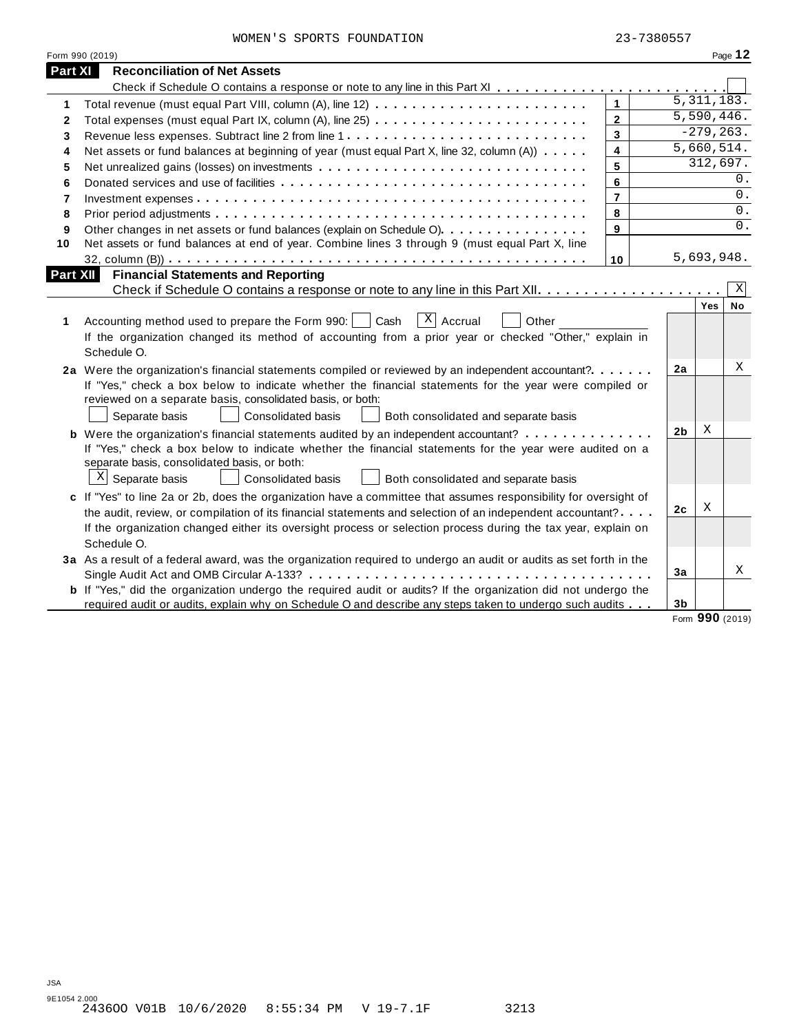WOMEN'S SPORTS FOUNDATION 23-7380557

## Part XI Reconciliation of Net Assets

Check if Schedule O contains a response or note to any line in this Part XI . . . . . . . . . . . . . . . . . . . . . . . . ☐

| | | | |
|---|---|---|---|
| 1 | Total revenue (must equal Part VIII, column (A), line 12) | 1 | 5,311,183. |
| 2 | Total expenses (must equal Part IX, column (A), line 25) | 2 | 5,590,446. |
| 3 | Revenue less expenses. Subtract line 2 from line 1 | 3 | -279,263. |
| 4 | Net assets or fund balances at beginning of year (must equal Part X, line 32, column (A)) | 4 | 5,660,514. |
| 5 | Net unrealized gains (losses) on investments | 5 | 312,697. |
| 6 | Donated services and use of facilities | 6 | 0. |
| 7 | Investment expenses | 7 | 0. |
| 8 | Prior period adjustments | 8 | 0. |
| 9 | Other changes in net assets or fund balances (explain on Schedule O) | 9 | 0. |
| 10 | Net assets or fund balances at end of year. Combine lines 3 through 9 (must equal Part X, line 32, column (B)) | 10 | 5,693,948. |

## Part XII Financial Statements and Reporting

Check if Schedule O contains a response or note to any line in this Part XII . . . . . . . . . . . . . . . . . . . . ☒

| | | | Yes | No |
|---|---|---|---|---|
| 1 | Accounting method used to prepare the Form 990: ☐ Cash ☒ Accrual ☐ Other ____________ If the organization changed its method of accounting from a prior year or checked "Other," explain in Schedule O. | | | |
| 2a | Were the organization's financial statements compiled or reviewed by an independent accountant? If "Yes," check a box below to indicate whether the financial statements for the year were compiled or reviewed on a separate basis, consolidated basis, or both: ☐ Separate basis ☐ Consolidated basis ☐ Both consolidated and separate basis | 2a | | X |
| b | Were the organization's financial statements audited by an independent accountant? If "Yes," check a box below to indicate whether the financial statements for the year were audited on a separate basis, consolidated basis, or both: ☒ Separate basis ☐ Consolidated basis ☐ Both consolidated and separate basis | 2b | X | |
| c | If "Yes" to line 2a or 2b, does the organization have a committee that assumes responsibility for oversight of the audit, review, or compilation of its financial statements and selection of an independent accountant? If the organization changed either its oversight process or selection process during the tax year, explain on Schedule O. | 2c | X | |
| 3a | As a result of a federal award, was the organization required to undergo an audit or audits as set forth in the Single Audit Act and OMB Circular A-133? | 3a | | X |
| b | If "Yes," did the organization undergo the required audit or audits? If the organization did not undergo the required audit or audits, explain why on Schedule O and describe any steps taken to undergo such audits | 3b | | |

Form **990** (2019)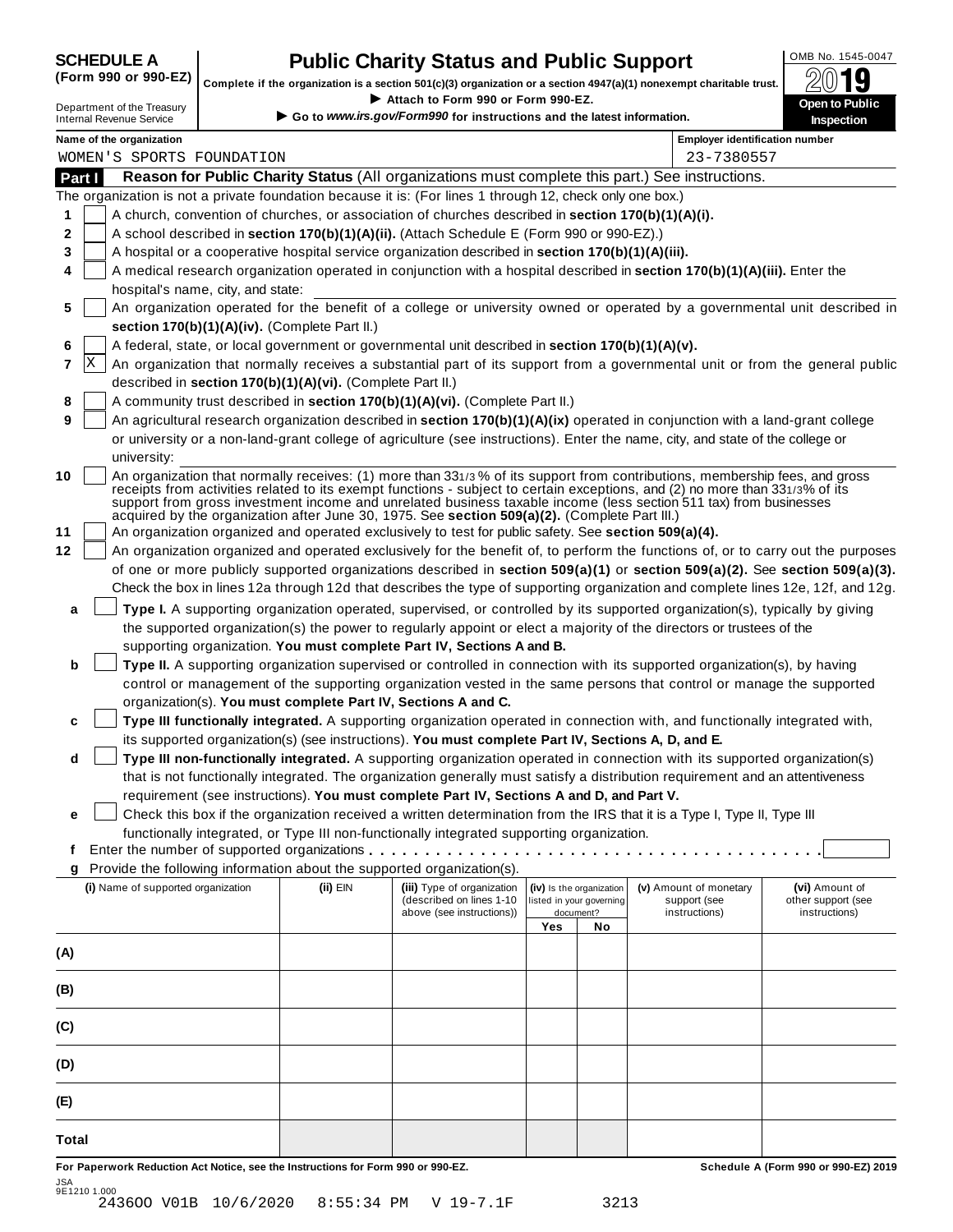**SCHEDULE A**
**(Form 990 or 990-EZ)**

Department of the Treasury
Internal Revenue Service

# Public Charity Status and Public Support

**Complete if the organization is a section 501(c)(3) organization or a section 4947(a)(1) nonexempt charitable trust.**
► Attach to Form 990 or Form 990-EZ.
► Go to *www.irs.gov/Form990* for instructions and the latest information.

OMB No. 1545-0047
2019
**Open to Public Inspection**

**Name of the organization:** WOMEN'S SPORTS FOUNDATION
**Employer identification number:** 23-7380557

## Part I Reason for Public Charity Status (All organizations must complete this part.) See instructions.

The organization is not a private foundation because it is: (For lines 1 through 12, check only one box.)

1. [ ] A church, convention of churches, or association of churches described in **section 170(b)(1)(A)(i).**
2. [ ] A school described in **section 170(b)(1)(A)(ii).** (Attach Schedule E (Form 990 or 990-EZ).)
3. [ ] A hospital or a cooperative hospital service organization described in **section 170(b)(1)(A)(iii).**
4. [ ] A medical research organization operated in conjunction with a hospital described in **section 170(b)(1)(A)(iii).** Enter the hospital's name, city, and state:
5. [ ] An organization operated for the benefit of a college or university owned or operated by a governmental unit described in **section 170(b)(1)(A)(iv).** (Complete Part II.)
6. [ ] A federal, state, or local government or governmental unit described in **section 170(b)(1)(A)(v).**
7. [X] An organization that normally receives a substantial part of its support from a governmental unit or from the general public described in **section 170(b)(1)(A)(vi).** (Complete Part II.)
8. [ ] A community trust described in **section 170(b)(1)(A)(vi).** (Complete Part II.)
9. [ ] An agricultural research organization described in **section 170(b)(1)(A)(ix)** operated in conjunction with a land-grant college or university or a non-land-grant college of agriculture (see instructions). Enter the name, city, and state of the college or university:
10. [ ] An organization that normally receives: (1) more than 33 1/3 % of its support from contributions, membership fees, and gross receipts from activities related to its exempt functions - subject to certain exceptions, and (2) no more than 33 1/3% of its support from gross investment income and unrelated business taxable income (less section 511 tax) from businesses acquired by the organization after June 30, 1975. See **section 509(a)(2).** (Complete Part III.)
11. [ ] An organization organized and operated exclusively to test for public safety. See **section 509(a)(4).**
12. [ ] An organization organized and operated exclusively for the benefit of, to perform the functions of, or to carry out the purposes of one or more publicly supported organizations described in **section 509(a)(1)** or **section 509(a)(2).** See **section 509(a)(3).** Check the box in lines 12a through 12d that describes the type of supporting organization and complete lines 12e, 12f, and 12g.
   - **a** [ ] **Type I.** A supporting organization operated, supervised, or controlled by its supported organization(s), typically by giving the supported organization(s) the power to regularly appoint or elect a majority of the directors or trustees of the supporting organization. **You must complete Part IV, Sections A and B.**
   - **b** [ ] **Type II.** A supporting organization supervised or controlled in connection with its supported organization(s), by having control or management of the supporting organization vested in the same persons that control or manage the supported organization(s). **You must complete Part IV, Sections A and C.**
   - **c** [ ] **Type III functionally integrated.** A supporting organization operated in connection with, and functionally integrated with, its supported organization(s) (see instructions). **You must complete Part IV, Sections A, D, and E.**
   - **d** [ ] **Type III non-functionally integrated.** A supporting organization operated in connection with its supported organization(s) that is not functionally integrated. The organization generally must satisfy a distribution requirement and an attentiveness requirement (see instructions). **You must complete Part IV, Sections A and D, and Part V.**
   - **e** [ ] Check this box if the organization received a written determination from the IRS that it is a Type I, Type II, Type III functionally integrated, or Type III non-functionally integrated supporting organization.
   - **f** Enter the number of supported organizations . . . . .
   - **g** Provide the following information about the supported organization(s).

| (i) Name of supported organization | (ii) EIN | (iii) Type of organization (described on lines 1-10 above (see instructions)) | (iv) Is the organization listed in your governing document? Yes | No | (v) Amount of monetary support (see instructions) | (vi) Amount of other support (see instructions) |
|---|---|---|---|---|---|---|
| (A) | | | | | | |
| (B) | | | | | | |
| (C) | | | | | | |
| (D) | | | | | | |
| (E) | | | | | | |
| Total | | | | | | |

**For Paperwork Reduction Act Notice, see the Instructions for Form 990 or 990-EZ.** **Schedule A (Form 990 or 990-EZ) 2019**

JSA
9E1210 1.000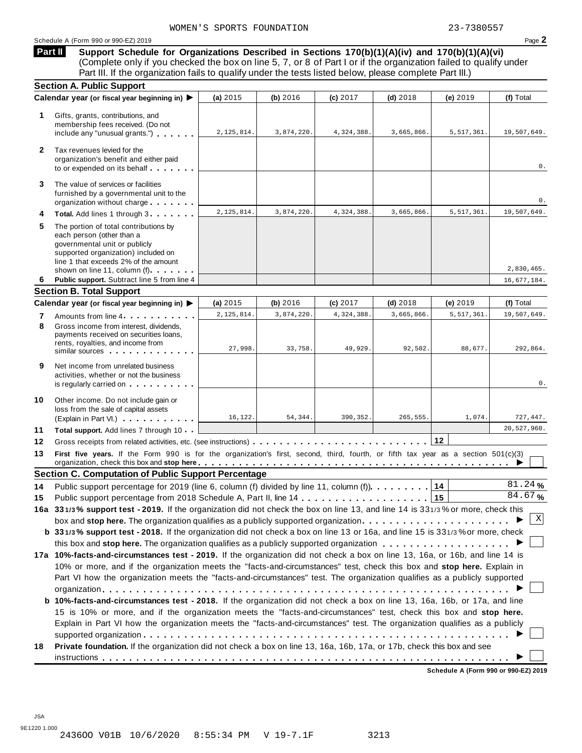WOMEN'S SPORTS FOUNDATION 23-7380557

Schedule A (Form 990 or 990-EZ) 2019

## Part II Support Schedule for Organizations Described in Sections 170(b)(1)(A)(iv) and 170(b)(1)(A)(vi)

(Complete only if you checked the box on line 5, 7, or 8 of Part I or if the organization failed to qualify under Part III. If the organization fails to qualify under the tests listed below, please complete Part III.)

### Section A. Public Support

| Calendar year (or fiscal year beginning in) ▶ | (a) 2015 | (b) 2016 | (c) 2017 | (d) 2018 | (e) 2019 | (f) Total |
|---|---|---|---|---|---|---|
| **1** Gifts, grants, contributions, and membership fees received. (Do not include any "unusual grants.") | 2,125,814. | 3,874,220. | 4,324,388. | 3,665,866. | 5,517,361. | 19,507,649. |
| **2** Tax revenues levied for the organization's benefit and either paid to or expended on its behalf | | | | | | 0. |
| **3** The value of services or facilities furnished by a governmental unit to the organization without charge | | | | | | 0. |
| **4** **Total.** Add lines 1 through 3 | 2,125,814. | 3,874,220. | 4,324,388. | 3,665,866. | 5,517,361. | 19,507,649. |
| **5** The portion of total contributions by each person (other than a governmental unit or publicly supported organization) included on line 1 that exceeds 2% of the amount shown on line 11, column (f) | | | | | | 2,830,465. |
| **6** **Public support.** Subtract line 5 from line 4 | | | | | | 16,677,184. |

### Section B. Total Support

| Calendar year (or fiscal year beginning in) ▶ | (a) 2015 | (b) 2016 | (c) 2017 | (d) 2018 | (e) 2019 | (f) Total |
|---|---|---|---|---|---|---|
| **7** Amounts from line 4 | 2,125,814. | 3,874,220. | 4,324,388. | 3,665,866. | 5,517,361. | 19,507,649. |
| **8** Gross income from interest, dividends, payments received on securities loans, rents, royalties, and income from similar sources | 27,998. | 33,758. | 49,929. | 92,502. | 88,677. | 292,864. |
| **9** Net income from unrelated business activities, whether or not the business is regularly carried on | | | | | | 0. |
| **10** Other income. Do not include gain or loss from the sale of capital assets (Explain in Part VI.) | 16,122. | 54,344. | 390,352. | 265,555. | 1,074. | 727,447. |
| **11** **Total support.** Add lines 7 through 10 | | | | | | 20,527,960. |

**12** Gross receipts from related activities, etc. (see instructions) | 12 |

**13** **First five years.** If the Form 990 is for the organization's first, second, third, fourth, or fifth tax year as a section 501(c)(3) organization, check this box and **stop here** ▶ ☐

### Section C. Computation of Public Support Percentage

**14** Public support percentage for 2019 (line 6, column (f) divided by line 11, column (f)) | 14 | 81.24 %

**15** Public support percentage from 2018 Schedule A, Part II, line 14 | 15 | 84.67 %

**16a 33 1/3% support test - 2019.** If the organization did not check the box on line 13, and line 14 is 33 1/3% or more, check this box and **stop here.** The organization qualifies as a publicly supported organization ▶ ☒

**b 33 1/3% support test - 2018.** If the organization did not check a box on line 13 or 16a, and line 15 is 33 1/3% or more, check this box and **stop here.** The organization qualifies as a publicly supported organization ▶ ☐

**17a 10%-facts-and-circumstances test - 2019.** If the organization did not check a box on line 13, 16a, or 16b, and line 14 is 10% or more, and if the organization meets the "facts-and-circumstances" test, check this box and **stop here.** Explain in Part VI how the organization meets the "facts-and-circumstances" test. The organization qualifies as a publicly supported organization ▶ ☐

**b 10%-facts-and-circumstances test - 2018.** If the organization did not check a box on line 13, 16a, 16b, or 17a, and line 15 is 10% or more, and if the organization meets the "facts-and-circumstances" test, check this box and **stop here.** Explain in Part VI how the organization meets the "facts-and-circumstances" test. The organization qualifies as a publicly supported organization ▶ ☐

**18** **Private foundation.** If the organization did not check a box on line 13, 16a, 16b, 17a, or 17b, check this box and see instructions ▶ ☐

**Schedule A (Form 990 or 990-EZ) 2019**

JSA
9E1220 1.000
2436OO V01B 10/6/2020 8:55:34 PM V 19-7.1F 3213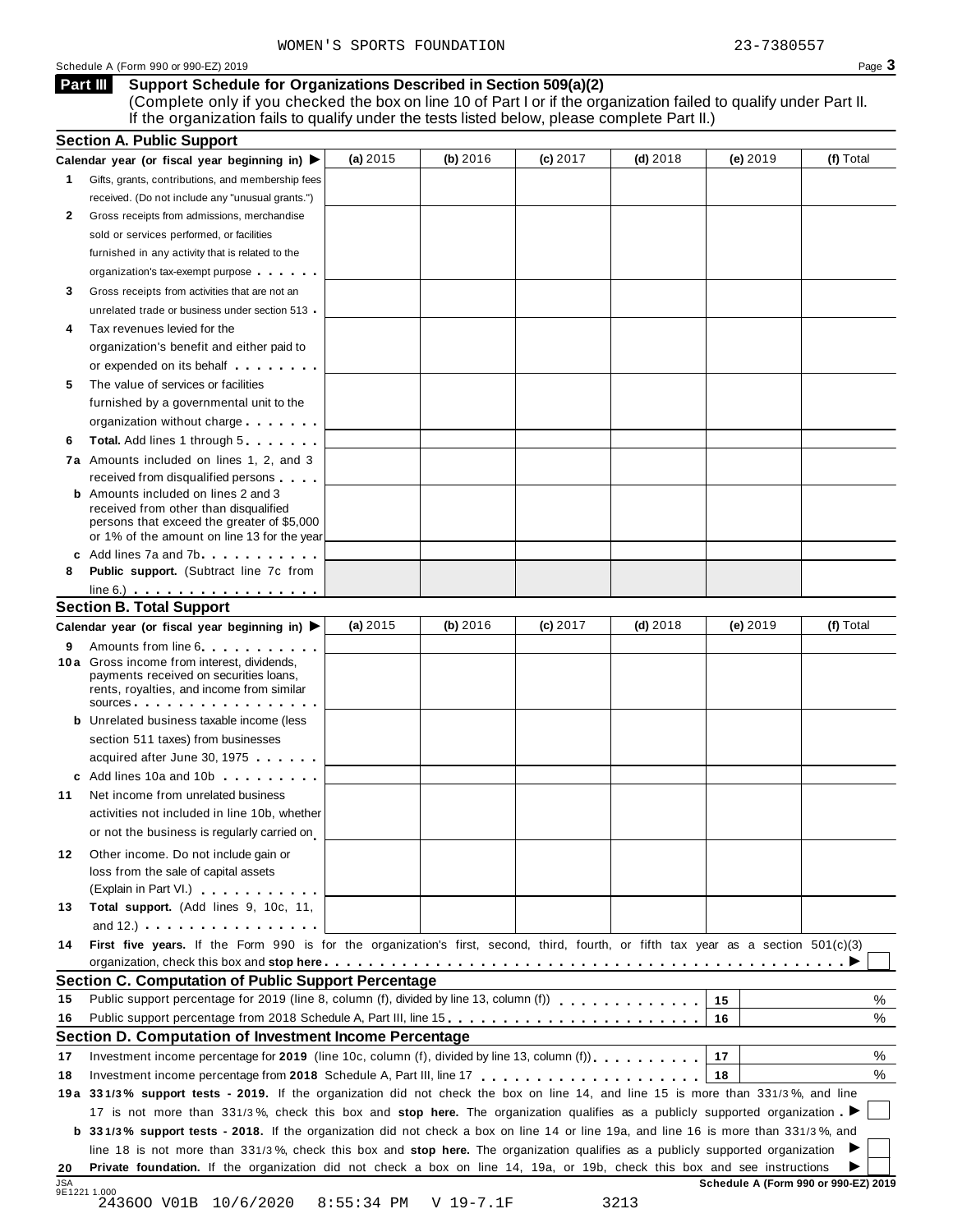WOMEN'S SPORTS FOUNDATION 23-7380557

Schedule A (Form 990 or 990-EZ) 2019

## Part III Support Schedule for Organizations Described in Section 509(a)(2)

(Complete only if you checked the box on line 10 of Part I or if the organization failed to qualify under Part II. If the organization fails to qualify under the tests listed below, please complete Part II.)

### Section A. Public Support

| Calendar year (or fiscal year beginning in) ▶ | (a) 2015 | (b) 2016 | (c) 2017 | (d) 2018 | (e) 2019 | (f) Total |
|---|---|---|---|---|---|---|
| 1 Gifts, grants, contributions, and membership fees received. (Do not include any "unusual grants.") | | | | | | |
| 2 Gross receipts from admissions, merchandise sold or services performed, or facilities furnished in any activity that is related to the organization's tax-exempt purpose | | | | | | |
| 3 Gross receipts from activities that are not an unrelated trade or business under section 513 | | | | | | |
| 4 Tax revenues levied for the organization's benefit and either paid to or expended on its behalf | | | | | | |
| 5 The value of services or facilities furnished by a governmental unit to the organization without charge | | | | | | |
| 6 **Total.** Add lines 1 through 5 | | | | | | |
| 7a Amounts included on lines 1, 2, and 3 received from disqualified persons | | | | | | |
| b Amounts included on lines 2 and 3 received from other than disqualified persons that exceed the greater of $5,000 or 1% of the amount on line 13 for the year | | | | | | |
| c Add lines 7a and 7b | | | | | | |
| 8 **Public support.** (Subtract line 7c from line 6.) | | | | | | |

### Section B. Total Support

| Calendar year (or fiscal year beginning in) ▶ | (a) 2015 | (b) 2016 | (c) 2017 | (d) 2018 | (e) 2019 | (f) Total |
|---|---|---|---|---|---|---|
| 9 Amounts from line 6 | | | | | | |
| 10a Gross income from interest, dividends, payments received on securities loans, rents, royalties, and income from similar sources | | | | | | |
| b Unrelated business taxable income (less section 511 taxes) from businesses acquired after June 30, 1975 | | | | | | |
| c Add lines 10a and 10b | | | | | | |
| 11 Net income from unrelated business activities not included in line 10b, whether or not the business is regularly carried on | | | | | | |
| 12 Other income. Do not include gain or loss from the sale of capital assets (Explain in Part VI.) | | | | | | |
| 13 **Total support.** (Add lines 9, 10c, 11, and 12.) | | | | | | |

14 **First five years.** If the Form 990 is for the organization's first, second, third, fourth, or fifth tax year as a section 501(c)(3) organization, check this box and **stop here** ▶ ☐

### Section C. Computation of Public Support Percentage

| | | | |
|---|---|---|---|
| 15 | Public support percentage for 2019 (line 8, column (f), divided by line 13, column (f)) | 15 | % |
| 16 | Public support percentage from 2018 Schedule A, Part III, line 15 | 16 | % |

### Section D. Computation of Investment Income Percentage

| | | | |
|---|---|---|---|
| 17 | Investment income percentage for **2019** (line 10c, column (f), divided by line 13, column (f)) | 17 | % |
| 18 | Investment income percentage from **2018** Schedule A, Part III, line 17 | 18 | % |

19a **33 1/3% support tests - 2019.** If the organization did not check the box on line 14, and line 15 is more than 33 1/3%, and line 17 is not more than 33 1/3%, check this box and **stop here.** The organization qualifies as a publicly supported organization ▶ ☐

b **33 1/3% support tests - 2018.** If the organization did not check a box on line 14 or line 19a, and line 16 is more than 33 1/3%, and line 18 is not more than 33 1/3%, check this box and **stop here.** The organization qualifies as a publicly supported organization ▶ ☐

20 **Private foundation.** If the organization did not check a box on line 14, 19a, or 19b, check this box and see instructions ▶ ☐

JSA 9E1221 1.000

Schedule A (Form 990 or 990-EZ) 2019

243600 V01B 10/6/2020 8:55:34 PM V 19-7.1F 3213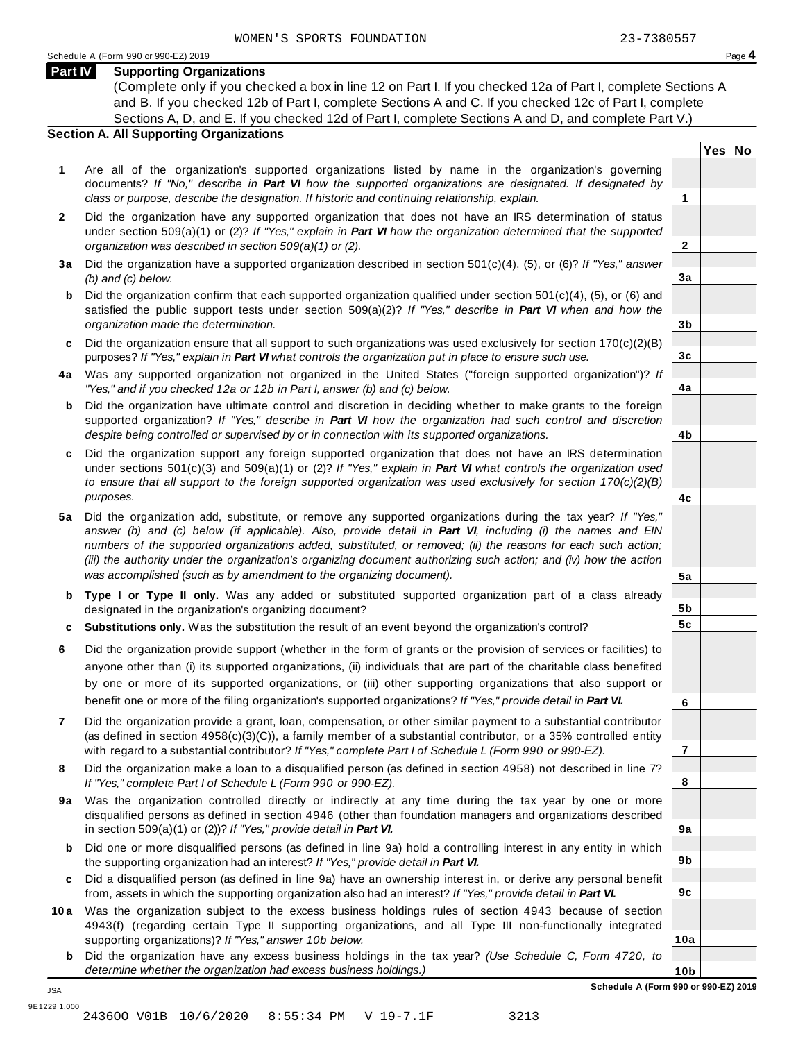WOMEN'S SPORTS FOUNDATION 23-7380557

Schedule A (Form 990 or 990-EZ) 2019

## Part IV Supporting Organizations

(Complete only if you checked a box in line 12 on Part I. If you checked 12a of Part I, complete Sections A and B. If you checked 12b of Part I, complete Sections A and C. If you checked 12c of Part I, complete Sections A, D, and E. If you checked 12d of Part I, complete Sections A and D, and complete Part V.)

### Section A. All Supporting Organizations

| | | | Yes | No |
|---|---|---|---|---|
| **1** | Are all of the organization's supported organizations listed by name in the organization's governing documents? *If "No," describe in **Part VI** how the supported organizations are designated. If designated by class or purpose, describe the designation. If historic and continuing relationship, explain.* | 1 | | |
| **2** | Did the organization have any supported organization that does not have an IRS determination of status under section 509(a)(1) or (2)? *If "Yes," explain in **Part VI** how the organization determined that the supported organization was described in section 509(a)(1) or (2).* | 2 | | |
| **3a** | Did the organization have a supported organization described in section 501(c)(4), (5), or (6)? *If "Yes," answer (b) and (c) below.* | 3a | | |
| **b** | Did the organization confirm that each supported organization qualified under section 501(c)(4), (5), or (6) and satisfied the public support tests under section 509(a)(2)? *If "Yes," describe in **Part VI** when and how the organization made the determination.* | 3b | | |
| **c** | Did the organization ensure that all support to such organizations was used exclusively for section 170(c)(2)(B) purposes? *If "Yes," explain in **Part VI** what controls the organization put in place to ensure such use.* | 3c | | |
| **4a** | Was any supported organization not organized in the United States ("foreign supported organization")? *If "Yes," and if you checked 12a or 12b in Part I, answer (b) and (c) below.* | 4a | | |
| **b** | Did the organization have ultimate control and discretion in deciding whether to make grants to the foreign supported organization? *If "Yes," describe in **Part VI** how the organization had such control and discretion despite being controlled or supervised by or in connection with its supported organizations.* | 4b | | |
| **c** | Did the organization support any foreign supported organization that does not have an IRS determination under sections 501(c)(3) and 509(a)(1) or (2)? *If "Yes," explain in **Part VI** what controls the organization used to ensure that all support to the foreign supported organization was used exclusively for section 170(c)(2)(B) purposes.* | 4c | | |
| **5a** | Did the organization add, substitute, or remove any supported organizations during the tax year? *If "Yes," answer (b) and (c) below (if applicable). Also, provide detail in **Part VI**, including (i) the names and EIN numbers of the supported organizations added, substituted, or removed; (ii) the reasons for each such action; (iii) the authority under the organization's organizing document authorizing such action; and (iv) how the action was accomplished (such as by amendment to the organizing document).* | 5a | | |
| **b** | **Type I or Type II only.** Was any added or substituted supported organization part of a class already designated in the organization's organizing document? | 5b | | |
| **c** | **Substitutions only.** Was the substitution the result of an event beyond the organization's control? | 5c | | |
| **6** | Did the organization provide support (whether in the form of grants or the provision of services or facilities) to anyone other than (i) its supported organizations, (ii) individuals that are part of the charitable class benefited by one or more of its supported organizations, or (iii) other supporting organizations that also support or benefit one or more of the filing organization's supported organizations? *If "Yes," provide detail in **Part VI.*** | 6 | | |
| **7** | Did the organization provide a grant, loan, compensation, or other similar payment to a substantial contributor (as defined in section 4958(c)(3)(C)), a family member of a substantial contributor, or a 35% controlled entity with regard to a substantial contributor? *If "Yes," complete Part I of Schedule L (Form 990 or 990-EZ).* | 7 | | |
| **8** | Did the organization make a loan to a disqualified person (as defined in section 4958) not described in line 7? *If "Yes," complete Part I of Schedule L (Form 990 or 990-EZ).* | 8 | | |
| **9a** | Was the organization controlled directly or indirectly at any time during the tax year by one or more disqualified persons as defined in section 4946 (other than foundation managers and organizations described in section 509(a)(1) or (2))? *If "Yes," provide detail in **Part VI.*** | 9a | | |
| **b** | Did one or more disqualified persons (as defined in line 9a) hold a controlling interest in any entity in which the supporting organization had an interest? *If "Yes," provide detail in **Part VI.*** | 9b | | |
| **c** | Did a disqualified person (as defined in line 9a) have an ownership interest in, or derive any personal benefit from, assets in which the supporting organization also had an interest? *If "Yes," provide detail in **Part VI.*** | 9c | | |
| **10a** | Was the organization subject to the excess business holdings rules of section 4943 because of section 4943(f) (regarding certain Type II supporting organizations, and all Type III non-functionally integrated supporting organizations)? *If "Yes," answer 10b below.* | 10a | | |
| **b** | Did the organization have any excess business holdings in the tax year? *(Use Schedule C, Form 4720, to determine whether the organization had excess business holdings.)* | 10b | | |

**Schedule A (Form 990 or 990-EZ) 2019**

JSA
9E1229 1.000
2436OO V01B 10/6/2020 8:55:34 PM V 19-7.1F 3213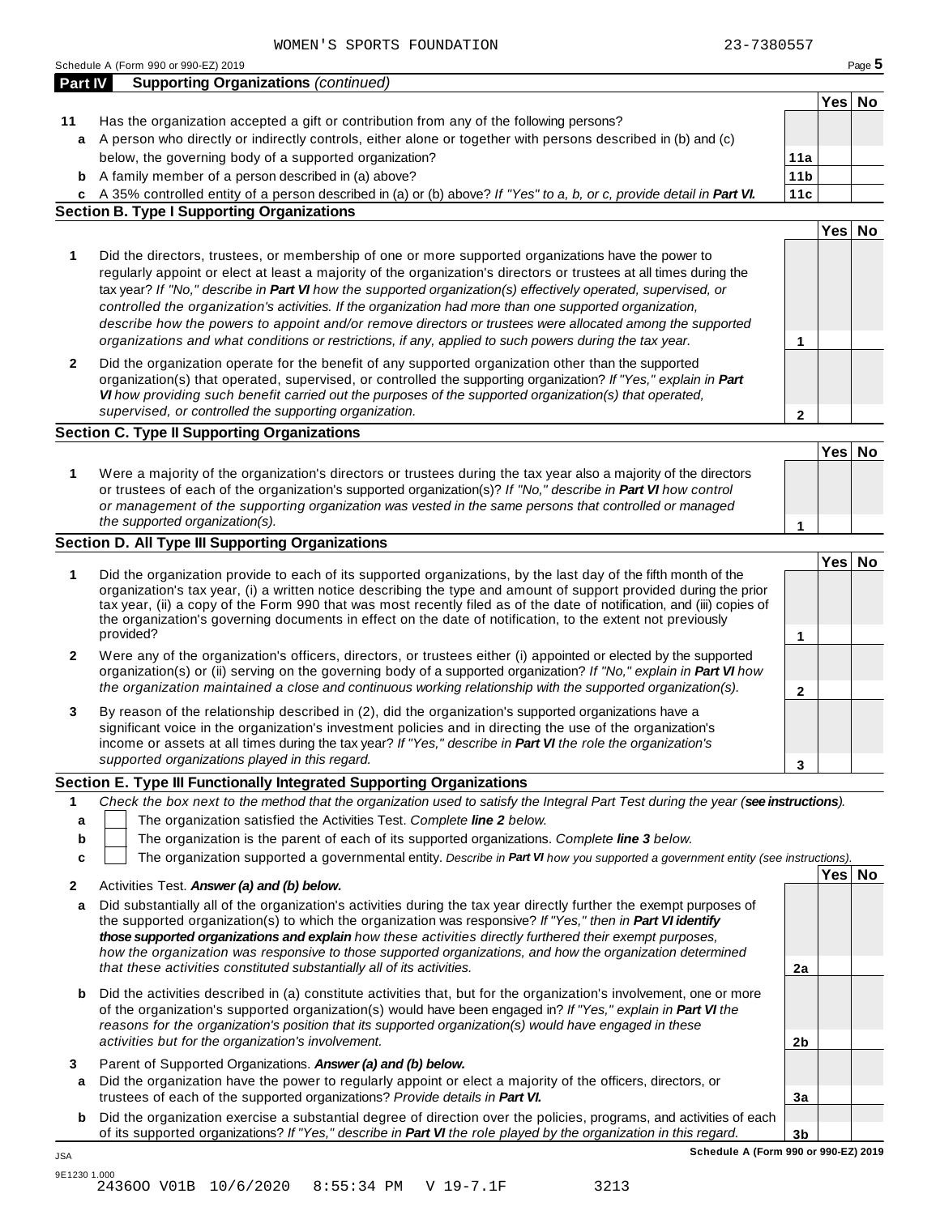WOMEN'S SPORTS FOUNDATION 23-7380557

Schedule A (Form 990 or 990-EZ) 2019

**Part IV Supporting Organizations** *(continued)*

| | | | Yes | No |
|---|---|---|---|---|
| **11** | Has the organization accepted a gift or contribution from any of the following persons? | | | |
| **a** | A person who directly or indirectly controls, either alone or together with persons described in (b) and (c) below, the governing body of a supported organization? | **11a** | | |
| **b** | A family member of a person described in (a) above? | **11b** | | |
| **c** | A 35% controlled entity of a person described in (a) or (b) above? *If "Yes" to a, b, or c, provide detail in* ***Part VI.*** | **11c** | | |

## Section B. Type I Supporting Organizations

| | | | Yes | No |
|---|---|---|---|---|
| **1** | Did the directors, trustees, or membership of one or more supported organizations have the power to regularly appoint or elect at least a majority of the organization's directors or trustees at all times during the tax year? *If "No," describe in* ***Part VI*** *how the supported organization(s) effectively operated, supervised, or controlled the organization's activities. If the organization had more than one supported organization, describe how the powers to appoint and/or remove directors or trustees were allocated among the supported organizations and what conditions or restrictions, if any, applied to such powers during the tax year.* | **1** | | |
| **2** | Did the organization operate for the benefit of any supported organization other than the supported organization(s) that operated, supervised, or controlled the supporting organization? *If "Yes," explain in* ***Part VI*** *how providing such benefit carried out the purposes of the supported organization(s) that operated, supervised, or controlled the supporting organization.* | **2** | | |

## Section C. Type II Supporting Organizations

| | | | Yes | No |
|---|---|---|---|---|
| **1** | Were a majority of the organization's directors or trustees during the tax year also a majority of the directors or trustees of each of the organization's supported organization(s)? *If "No," describe in* ***Part VI*** *how control or management of the supporting organization was vested in the same persons that controlled or managed the supported organization(s).* | **1** | | |

## Section D. All Type III Supporting Organizations

| | | | Yes | No |
|---|---|---|---|---|
| **1** | Did the organization provide to each of its supported organizations, by the last day of the fifth month of the organization's tax year, (i) a written notice describing the type and amount of support provided during the prior tax year, (ii) a copy of the Form 990 that was most recently filed as of the date of notification, and (iii) copies of the organization's governing documents in effect on the date of notification, to the extent not previously provided? | **1** | | |
| **2** | Were any of the organization's officers, directors, or trustees either (i) appointed or elected by the supported organization(s) or (ii) serving on the governing body of a supported organization? *If "No," explain in* ***Part VI*** *how the organization maintained a close and continuous working relationship with the supported organization(s).* | **2** | | |
| **3** | By reason of the relationship described in (2), did the organization's supported organizations have a significant voice in the organization's investment policies and in directing the use of the organization's income or assets at all times during the tax year? *If "Yes," describe in* ***Part VI*** *the role the organization's supported organizations played in this regard.* | **3** | | |

## Section E. Type III Functionally Integrated Supporting Organizations

**1** *Check the box next to the method that the organization used to satisfy the Integral Part Test during the year (****see instructions****).*

- **a** ☐ The organization satisfied the Activities Test. *Complete* ***line 2*** *below.*
- **b** ☐ The organization is the parent of each of its supported organizations. *Complete* ***line 3*** *below.*
- **c** ☐ The organization supported a governmental entity. *Describe in* ***Part VI*** *how you supported a government entity (see instructions).*

| | | | Yes | No |
|---|---|---|---|---|
| **2** | Activities Test. ***Answer (a) and (b) below.*** | | | |
| **a** | Did substantially all of the organization's activities during the tax year directly further the exempt purposes of the supported organization(s) to which the organization was responsive? *If "Yes," then in* ***Part VI identify those supported organizations and explain*** *how these activities directly furthered their exempt purposes, how the organization was responsive to those supported organizations, and how the organization determined that these activities constituted substantially all of its activities.* | **2a** | | |
| **b** | Did the activities described in (a) constitute activities that, but for the organization's involvement, one or more of the organization's supported organization(s) would have been engaged in? *If "Yes," explain in* ***Part VI*** *the reasons for the organization's position that its supported organization(s) would have engaged in these activities but for the organization's involvement.* | **2b** | | |
| **3** | Parent of Supported Organizations. ***Answer (a) and (b) below.*** | | | |
| **a** | Did the organization have the power to regularly appoint or elect a majority of the officers, directors, or trustees of each of the supported organizations? *Provide details in* ***Part VI.*** | **3a** | | |
| **b** | Did the organization exercise a substantial degree of direction over the policies, programs, and activities of each of its supported organizations? *If "Yes," describe in* ***Part VI*** *the role played by the organization in this regard.* | **3b** | | |

**Schedule A (Form 990 or 990-EZ) 2019**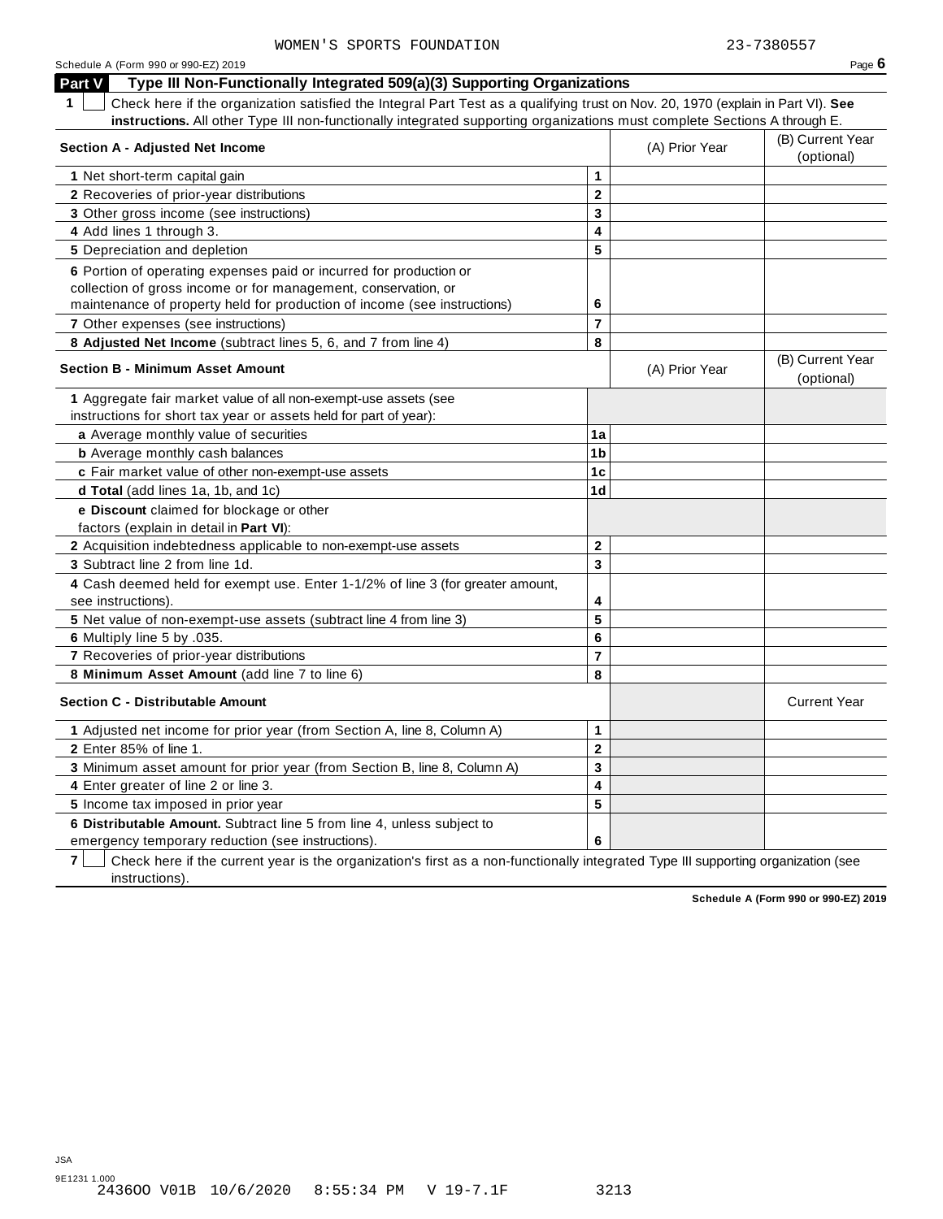WOMEN'S SPORTS FOUNDATION 23-7380557

## Part V Type III Non-Functionally Integrated 509(a)(3) Supporting Organizations

**1** ☐ Check here if the organization satisfied the Integral Part Test as a qualifying trust on Nov. 20, 1970 (explain in Part VI). **See instructions.** All other Type III non-functionally integrated supporting organizations must complete Sections A through E.

| Section A - Adjusted Net Income | | (A) Prior Year | (B) Current Year (optional) |
|---|---|---|---|
| **1** Net short-term capital gain | 1 | | |
| **2** Recoveries of prior-year distributions | 2 | | |
| **3** Other gross income (see instructions) | 3 | | |
| **4** Add lines 1 through 3. | 4 | | |
| **5** Depreciation and depletion | 5 | | |
| **6** Portion of operating expenses paid or incurred for production or collection of gross income or for management, conservation, or maintenance of property held for production of income (see instructions) | 6 | | |
| **7** Other expenses (see instructions) | 7 | | |
| **8 Adjusted Net Income** (subtract lines 5, 6, and 7 from line 4) | 8 | | |

| Section B - Minimum Asset Amount | | (A) Prior Year | (B) Current Year (optional) |
|---|---|---|---|
| **1** Aggregate fair market value of all non-exempt-use assets (see instructions for short tax year or assets held for part of year): | | | |
| **a** Average monthly value of securities | 1a | | |
| **b** Average monthly cash balances | 1b | | |
| **c** Fair market value of other non-exempt-use assets | 1c | | |
| **d Total** (add lines 1a, 1b, and 1c) | 1d | | |
| **e Discount** claimed for blockage or other factors (explain in detail in **Part VI**): | | | |
| **2** Acquisition indebtedness applicable to non-exempt-use assets | 2 | | |
| **3** Subtract line 2 from line 1d. | 3 | | |
| **4** Cash deemed held for exempt use. Enter 1-1/2% of line 3 (for greater amount, see instructions). | 4 | | |
| **5** Net value of non-exempt-use assets (subtract line 4 from line 3) | 5 | | |
| **6** Multiply line 5 by .035. | 6 | | |
| **7** Recoveries of prior-year distributions | 7 | | |
| **8 Minimum Asset Amount** (add line 7 to line 6) | 8 | | |

| Section C - Distributable Amount | | | Current Year |
|---|---|---|---|
| **1** Adjusted net income for prior year (from Section A, line 8, Column A) | 1 | | |
| **2** Enter 85% of line 1. | 2 | | |
| **3** Minimum asset amount for prior year (from Section B, line 8, Column A) | 3 | | |
| **4** Enter greater of line 2 or line 3. | 4 | | |
| **5** Income tax imposed in prior year | 5 | | |
| **6 Distributable Amount.** Subtract line 5 from line 4, unless subject to emergency temporary reduction (see instructions). | 6 | | |

**7** ☐ Check here if the current year is the organization's first as a non-functionally integrated Type III supporting organization (see instructions).

**Schedule A (Form 990 or 990-EZ) 2019**

JSA
9E1231 1.000
243600 V01B 10/6/2020 8:55:34 PM V 19-7.1F 3213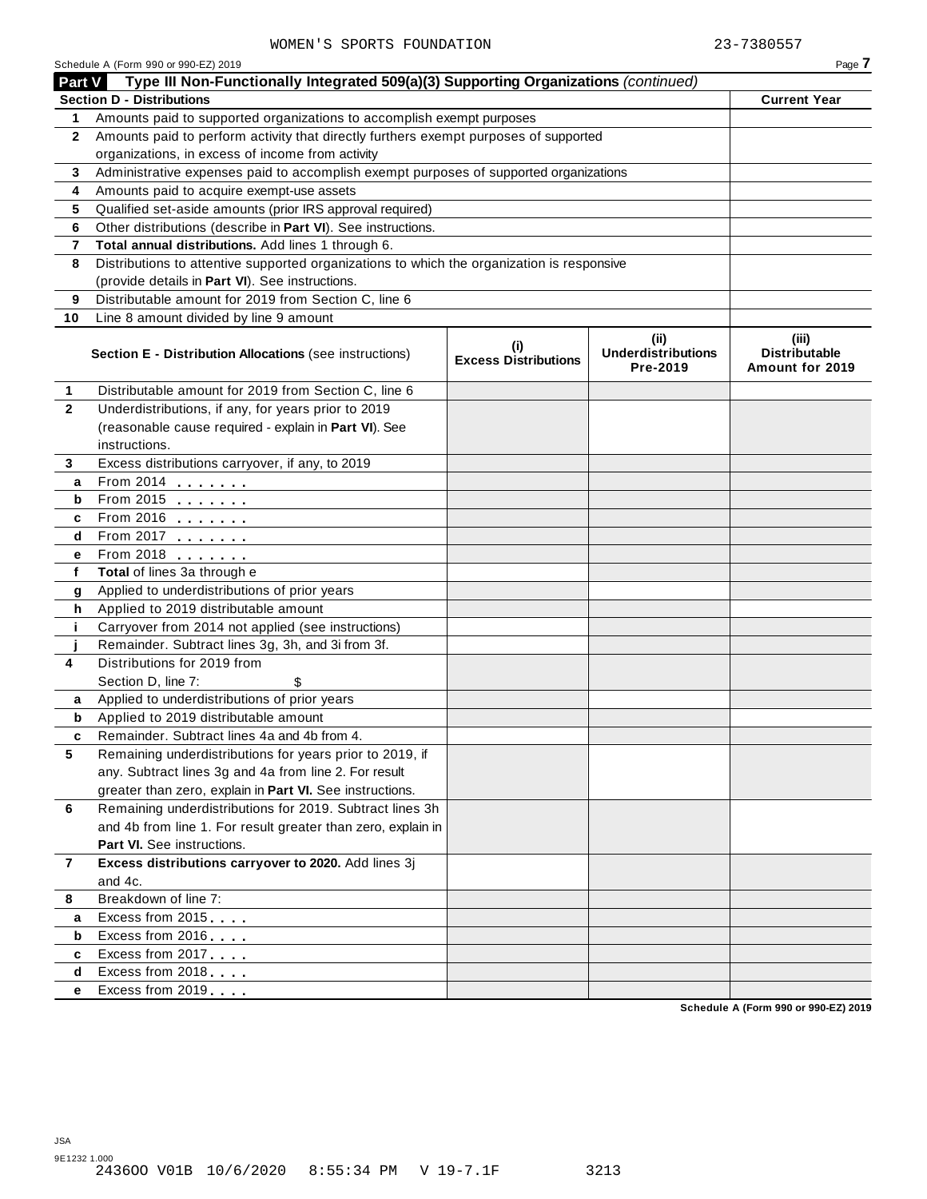WOMEN'S SPORTS FOUNDATION 23-7380557

Schedule A (Form 990 or 990-EZ) 2019

## Part V Type III Non-Functionally Integrated 509(a)(3) Supporting Organizations *(continued)*

| Section D - Distributions | | Current Year |
|---|---|---|
| 1 | Amounts paid to supported organizations to accomplish exempt purposes | |
| 2 | Amounts paid to perform activity that directly furthers exempt purposes of supported organizations, in excess of income from activity | |
| 3 | Administrative expenses paid to accomplish exempt purposes of supported organizations | |
| 4 | Amounts paid to acquire exempt-use assets | |
| 5 | Qualified set-aside amounts (prior IRS approval required) | |
| 6 | Other distributions (describe in **Part VI**). See instructions. | |
| 7 | **Total annual distributions.** Add lines 1 through 6. | |
| 8 | Distributions to attentive supported organizations to which the organization is responsive (provide details in **Part VI**). See instructions. | |
| 9 | Distributable amount for 2019 from Section C, line 6 | |
| 10 | Line 8 amount divided by line 9 amount | |

| | Section E - Distribution Allocations (see instructions) | (i) Excess Distributions | (ii) Underdistributions Pre-2019 | (iii) Distributable Amount for 2019 |
|---|---|---|---|---|
| 1 | Distributable amount for 2019 from Section C, line 6 | | | |
| 2 | Underdistributions, if any, for years prior to 2019 (reasonable cause required - explain in **Part VI**). See instructions. | | | |
| 3 | Excess distributions carryover, if any, to 2019 | | | |
| a | From 2014 | | | |
| b | From 2015 | | | |
| c | From 2016 | | | |
| d | From 2017 | | | |
| e | From 2018 | | | |
| f | **Total** of lines 3a through e | | | |
| g | Applied to underdistributions of prior years | | | |
| h | Applied to 2019 distributable amount | | | |
| i | Carryover from 2014 not applied (see instructions) | | | |
| j | Remainder. Subtract lines 3g, 3h, and 3i from 3f. | | | |
| 4 | Distributions for 2019 from Section D, line 7: $ | | | |
| a | Applied to underdistributions of prior years | | | |
| b | Applied to 2019 distributable amount | | | |
| c | Remainder. Subtract lines 4a and 4b from 4. | | | |
| 5 | Remaining underdistributions for years prior to 2019, if any. Subtract lines 3g and 4a from line 2. For result greater than zero, explain in **Part VI.** See instructions. | | | |
| 6 | Remaining underdistributions for 2019. Subtract lines 3h and 4b from line 1. For result greater than zero, explain in **Part VI.** See instructions. | | | |
| 7 | **Excess distributions carryover to 2020.** Add lines 3j and 4c. | | | |
| 8 | Breakdown of line 7: | | | |
| a | Excess from 2015 | | | |
| b | Excess from 2016 | | | |
| c | Excess from 2017 | | | |
| d | Excess from 2018 | | | |
| e | Excess from 2019 | | | |

Schedule A (Form 990 or 990-EZ) 2019

JSA
9E1232 1.000
243600 V01B 10/6/2020 8:55:34 PM V 19-7.1F 3213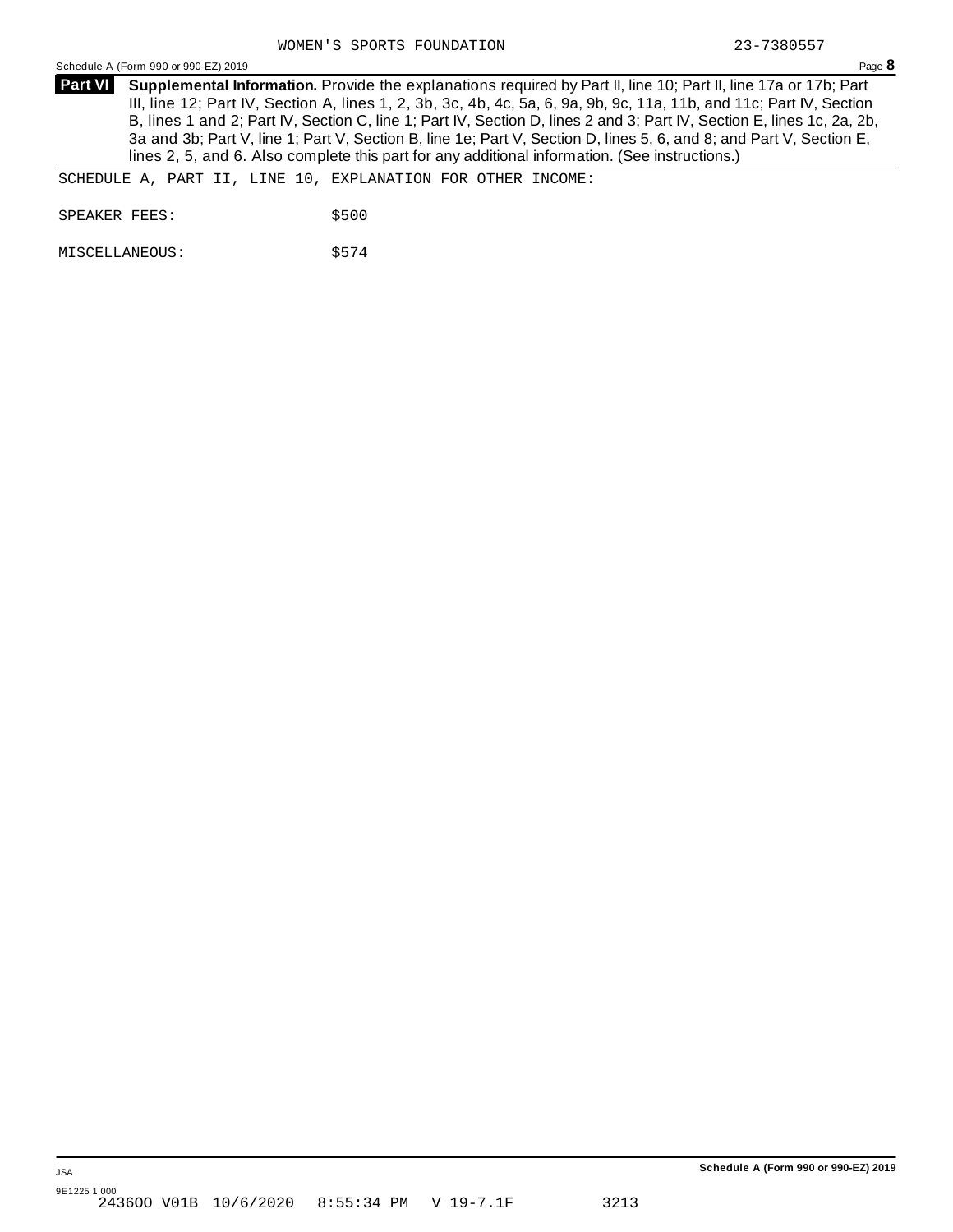WOMEN'S SPORTS FOUNDATION 23-7380557

**Part VI** **Supplemental Information.** Provide the explanations required by Part II, line 10; Part II, line 17a or 17b; Part III, line 12; Part IV, Section A, lines 1, 2, 3b, 3c, 4b, 4c, 5a, 6, 9a, 9b, 9c, 11a, 11b, and 11c; Part IV, Section B, lines 1 and 2; Part IV, Section C, line 1; Part IV, Section D, lines 2 and 3; Part IV, Section E, lines 1c, 2a, 2b, 3a and 3b; Part V, line 1; Part V, Section B, line 1e; Part V, Section D, lines 5, 6, and 8; and Part V, Section E, lines 2, 5, and 6. Also complete this part for any additional information. (See instructions.)

SCHEDULE A, PART II, LINE 10, EXPLANATION FOR OTHER INCOME:

| | |
|---|---|
| SPEAKER FEES: | $500 |
| MISCELLANEOUS: | $574 |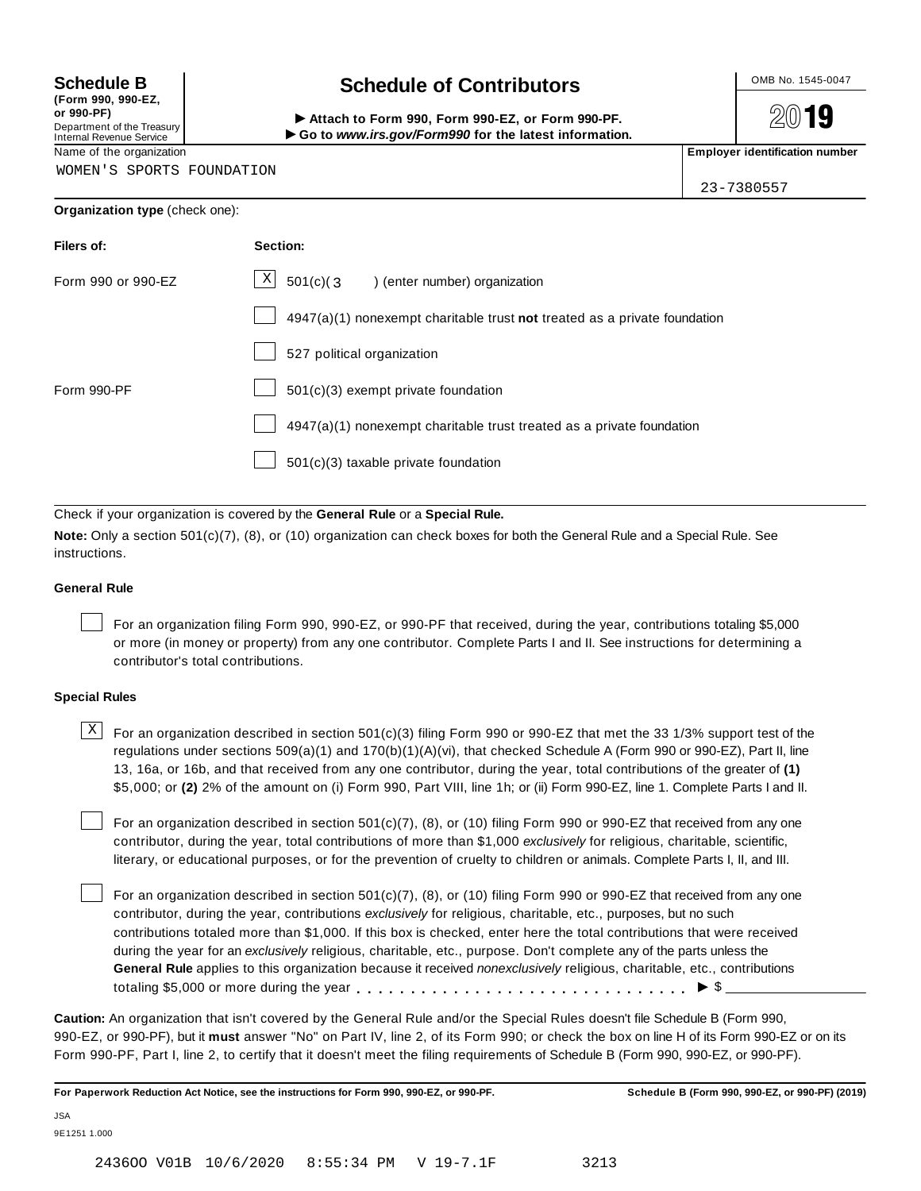**Schedule B**
**(Form 990, 990-EZ, or 990-PF)**
Department of the Treasury
Internal Revenue Service

# Schedule of Contributors

▶ **Attach to Form 990, Form 990-EZ, or Form 990-PF.**
▶ **Go to *www.irs.gov/Form990* for the latest information.**

OMB No. 1545-0047

**2019**

Name of the organization: WOMEN'S SPORTS FOUNDATION

**Employer identification number**: 23-7380557

**Organization type** (check one):

| **Filers of:** | **Section:** |
|---|---|
| Form 990 or 990-EZ | [X] 501(c)( 3 ) (enter number) organization |
| | [ ] 4947(a)(1) nonexempt charitable trust **not** treated as a private foundation |
| | [ ] 527 political organization |
| Form 990-PF | [ ] 501(c)(3) exempt private foundation |
| | [ ] 4947(a)(1) nonexempt charitable trust treated as a private foundation |
| | [ ] 501(c)(3) taxable private foundation |

Check if your organization is covered by the **General Rule** or a **Special Rule.**

**Note:** Only a section 501(c)(7), (8), or (10) organization can check boxes for both the General Rule and a Special Rule. See instructions.

### General Rule

[ ] For an organization filing Form 990, 990-EZ, or 990-PF that received, during the year, contributions totaling $5,000 or more (in money or property) from any one contributor. Complete Parts I and II. See instructions for determining a contributor's total contributions.

### Special Rules

[X] For an organization described in section 501(c)(3) filing Form 990 or 990-EZ that met the 33 1/3% support test of the regulations under sections 509(a)(1) and 170(b)(1)(A)(vi), that checked Schedule A (Form 990 or 990-EZ), Part II, line 13, 16a, or 16b, and that received from any one contributor, during the year, total contributions of the greater of **(1)** $5,000; or **(2)** 2% of the amount on (i) Form 990, Part VIII, line 1h; or (ii) Form 990-EZ, line 1. Complete Parts I and II.

[ ] For an organization described in section 501(c)(7), (8), or (10) filing Form 990 or 990-EZ that received from any one contributor, during the year, total contributions of more than $1,000 *exclusively* for religious, charitable, scientific, literary, or educational purposes, or for the prevention of cruelty to children or animals. Complete Parts I, II, and III.

[ ] For an organization described in section 501(c)(7), (8), or (10) filing Form 990 or 990-EZ that received from any one contributor, during the year, contributions *exclusively* for religious, charitable, etc., purposes, but no such contributions totaled more than $1,000. If this box is checked, enter here the total contributions that were received during the year for an *exclusively* religious, charitable, etc., purpose. Don't complete any of the parts unless the **General Rule** applies to this organization because it received *nonexclusively* religious, charitable, etc., contributions totaling $5,000 or more during the year . . . . . . . . . . . . . . . . . . . . . . . . . . . . . ▶ $ ____________

**Caution:** An organization that isn't covered by the General Rule and/or the Special Rules doesn't file Schedule B (Form 990, 990-EZ, or 990-PF), but it **must** answer "No" on Part IV, line 2, of its Form 990; or check the box on line H of its Form 990-EZ or on its Form 990-PF, Part I, line 2, to certify that it doesn't meet the filing requirements of Schedule B (Form 990, 990-EZ, or 990-PF).

**For Paperwork Reduction Act Notice, see the instructions for Form 990, 990-EZ, or 990-PF.** **Schedule B (Form 990, 990-EZ, or 990-PF) (2019)**

JSA
9E1251 1.000

243600 V01B 10/6/2020 8:55:34 PM V 19-7.1F 3213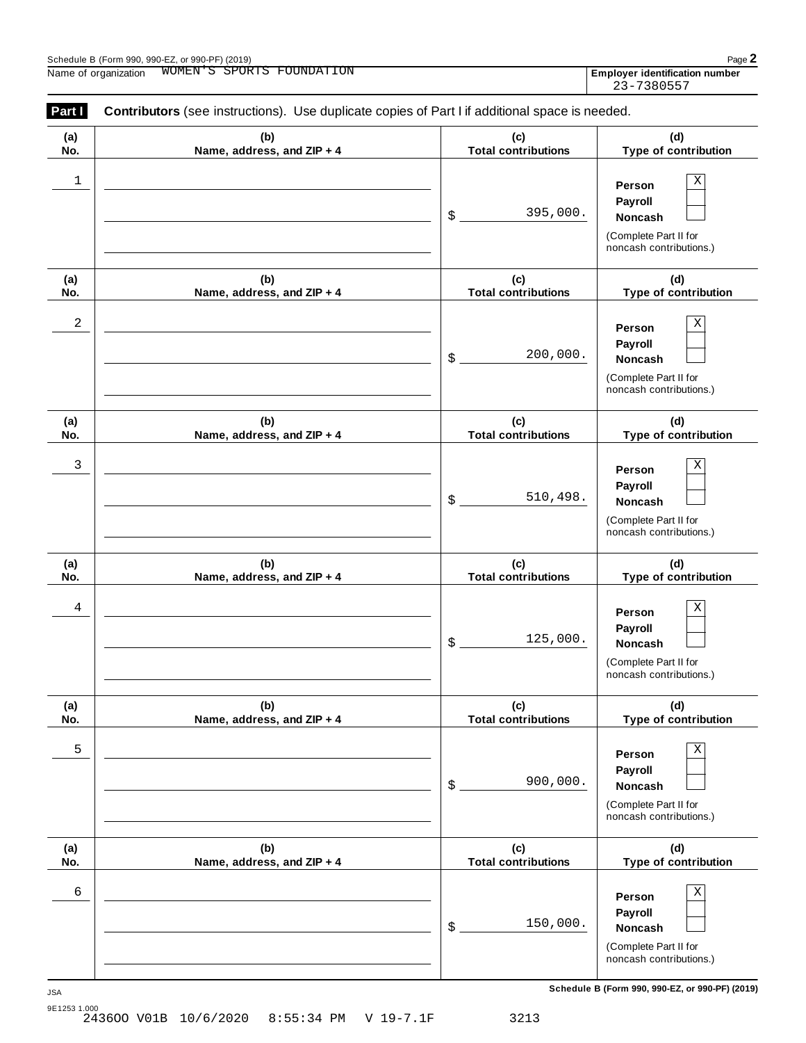Schedule B (Form 990, 990-EZ, or 990-PF) (2019)

Name of organization WOMEN'S SPORTS FOUNDATION

**Employer identification number** 23-7380557

**Part I** **Contributors** (see instructions). Use duplicate copies of Part I if additional space is needed.

| (a) No. | (b) Name, address, and ZIP + 4 | (c) Total contributions | (d) Type of contribution |
|---|---|---|---|
| 1 | | $ 395,000. | Person [X] Payroll [ ] Noncash [ ] (Complete Part II for noncash contributions.) |
| 2 | | $ 200,000. | Person [X] Payroll [ ] Noncash [ ] (Complete Part II for noncash contributions.) |
| 3 | | $ 510,498. | Person [X] Payroll [ ] Noncash [ ] (Complete Part II for noncash contributions.) |
| 4 | | $ 125,000. | Person [X] Payroll [ ] Noncash [ ] (Complete Part II for noncash contributions.) |
| 5 | | $ 900,000. | Person [X] Payroll [ ] Noncash [ ] (Complete Part II for noncash contributions.) |
| 6 | | $ 150,000. | Person [X] Payroll [ ] Noncash [ ] (Complete Part II for noncash contributions.) |

JSA 9E1253 1.000

**Schedule B (Form 990, 990-EZ, or 990-PF) (2019)**

243600 V01B 10/6/2020 8:55:34 PM V 19-7.1F 3213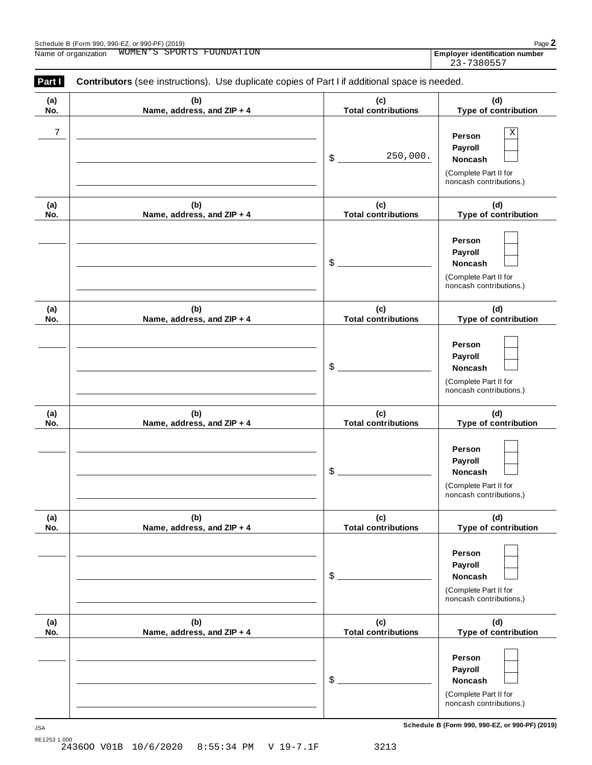Schedule B (Form 990, 990-EZ, or 990-PF) (2019)

Name of organization WOMEN'S SPORTS FOUNDATION

**Employer identification number** 23-7380557

**Part I** **Contributors** (see instructions). Use duplicate copies of Part I if additional space is needed.

| (a) No. | (b) Name, address, and ZIP + 4 | (c) Total contributions | (d) Type of contribution |
|---|---|---|---|
| 7 | | $ 250,000. | Person [X] Payroll [ ] Noncash [ ] (Complete Part II for noncash contributions.) |
| | | $ | Person [ ] Payroll [ ] Noncash [ ] (Complete Part II for noncash contributions.) |
| | | $ | Person [ ] Payroll [ ] Noncash [ ] (Complete Part II for noncash contributions.) |
| | | $ | Person [ ] Payroll [ ] Noncash [ ] (Complete Part II for noncash contributions.) |
| | | $ | Person [ ] Payroll [ ] Noncash [ ] (Complete Part II for noncash contributions.) |
| | | $ | Person [ ] Payroll [ ] Noncash [ ] (Complete Part II for noncash contributions.) |

JSA 9E1253 1.000

**Schedule B (Form 990, 990-EZ, or 990-PF) (2019)**

243600 V01B 10/6/2020 8:55:34 PM V 19-7.1F 3213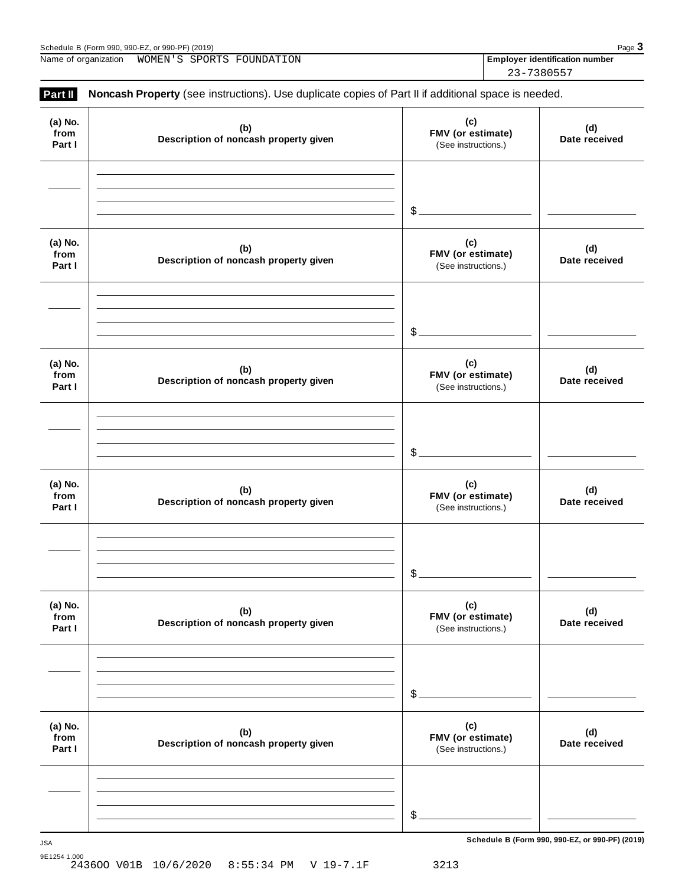Name of organization WOMEN'S SPORTS FOUNDATION

**Employer identification number**
23-7380557

**Part II** **Noncash Property** (see instructions). Use duplicate copies of Part II if additional space is needed.

| (a) No. from Part I | (b) Description of noncash property given | (c) FMV (or estimate) (See instructions.) | (d) Date received |
|---|---|---|---|
| | | $ | |

| (a) No. from Part I | (b) Description of noncash property given | (c) FMV (or estimate) (See instructions.) | (d) Date received |
|---|---|---|---|
| | | $ | |

| (a) No. from Part I | (b) Description of noncash property given | (c) FMV (or estimate) (See instructions.) | (d) Date received |
|---|---|---|---|
| | | $ | |

| (a) No. from Part I | (b) Description of noncash property given | (c) FMV (or estimate) (See instructions.) | (d) Date received |
|---|---|---|---|
| | | $ | |

| (a) No. from Part I | (b) Description of noncash property given | (c) FMV (or estimate) (See instructions.) | (d) Date received |
|---|---|---|---|
| | | $ | |

| (a) No. from Part I | (b) Description of noncash property given | (c) FMV (or estimate) (See instructions.) | (d) Date received |
|---|---|---|---|
| | | $ | |

JSA
9E1254 1.000
243600 V01B 10/6/2020 8:55:34 PM V 19-7.1F 3213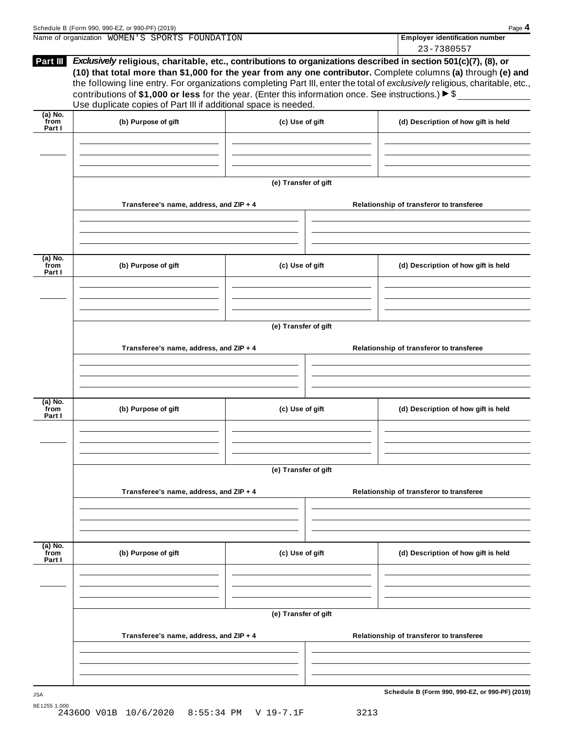Name of organization WOMEN'S SPORTS FOUNDATION

**Employer identification number**
23-7380557

**Part III** ***Exclusively*** **religious, charitable, etc., contributions to organizations described in section 501(c)(7), (8), or (10) that total more than $1,000 for the year from any one contributor.** Complete columns **(a)** through **(e)** and the following line entry. For organizations completing Part III, enter the total of *exclusively* religious, charitable, etc., contributions of **$1,000 or less** for the year. (Enter this information once. See instructions.) ▶ $

Use duplicate copies of Part III if additional space is needed.

| (a) No. from Part I | (b) Purpose of gift | (c) Use of gift | (d) Description of how gift is held |
|---|---|---|---|
| | | | |

**(e) Transfer of gift**

| Transferee's name, address, and ZIP + 4 | Relationship of transferor to transferee |
|---|---|
| | |

| (a) No. from Part I | (b) Purpose of gift | (c) Use of gift | (d) Description of how gift is held |
|---|---|---|---|
| | | | |

**(e) Transfer of gift**

| Transferee's name, address, and ZIP + 4 | Relationship of transferor to transferee |
|---|---|
| | |

| (a) No. from Part I | (b) Purpose of gift | (c) Use of gift | (d) Description of how gift is held |
|---|---|---|---|
| | | | |

**(e) Transfer of gift**

| Transferee's name, address, and ZIP + 4 | Relationship of transferor to transferee |
|---|---|
| | |

| (a) No. from Part I | (b) Purpose of gift | (c) Use of gift | (d) Description of how gift is held |
|---|---|---|---|
| | | | |

**(e) Transfer of gift**

| Transferee's name, address, and ZIP + 4 | Relationship of transferor to transferee |
|---|---|
| | |

JSA
9E1255 1.000
243600 V01B 10/6/2020 8:55:34 PM V 19-7.1F 3213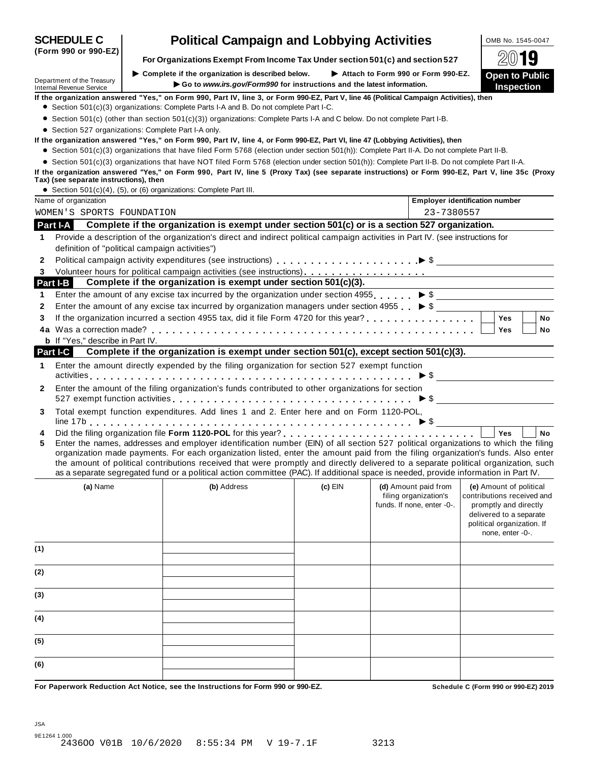# SCHEDULE C (Form 990 or 990-EZ)

# Political Campaign and Lobbying Activities

**For Organizations Exempt From Income Tax Under section 501(c) and section 527**

▶ Complete if the organization is described below. ▶ Attach to Form 990 or Form 990-EZ.

▶ Go to *www.irs.gov/Form990* for instructions and the latest information.

Department of the Treasury
Internal Revenue Service

OMB No. 1545-0047

2019

**Open to Public Inspection**

**If the organization answered "Yes," on Form 990, Part IV, line 3, or Form 990-EZ, Part V, line 46 (Political Campaign Activities), then**

- Section 501(c)(3) organizations: Complete Parts I-A and B. Do not complete Part I-C.
- Section 501(c) (other than section 501(c)(3)) organizations: Complete Parts I-A and C below. Do not complete Part I-B.
- Section 527 organizations: Complete Part I-A only.

**If the organization answered "Yes," on Form 990, Part IV, line 4, or Form 990-EZ, Part VI, line 47 (Lobbying Activities), then**

- Section 501(c)(3) organizations that have filed Form 5768 (election under section 501(h)): Complete Part II-A. Do not complete Part II-B.
- Section 501(c)(3) organizations that have NOT filed Form 5768 (election under section 501(h)): Complete Part II-B. Do not complete Part II-A.

**If the organization answered "Yes," on Form 990, Part IV, line 5 (Proxy Tax) (see separate instructions) or Form 990-EZ, Part V, line 35c (Proxy Tax) (see separate instructions), then**

- Section 501(c)(4), (5), or (6) organizations: Complete Part III.

| Name of organization | Employer identification number |
|---|---|
| WOMEN'S SPORTS FOUNDATION | 23-7380557 |

## Part I-A Complete if the organization is exempt under section 501(c) or is a section 527 organization.

1 Provide a description of the organization's direct and indirect political campaign activities in Part IV. (see instructions for definition of "political campaign activities")

2 Political campaign activity expenditures (see instructions) ▶ $

3 Volunteer hours for political campaign activities (see instructions)

## Part I-B Complete if the organization is exempt under section 501(c)(3).

1 Enter the amount of any excise tax incurred by the organization under section 4955 ▶ $

2 Enter the amount of any excise tax incurred by organization managers under section 4955 ▶ $

3 If the organization incurred a section 4955 tax, did it file Form 4720 for this year? ☐ Yes ☐ No

4a Was a correction made? ☐ Yes ☐ No

b If "Yes," describe in Part IV.

## Part I-C Complete if the organization is exempt under section 501(c), except section 501(c)(3).

1 Enter the amount directly expended by the filing organization for section 527 exempt function activities ▶ $

2 Enter the amount of the filing organization's funds contributed to other organizations for section 527 exempt function activities ▶ $

3 Total exempt function expenditures. Add lines 1 and 2. Enter here and on Form 1120-POL, line 17b ▶ $

4 Did the filing organization file **Form 1120-POL** for this year? ☐ Yes ☐ No

5 Enter the names, addresses and employer identification number (EIN) of all section 527 political organizations to which the filing organization made payments. For each organization listed, enter the amount paid from the filing organization's funds. Also enter the amount of political contributions received that were promptly and directly delivered to a separate political organization, such as a separate segregated fund or a political action committee (PAC). If additional space is needed, provide information in Part IV.

| | (a) Name | (b) Address | (c) EIN | (d) Amount paid from filing organization's funds. If none, enter -0-. | (e) Amount of political contributions received and promptly and directly delivered to a separate political organization. If none, enter -0-. |
|---|---|---|---|---|---|
| (1) | | | | | |
| (2) | | | | | |
| (3) | | | | | |
| (4) | | | | | |
| (5) | | | | | |
| (6) | | | | | |

**For Paperwork Reduction Act Notice, see the Instructions for Form 990 or 990-EZ.** **Schedule C (Form 990 or 990-EZ) 2019**

JSA
9E1264 1.000
243600 V01B 10/6/2020 8:55:34 PM V 19-7.1F 3213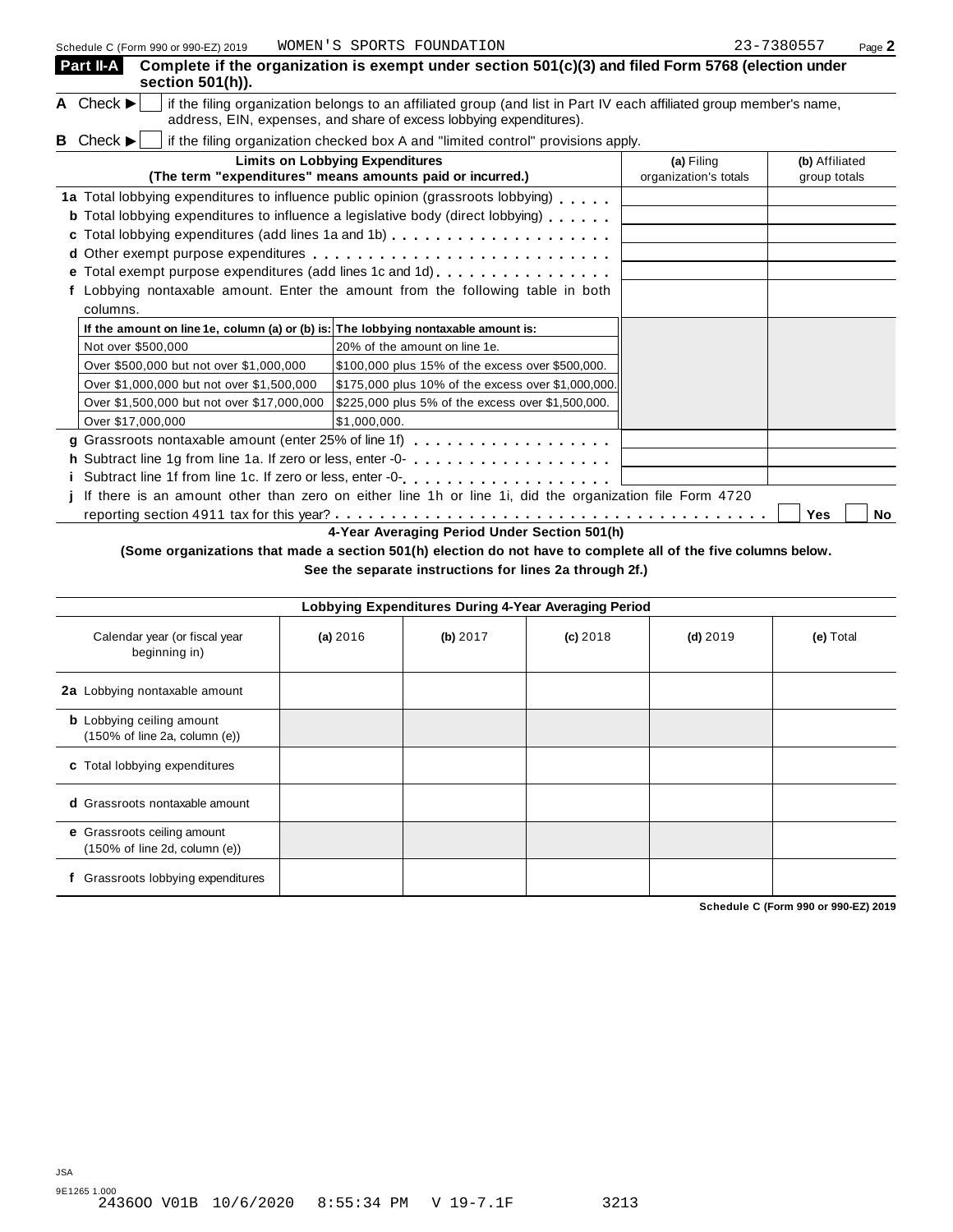Schedule C (Form 990 or 990-EZ) 2019 WOMEN'S SPORTS FOUNDATION 23-7380557 Page **2**

## Part II-A Complete if the organization is exempt under section 501(c)(3) and filed Form 5768 (election under section 501(h)).

**A** Check ▶ ☐ if the filing organization belongs to an affiliated group (and list in Part IV each affiliated group member's name, address, EIN, expenses, and share of excess lobbying expenditures).

**B** Check ▶ ☐ if the filing organization checked box A and "limited control" provisions apply.

| Limits on Lobbying Expenditures (The term "expenditures" means amounts paid or incurred.) | (a) Filing organization's totals | (b) Affiliated group totals |
|---|---|---|
| **1a** Total lobbying expenditures to influence public opinion (grassroots lobbying) | | |
| **b** Total lobbying expenditures to influence a legislative body (direct lobbying) | | |
| **c** Total lobbying expenditures (add lines 1a and 1b) | | |
| **d** Other exempt purpose expenditures | | |
| **e** Total exempt purpose expenditures (add lines 1c and 1d) | | |
| **f** Lobbying nontaxable amount. Enter the amount from the following table in both columns. | | |

| If the amount on line 1e, column (a) or (b) is: | The lobbying nontaxable amount is: |
|---|---|
| Not over $500,000 | 20% of the amount on line 1e. |
| Over $500,000 but not over $1,000,000 | $100,000 plus 15% of the excess over $500,000. |
| Over $1,000,000 but not over $1,500,000 | $175,000 plus 10% of the excess over $1,000,000. |
| Over $1,500,000 but not over $17,000,000 | $225,000 plus 5% of the excess over $1,500,000. |
| Over $17,000,000 | $1,000,000. |

| | (a) Filing organization's totals | (b) Affiliated group totals |
|---|---|---|
| **g** Grassroots nontaxable amount (enter 25% of line 1f) | | |
| **h** Subtract line 1g from line 1a. If zero or less, enter -0- | | |
| **i** Subtract line 1f from line 1c. If zero or less, enter -0- | | |

**j** If there is an amount other than zero on either line 1h or line 1i, did the organization file Form 4720 reporting section 4911 tax for this year? ☐ Yes ☐ No

### 4-Year Averaging Period Under Section 501(h)

**(Some organizations that made a section 501(h) election do not have to complete all of the five columns below. See the separate instructions for lines 2a through 2f.)**

**Lobbying Expenditures During 4-Year Averaging Period**

| Calendar year (or fiscal year beginning in) | (a) 2016 | (b) 2017 | (c) 2018 | (d) 2019 | (e) Total |
|---|---|---|---|---|---|
| **2a** Lobbying nontaxable amount | | | | | |
| **b** Lobbying ceiling amount (150% of line 2a, column (e)) | | | | | |
| **c** Total lobbying expenditures | | | | | |
| **d** Grassroots nontaxable amount | | | | | |
| **e** Grassroots ceiling amount (150% of line 2d, column (e)) | | | | | |
| **f** Grassroots lobbying expenditures | | | | | |

**Schedule C (Form 990 or 990-EZ) 2019**

JSA
9E1265 1.000
2436OO V01B 10/6/2020 8:55:34 PM V 19-7.1F 3213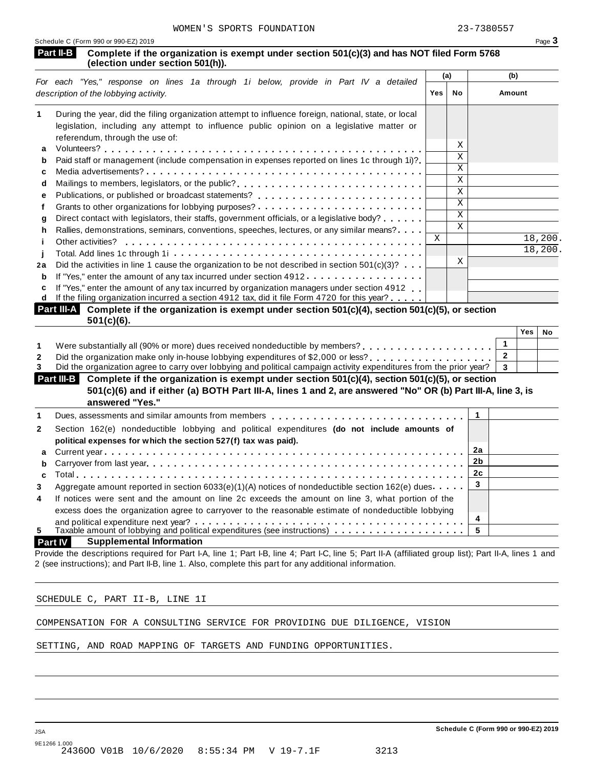WOMEN'S SPORTS FOUNDATION 23-7380557

Schedule C (Form 990 or 990-EZ) 2019

## Part II-B Complete if the organization is exempt under section 501(c)(3) and has NOT filed Form 5768 (election under section 501(h)).

| *For each "Yes," response on lines 1a through 1i below, provide in Part IV a detailed description of the lobbying activity.* | (a) Yes | (a) No | (b) Amount |
|---|---|---|---|
| **1** During the year, did the filing organization attempt to influence foreign, national, state, or local legislation, including any attempt to influence public opinion on a legislative matter or referendum, through the use of: | | | |
| **a** Volunteers? | | X | |
| **b** Paid staff or management (include compensation in expenses reported on lines 1c through 1i)? | | X | |
| **c** Media advertisements? | | X | |
| **d** Mailings to members, legislators, or the public? | | X | |
| **e** Publications, or published or broadcast statements? | | X | |
| **f** Grants to other organizations for lobbying purposes? | | X | |
| **g** Direct contact with legislators, their staffs, government officials, or a legislative body? | | X | |
| **h** Rallies, demonstrations, seminars, conventions, speeches, lectures, or any similar means? | | X | |
| **i** Other activities? | X | | 18,200. |
| **j** Total. Add lines 1c through 1i | | | 18,200. |
| **2a** Did the activities in line 1 cause the organization to be not described in section 501(c)(3)? | | X | |
| **b** If "Yes," enter the amount of any tax incurred under section 4912 | | | |
| **c** If "Yes," enter the amount of any tax incurred by organization managers under section 4912 | | | |
| **d** If the filing organization incurred a section 4912 tax, did it file Form 4720 for this year? | | | |

## Part III-A Complete if the organization is exempt under section 501(c)(4), section 501(c)(5), or section 501(c)(6).

| | | Yes | No |
|---|---|---|---|
| **1** Were substantially all (90% or more) dues received nondeductible by members? | 1 | | |
| **2** Did the organization make only in-house lobbying expenditures of $2,000 or less? | 2 | | |
| **3** Did the organization agree to carry over lobbying and political campaign activity expenditures from the prior year? | 3 | | |

## Part III-B Complete if the organization is exempt under section 501(c)(4), section 501(c)(5), or section 501(c)(6) and if either (a) BOTH Part III-A, lines 1 and 2, are answered "No" OR (b) Part III-A, line 3, is answered "Yes."

| | | |
|---|---|---|
| **1** Dues, assessments and similar amounts from members | 1 | |
| **2** Section 162(e) nondeductible lobbying and political expenditures **(do not include amounts of political expenses for which the section 527(f) tax was paid).** | | |
| **a** Current year | 2a | |
| **b** Carryover from last year | 2b | |
| **c** Total | 2c | |
| **3** Aggregate amount reported in section 6033(e)(1)(A) notices of nondeductible section 162(e) dues | 3 | |
| **4** If notices were sent and the amount on line 2c exceeds the amount on line 3, what portion of the excess does the organization agree to carryover to the reasonable estimate of nondeductible lobbying and political expenditure next year? | 4 | |
| **5** Taxable amount of lobbying and political expenditures (see instructions) | 5 | |

## Part IV Supplemental Information

Provide the descriptions required for Part I-A, line 1; Part I-B, line 4; Part I-C, line 5; Part II-A (affiliated group list); Part II-A, lines 1 and 2 (see instructions); and Part II-B, line 1. Also, complete this part for any additional information.

SCHEDULE C, PART II-B, LINE 1I

COMPENSATION FOR A CONSULTING SERVICE FOR PROVIDING DUE DILIGENCE, VISION SETTING, AND ROAD MAPPING OF TARGETS AND FUNDING OPPORTUNITIES.

Schedule C (Form 990 or 990-EZ) 2019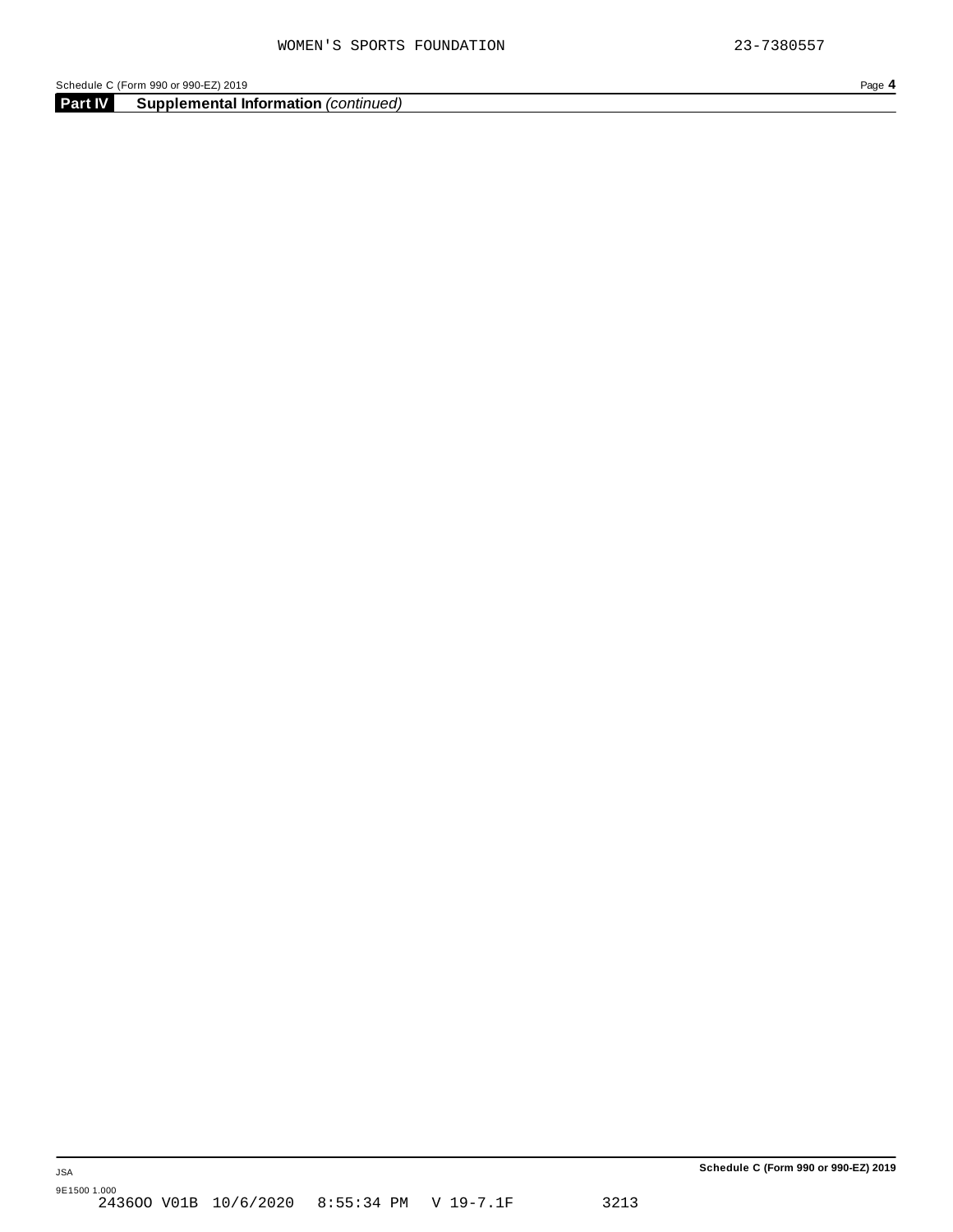## Part IV Supplemental Information *(continued)*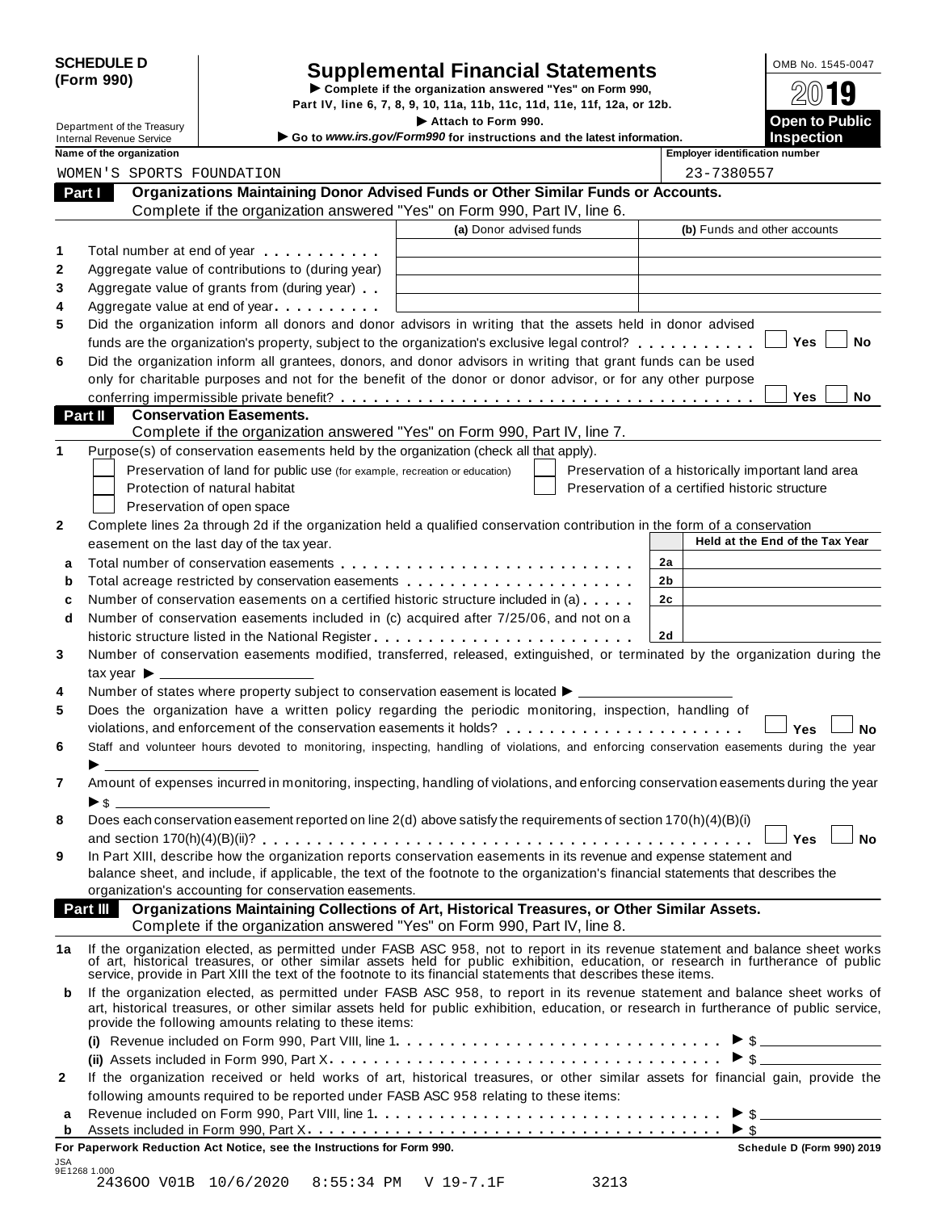**SCHEDULE D (Form 990)**

Department of the Treasury
Internal Revenue Service

# Supplemental Financial Statements

▶ Complete if the organization answered "Yes" on Form 990, Part IV, line 6, 7, 8, 9, 10, 11a, 11b, 11c, 11d, 11e, 11f, 12a, or 12b.

▶ Attach to Form 990.

▶ Go to *www.irs.gov/Form990* for instructions and the latest information.

OMB No. 1545-0047

**2019**

**Open to Public Inspection**

| Name of the organization | Employer identification number |
|---|---|
| WOMEN'S SPORTS FOUNDATION | 23-7380557 |

## Part I Organizations Maintaining Donor Advised Funds or Other Similar Funds or Accounts.

Complete if the organization answered "Yes" on Form 990, Part IV, line 6.

| | | (a) Donor advised funds | (b) Funds and other accounts |
|---|---|---|---|
| 1 | Total number at end of year | | |
| 2 | Aggregate value of contributions to (during year) | | |
| 3 | Aggregate value of grants from (during year) | | |
| 4 | Aggregate value at end of year | | |

5 Did the organization inform all donors and donor advisors in writing that the assets held in donor advised funds are the organization's property, subject to the organization's exclusive legal control? ☐ Yes ☐ No

6 Did the organization inform all grantees, donors, and donor advisors in writing that grant funds can be used only for charitable purposes and not for the benefit of the donor or donor advisor, or for any other purpose conferring impermissible private benefit? ☐ Yes ☐ No

## Part II Conservation Easements.

Complete if the organization answered "Yes" on Form 990, Part IV, line 7.

1 Purpose(s) of conservation easements held by the organization (check all that apply).

- ☐ Preservation of land for public use (for example, recreation or education)
- ☐ Protection of natural habitat
- ☐ Preservation of open space
- ☐ Preservation of a historically important land area
- ☐ Preservation of a certified historic structure

2 Complete lines 2a through 2d if the organization held a qualified conservation contribution in the form of a conservation easement on the last day of the tax year.

| | | | Held at the End of the Tax Year |
|---|---|---|---|
| a | Total number of conservation easements | 2a | |
| b | Total acreage restricted by conservation easements | 2b | |
| c | Number of conservation easements on a certified historic structure included in (a) | 2c | |
| d | Number of conservation easements included in (c) acquired after 7/25/06, and not on a historic structure listed in the National Register | 2d | |

3 Number of conservation easements modified, transferred, released, extinguished, or terminated by the organization during the tax year ▶ ____________

4 Number of states where property subject to conservation easement is located ▶ ____________

5 Does the organization have a written policy regarding the periodic monitoring, inspection, handling of violations, and enforcement of the conservation easements it holds? ☐ Yes ☐ No

6 Staff and volunteer hours devoted to monitoring, inspecting, handling of violations, and enforcing conservation easements during the year ▶ ____________

7 Amount of expenses incurred in monitoring, inspecting, handling of violations, and enforcing conservation easements during the year ▶ $ ____________

8 Does each conservation easement reported on line 2(d) above satisfy the requirements of section 170(h)(4)(B)(i) and section 170(h)(4)(B)(ii)? ☐ Yes ☐ No

9 In Part XIII, describe how the organization reports conservation easements in its revenue and expense statement and balance sheet, and include, if applicable, the text of the footnote to the organization's financial statements that describes the organization's accounting for conservation easements.

## Part III Organizations Maintaining Collections of Art, Historical Treasures, or Other Similar Assets.

Complete if the organization answered "Yes" on Form 990, Part IV, line 8.

1a If the organization elected, as permitted under FASB ASC 958, not to report in its revenue statement and balance sheet works of art, historical treasures, or other similar assets held for public exhibition, education, or research in furtherance of public service, provide in Part XIII the text of the footnote to its financial statements that describes these items.

b If the organization elected, as permitted under FASB ASC 958, to report in its revenue statement and balance sheet works of art, historical treasures, or other similar assets held for public exhibition, education, or research in furtherance of public service, provide the following amounts relating to these items:

(i) Revenue included on Form 990, Part VIII, line 1 ▶ $ ____________

(ii) Assets included in Form 990, Part X ▶ $ ____________

2 If the organization received or held works of art, historical treasures, or other similar assets for financial gain, provide the following amounts required to be reported under FASB ASC 958 relating to these items:

a Revenue included on Form 990, Part VIII, line 1 ▶ $ ____________

b Assets included in Form 990, Part X ▶ $ ____________

**For Paperwork Reduction Act Notice, see the Instructions for Form 990.** **Schedule D (Form 990) 2019**

JSA
9E1268 1.000
2436OO V01B 10/6/2020 8:55:34 PM V 19-7.1F 3213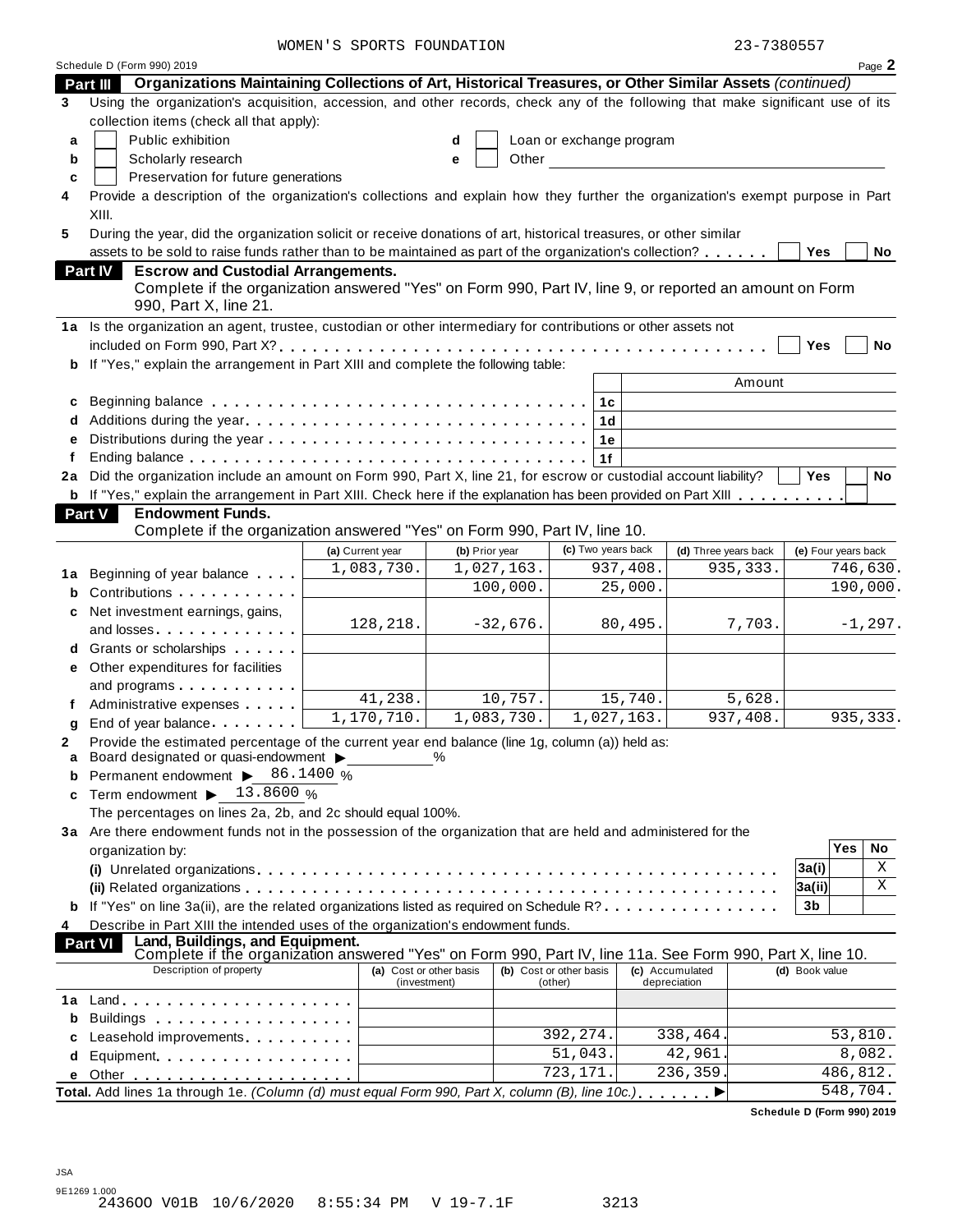WOMEN'S SPORTS FOUNDATION 23-7380557

Schedule D (Form 990) 2019 Page **2**

**Part III** **Organizations Maintaining Collections of Art, Historical Treasures, or Other Similar Assets** *(continued)*

**3** Using the organization's acquisition, accession, and other records, check any of the following that make significant use of its collection items (check all that apply):

- **a** ☐ Public exhibition
- **b** ☐ Scholarly research
- **c** ☐ Preservation for future generations
- **d** ☐ Loan or exchange program
- **e** ☐ Other

**4** Provide a description of the organization's collections and explain how they further the organization's exempt purpose in Part XIII.

**5** During the year, did the organization solicit or receive donations of art, historical treasures, or other similar assets to be sold to raise funds rather than to be maintained as part of the organization's collection? ☐ Yes ☐ No

**Part IV** **Escrow and Custodial Arrangements.**
Complete if the organization answered "Yes" on Form 990, Part IV, line 9, or reported an amount on Form 990, Part X, line 21.

**1a** Is the organization an agent, trustee, custodian or other intermediary for contributions or other assets not included on Form 990, Part X? ☐ Yes ☐ No

**b** If "Yes," explain the arrangement in Part XIII and complete the following table:

| | | | Amount |
|---|---|---|---|
| **c** | Beginning balance | 1c | |
| **d** | Additions during the year | 1d | |
| **e** | Distributions during the year | 1e | |
| **f** | Ending balance | 1f | |

**2a** Did the organization include an amount on Form 990, Part X, line 21, for escrow or custodial account liability? ☐ Yes ☐ No

**b** If "Yes," explain the arrangement in Part XIII. Check here if the explanation has been provided on Part XIII ☐

**Part V** **Endowment Funds.**
Complete if the organization answered "Yes" on Form 990, Part IV, line 10.

| | | (a) Current year | (b) Prior year | (c) Two years back | (d) Three years back | (e) Four years back |
|---|---|---|---|---|---|---|
| **1a** | Beginning of year balance | 1,083,730. | 1,027,163. | 937,408. | 935,333. | 746,630. |
| **b** | Contributions | | 100,000. | 25,000. | | 190,000. |
| **c** | Net investment earnings, gains, and losses | 128,218. | -32,676. | 80,495. | 7,703. | -1,297. |
| **d** | Grants or scholarships | | | | | |
| **e** | Other expenditures for facilities and programs | | | | | |
| **f** | Administrative expenses | 41,238. | 10,757. | 15,740. | 5,628. | |
| **g** | End of year balance | 1,170,710. | 1,083,730. | 1,027,163. | 937,408. | 935,333. |

**2** Provide the estimated percentage of the current year end balance (line 1g, column (a)) held as:

- **a** Board designated or quasi-endowment ▶ ______ %
- **b** Permanent endowment ▶ 86.1400 %
- **c** Term endowment ▶ 13.8600 %

The percentages on lines 2a, 2b, and 2c should equal 100%.

**3a** Are there endowment funds not in the possession of the organization that are held and administered for the organization by:

| | | | Yes | No |
|---|---|---|---|---|
| | **(i)** Unrelated organizations | 3a(i) | | X |
| | **(ii)** Related organizations | 3a(ii) | | X |
| **b** | If "Yes" on line 3a(ii), are the related organizations listed as required on Schedule R? | 3b | | |

**4** Describe in Part XIII the intended uses of the organization's endowment funds.

**Part VI** **Land, Buildings, and Equipment.**
Complete if the organization answered "Yes" on Form 990, Part IV, line 11a. See Form 990, Part X, line 10.

| | Description of property | (a) Cost or other basis (investment) | (b) Cost or other basis (other) | (c) Accumulated depreciation | (d) Book value |
|---|---|---|---|---|---|
| **1a** | Land | | | | |
| **b** | Buildings | | | | |
| **c** | Leasehold improvements | | 392,274. | 338,464. | 53,810. |
| **d** | Equipment | | 51,043. | 42,961. | 8,082. |
| **e** | Other | | 723,171. | 236,359. | 486,812. |
| **Total.** | Add lines 1a through 1e. *(Column (d) must equal Form 990, Part X, column (B), line 10c.)* ▶ | | | | 548,704. |

**Schedule D (Form 990) 2019**

JSA
9E1269 1.000
2436OO V01B 10/6/2020 8:55:34 PM V 19-7.1F 3213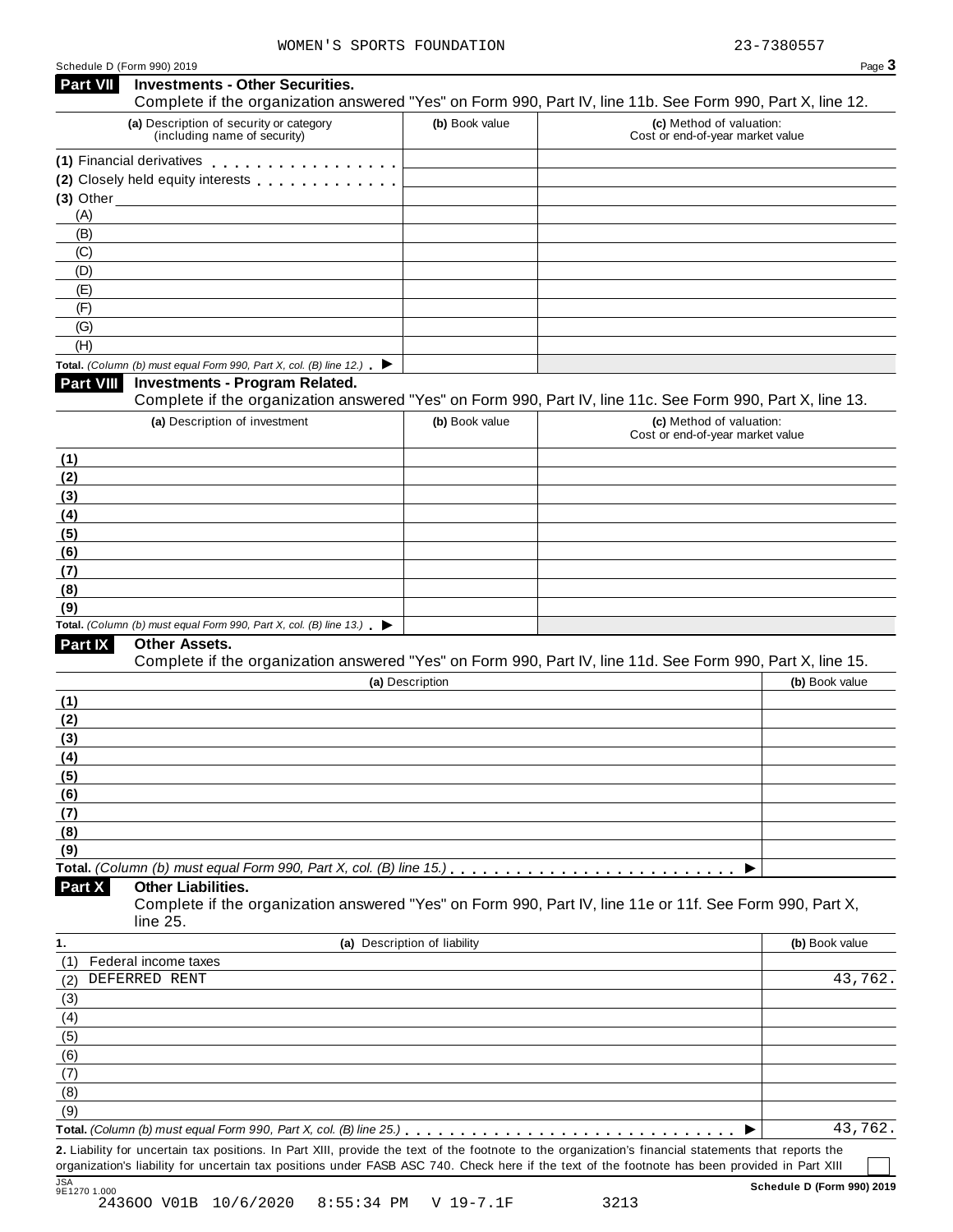WOMEN'S SPORTS FOUNDATION 23-7380557

Schedule D (Form 990) 2019

## Part VII Investments - Other Securities.

Complete if the organization answered "Yes" on Form 990, Part IV, line 11b. See Form 990, Part X, line 12.

| (a) Description of security or category (including name of security) | (b) Book value | (c) Method of valuation: Cost or end-of-year market value |
|---|---|---|
| (1) Financial derivatives | | |
| (2) Closely held equity interests | | |
| (3) Other | | |
| (A) | | |
| (B) | | |
| (C) | | |
| (D) | | |
| (E) | | |
| (F) | | |
| (G) | | |
| (H) | | |
| **Total.** *(Column (b) must equal Form 990, Part X, col. (B) line 12.)* ▶ | | |

## Part VIII Investments - Program Related.

Complete if the organization answered "Yes" on Form 990, Part IV, line 11c. See Form 990, Part X, line 13.

| (a) Description of investment | (b) Book value | (c) Method of valuation: Cost or end-of-year market value |
|---|---|---|
| (1) | | |
| (2) | | |
| (3) | | |
| (4) | | |
| (5) | | |
| (6) | | |
| (7) | | |
| (8) | | |
| (9) | | |
| **Total.** *(Column (b) must equal Form 990, Part X, col. (B) line 13.)* ▶ | | |

## Part IX Other Assets.

Complete if the organization answered "Yes" on Form 990, Part IV, line 11d. See Form 990, Part X, line 15.

| (a) Description | (b) Book value |
|---|---|
| (1) | |
| (2) | |
| (3) | |
| (4) | |
| (5) | |
| (6) | |
| (7) | |
| (8) | |
| (9) | |
| **Total.** *(Column (b) must equal Form 990, Part X, col. (B) line 15.)* ▶ | |

## Part X Other Liabilities.

Complete if the organization answered "Yes" on Form 990, Part IV, line 11e or 11f. See Form 990, Part X, line 25.

| 1. (a) Description of liability | (b) Book value |
|---|---|
| (1) Federal income taxes | |
| (2) DEFERRED RENT | 43,762. |
| (3) | |
| (4) | |
| (5) | |
| (6) | |
| (7) | |
| (8) | |
| (9) | |
| **Total.** *(Column (b) must equal Form 990, Part X, col. (B) line 25.)* ▶ | 43,762. |

**2.** Liability for uncertain tax positions. In Part XIII, provide the text of the footnote to the organization's financial statements that reports the organization's liability for uncertain tax positions under FASB ASC 740. Check here if the text of the footnote has been provided in Part XIII ☐

JSA 9E1270 1.000

Schedule D (Form 990) 2019

243600 V01B 10/6/2020 8:55:34 PM V 19-7.1F 3213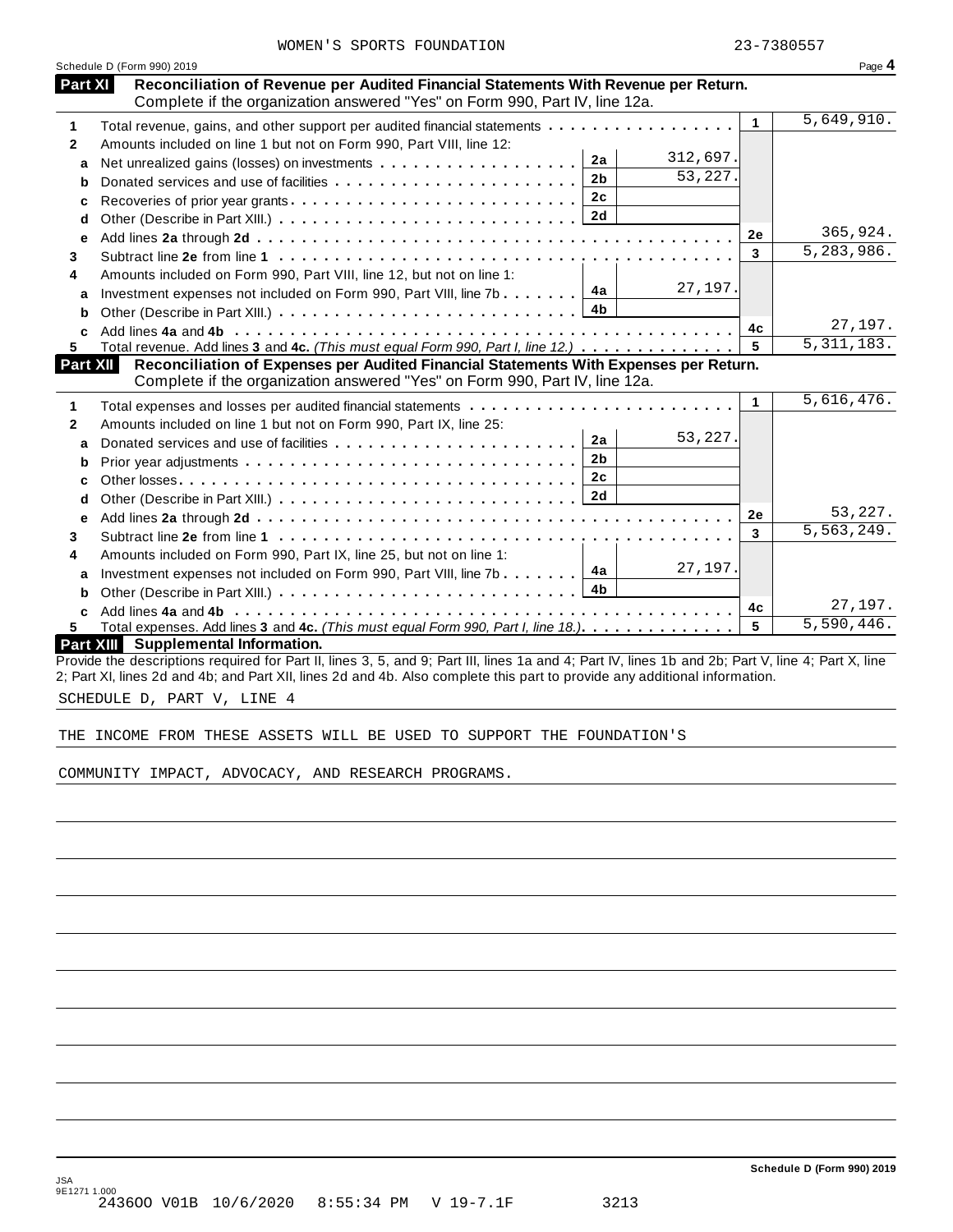WOMEN'S SPORTS FOUNDATION 23-7380557

Schedule D (Form 990) 2019 Page **4**

## Part XI Reconciliation of Revenue per Audited Financial Statements With Revenue per Return.

Complete if the organization answered "Yes" on Form 990, Part IV, line 12a.

| | | | | | |
|---|---|---|---|---|---|
| **1** | Total revenue, gains, and other support per audited financial statements | | | 1 | 5,649,910. |
| **2** | Amounts included on line 1 but not on Form 990, Part VIII, line 12: | | | | |
| a | Net unrealized gains (losses) on investments | 2a | 312,697. | | |
| b | Donated services and use of facilities | 2b | 53,227. | | |
| c | Recoveries of prior year grants | 2c | | | |
| d | Other (Describe in Part XIII.) | 2d | | | |
| e | Add lines **2a** through **2d** | | | 2e | 365,924. |
| **3** | Subtract line **2e** from line **1** | | | 3 | 5,283,986. |
| **4** | Amounts included on Form 990, Part VIII, line 12, but not on line 1: | | | | |
| a | Investment expenses not included on Form 990, Part VIII, line 7b | 4a | 27,197. | | |
| b | Other (Describe in Part XIII.) | 4b | | | |
| c | Add lines **4a** and **4b** | | | 4c | 27,197. |
| **5** | Total revenue. Add lines **3** and **4c.** *(This must equal Form 990, Part I, line 12.)* | | | 5 | 5,311,183. |

## Part XII Reconciliation of Expenses per Audited Financial Statements With Expenses per Return.

Complete if the organization answered "Yes" on Form 990, Part IV, line 12a.

| | | | | | |
|---|---|---|---|---|---|
| **1** | Total expenses and losses per audited financial statements | | | 1 | 5,616,476. |
| **2** | Amounts included on line 1 but not on Form 990, Part IX, line 25: | | | | |
| a | Donated services and use of facilities | 2a | 53,227. | | |
| b | Prior year adjustments | 2b | | | |
| c | Other losses | 2c | | | |
| d | Other (Describe in Part XIII.) | 2d | | | |
| e | Add lines **2a** through **2d** | | | 2e | 53,227. |
| **3** | Subtract line **2e** from line **1** | | | 3 | 5,563,249. |
| **4** | Amounts included on Form 990, Part IX, line 25, but not on line 1: | | | | |
| a | Investment expenses not included on Form 990, Part VIII, line 7b | 4a | 27,197. | | |
| b | Other (Describe in Part XIII.) | 4b | | | |
| c | Add lines **4a** and **4b** | | | 4c | 27,197. |
| **5** | Total expenses. Add lines **3** and **4c.** *(This must equal Form 990, Part I, line 18.)* | | | 5 | 5,590,446. |

## Part XIII Supplemental Information.

Provide the descriptions required for Part II, lines 3, 5, and 9; Part III, lines 1a and 4; Part IV, lines 1b and 2b; Part V, line 4; Part X, line 2; Part XI, lines 2d and 4b; and Part XII, lines 2d and 4b. Also complete this part to provide any additional information.

SCHEDULE D, PART V, LINE 4

THE INCOME FROM THESE ASSETS WILL BE USED TO SUPPORT THE FOUNDATION'S

COMMUNITY IMPACT, ADVOCACY, AND RESEARCH PROGRAMS.

**Schedule D (Form 990) 2019**

JSA
9E1271 1.000
2436OO V01B 10/6/2020 8:55:34 PM V 19-7.1F 3213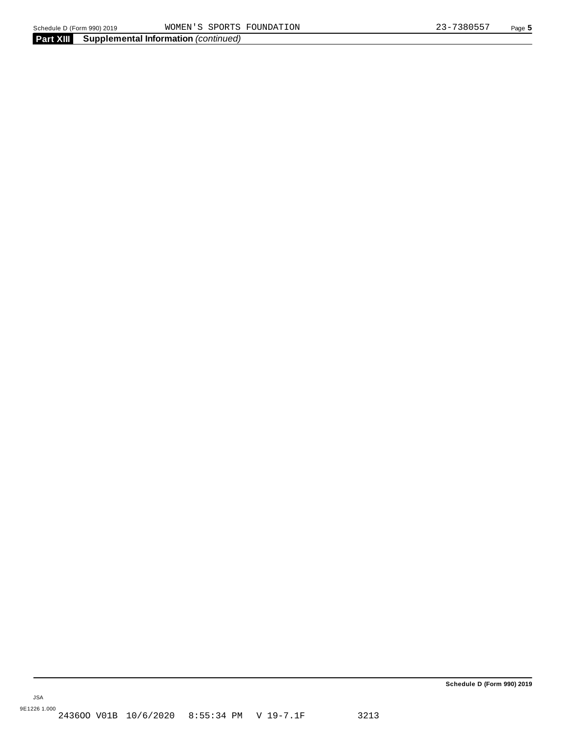**Part XIII** **Supplemental Information** *(continued)*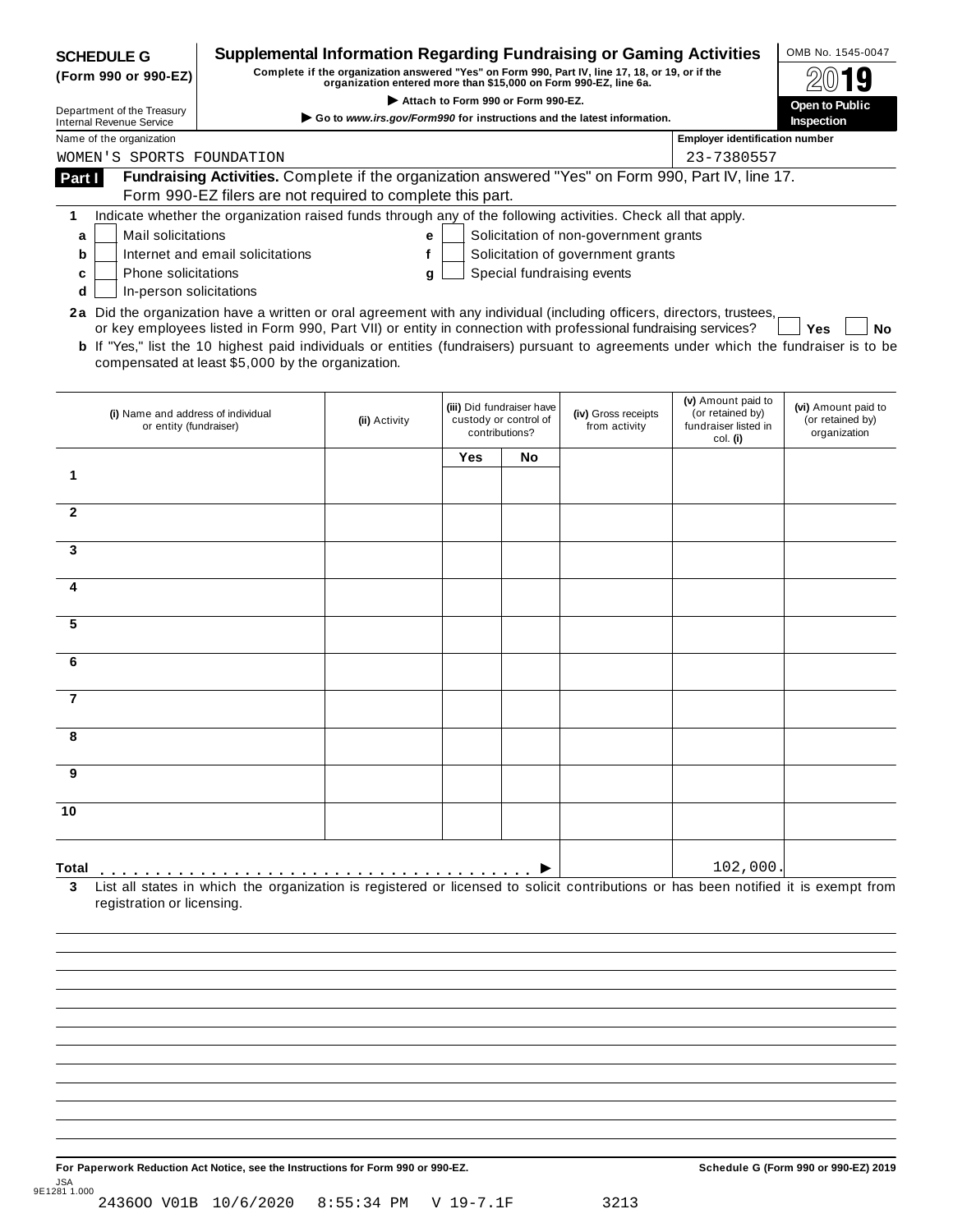**SCHEDULE G (Form 990 or 990-EZ)**

Department of the Treasury
Internal Revenue Service

# Supplemental Information Regarding Fundraising or Gaming Activities

**Complete if the organization answered "Yes" on Form 990, Part IV, line 17, 18, or 19, or if the organization entered more than $15,000 on Form 990-EZ, line 6a.**

▶ Attach to Form 990 or Form 990-EZ.

▶ Go to *www.irs.gov/Form990* for instructions and the latest information.

OMB No. 1545-0047

**2019**

**Open to Public Inspection**

Name of the organization: WOMEN'S SPORTS FOUNDATION

Employer identification number: 23-7380557

## Part I Fundraising Activities.

Complete if the organization answered "Yes" on Form 990, Part IV, line 17. Form 990-EZ filers are not required to complete this part.

**1** Indicate whether the organization raised funds through any of the following activities. Check all that apply.

- **a** ☐ Mail solicitations
- **b** ☐ Internet and email solicitations
- **c** ☐ Phone solicitations
- **d** ☐ In-person solicitations
- **e** ☐ Solicitation of non-government grants
- **f** ☐ Solicitation of government grants
- **g** ☐ Special fundraising events

**2a** Did the organization have a written or oral agreement with any individual (including officers, directors, trustees, or key employees listed in Form 990, Part VII) or entity in connection with professional fundraising services? ☐ **Yes** ☐ **No**

**b** If "Yes," list the 10 highest paid individuals or entities (fundraisers) pursuant to agreements under which the fundraiser is to be compensated at least $5,000 by the organization.

| | (i) Name and address of individual or entity (fundraiser) | (ii) Activity | (iii) Did fundraiser have custody or control of contributions? Yes | No | (iv) Gross receipts from activity | (v) Amount paid to (or retained by) fundraiser listed in col. (i) | (vi) Amount paid to (or retained by) organization |
|---|---|---|---|---|---|---|---|
| 1 | | | | | | | |
| 2 | | | | | | | |
| 3 | | | | | | | |
| 4 | | | | | | | |
| 5 | | | | | | | |
| 6 | | | | | | | |
| 7 | | | | | | | |
| 8 | | | | | | | |
| 9 | | | | | | | |
| 10 | | | | | | | |
| **Total** ▶ | | | | | | 102,000. | |

**3** List all states in which the organization is registered or licensed to solicit contributions or has been notified it is exempt from registration or licensing.

**For Paperwork Reduction Act Notice, see the Instructions for Form 990 or 990-EZ.**

**Schedule G (Form 990 or 990-EZ) 2019**

JSA
9E1281 1.000

243600 V01B 10/6/2020 8:55:34 PM V 19-7.1F 3213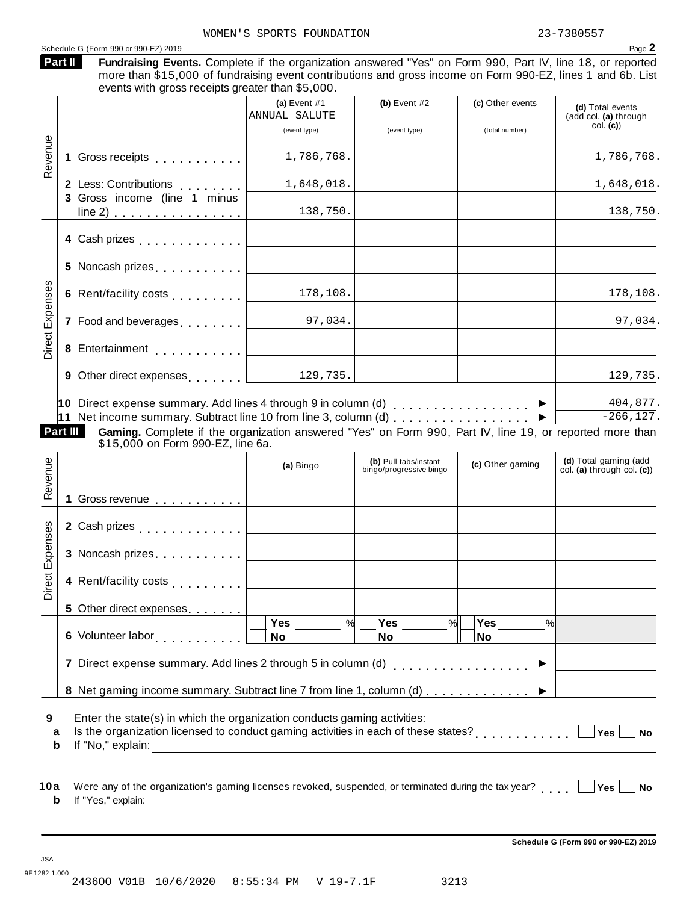WOMEN'S SPORTS FOUNDATION 23-7380557

Schedule G (Form 990 or 990-EZ) 2019

**Part II** **Fundraising Events.** Complete if the organization answered "Yes" on Form 990, Part IV, line 18, or reported more than $15,000 of fundraising event contributions and gross income on Form 990-EZ, lines 1 and 6b. List events with gross receipts greater than $5,000.

| | | (a) Event #1 ANNUAL SALUTE (event type) | (b) Event #2 (event type) | (c) Other events (total number) | (d) Total events (add col. (a) through col. (c)) |
|---|---|---|---|---|---|
| Revenue | 1 Gross receipts | 1,786,768. | | | 1,786,768. |
| | 2 Less: Contributions | 1,648,018. | | | 1,648,018. |
| | 3 Gross income (line 1 minus line 2) | 138,750. | | | 138,750. |
| Direct Expenses | 4 Cash prizes | | | | |
| | 5 Noncash prizes | | | | |
| | 6 Rent/facility costs | 178,108. | | | 178,108. |
| | 7 Food and beverages | 97,034. | | | 97,034. |
| | 8 Entertainment | | | | |
| | 9 Other direct expenses | 129,735. | | | 129,735. |
| | 10 Direct expense summary. Add lines 4 through 9 in column (d) | | | | 404,877. |
| | 11 Net income summary. Subtract line 10 from line 3, column (d) | | | | -266,127. |

**Part III** **Gaming.** Complete if the organization answered "Yes" on Form 990, Part IV, line 19, or reported more than $15,000 on Form 990-EZ, line 6a.

| | | (a) Bingo | (b) Pull tabs/instant bingo/progressive bingo | (c) Other gaming | (d) Total gaming (add col. (a) through col. (c)) |
|---|---|---|---|---|---|
| Revenue | 1 Gross revenue | | | | |
| Direct Expenses | 2 Cash prizes | | | | |
| | 3 Noncash prizes | | | | |
| | 4 Rent/facility costs | | | | |
| | 5 Other direct expenses | | | | |
| | 6 Volunteer labor | Yes ___ % / No | Yes ___ % / No | Yes ___ % / No | |
| | 7 Direct expense summary. Add lines 2 through 5 in column (d) | | | | |
| | 8 Net gaming income summary. Subtract line 7 from line 1, column (d) | | | | |

**9** Enter the state(s) in which the organization conducts gaming activities: ______

**a** Is the organization licensed to conduct gaming activities in each of these states? Yes / No

**b** If "No," explain: ______

**10a** Were any of the organization's gaming licenses revoked, suspended, or terminated during the tax year? Yes / No

**b** If "Yes," explain: ______

Schedule G (Form 990 or 990-EZ) 2019

JSA 9E1282 1.000
243600 V01B 10/6/2020 8:55:34 PM V 19-7.1F 3213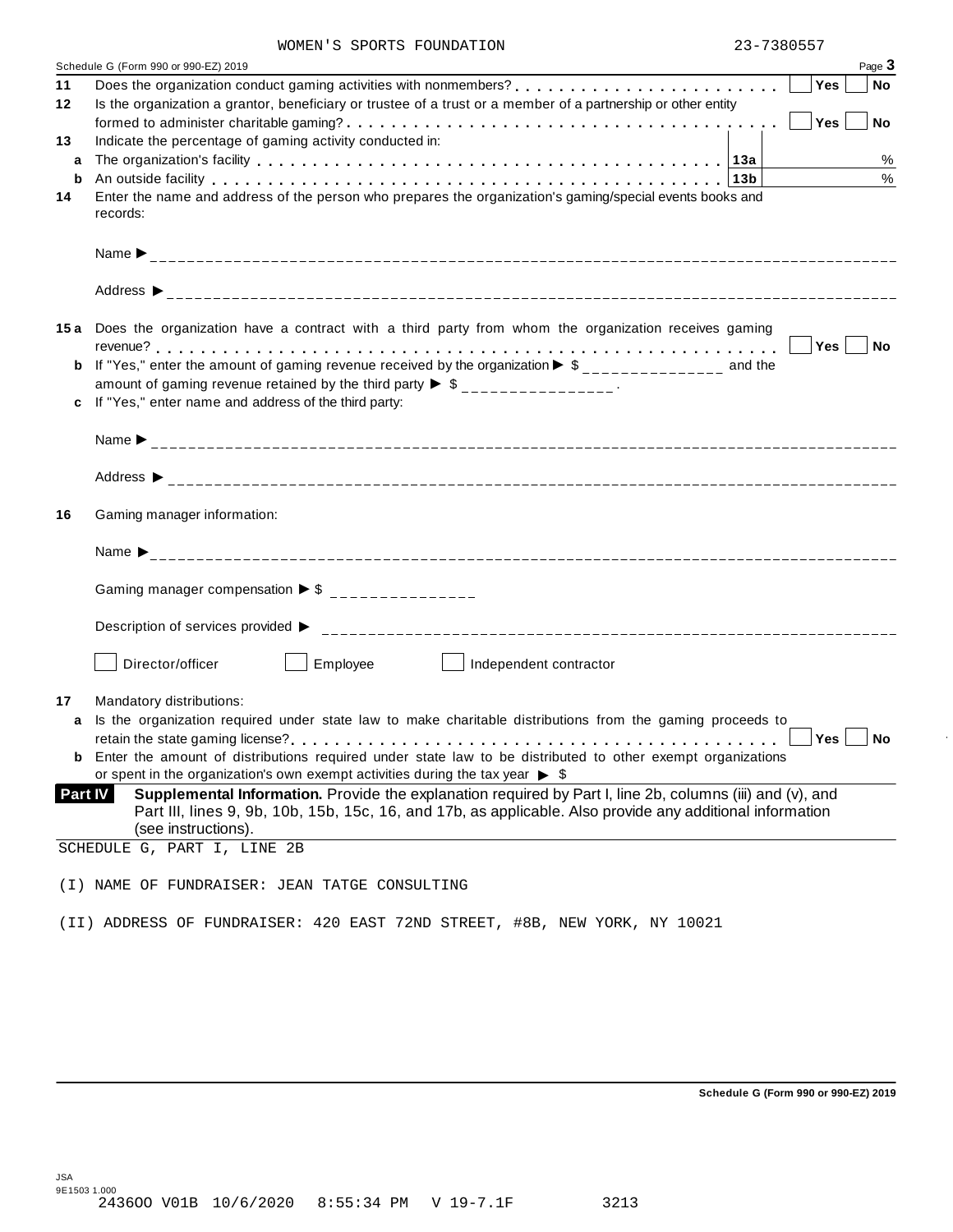WOMEN'S SPORTS FOUNDATION 23-7380557

Schedule G (Form 990 or 990-EZ) 2019 Page **3**

**11** Does the organization conduct gaming activities with nonmembers? . . . . . . . . . . . . . . . . . . . . . . . . [ ] Yes [ ] No

**12** Is the organization a grantor, beneficiary or trustee of a trust or a member of a partnership or other entity formed to administer charitable gaming? . . . . . . . . . . . . . . . . . . . . . . . . . . . . . . . . . . . . [ ] Yes [ ] No

**13** Indicate the percentage of gaming activity conducted in:

**a** The organization's facility . . . . . . . . . . . . . . . . . . . . . . . . . . . . . . . . . . . . **13a** %

**b** An outside facility . . . . . . . . . . . . . . . . . . . . . . . . . . . . . . . . . . . . . . . . . . **13b** %

**14** Enter the name and address of the person who prepares the organization's gaming/special events books and records:

Name ▶ ______________________________

Address ▶ ______________________________

**15a** Does the organization have a contract with a third party from whom the organization receives gaming revenue? . . . . . . . . . . . . . . . . . . . . . . . . . . . . . . . . . . . . . . . . . . . . . . . . . . . [ ] Yes [ ] No

**b** If "Yes," enter the amount of gaming revenue received by the organization ▶ $ ________________ and the amount of gaming revenue retained by the third party ▶ $ ________________.

**c** If "Yes," enter name and address of the third party:

Name ▶ ______________________________

Address ▶ ______________________________

**16** Gaming manager information:

Name ▶ ______________________________

Gaming manager compensation ▶ $ ________________

Description of services provided ▶ ______________________________

[ ] Director/officer [ ] Employee [ ] Independent contractor

**17** Mandatory distributions:

**a** Is the organization required under state law to make charitable distributions from the gaming proceeds to retain the state gaming license? . . . . . . . . . . . . . . . . . . . . . . . . . . . . . . . . . . . . . . . . . [ ] Yes [ ] No

**b** Enter the amount of distributions required under state law to be distributed to other exempt organizations or spent in the organization's own exempt activities during the tax year ▶ $

**Part IV** **Supplemental Information.** Provide the explanation required by Part I, line 2b, columns (iii) and (v), and Part III, lines 9, 9b, 10b, 15b, 15c, 16, and 17b, as applicable. Also provide any additional information (see instructions).

SCHEDULE G, PART I, LINE 2B

(I) NAME OF FUNDRAISER: JEAN TATGE CONSULTING

(II) ADDRESS OF FUNDRAISER: 420 EAST 72ND STREET, #8B, NEW YORK, NY 10021

**Schedule G (Form 990 or 990-EZ) 2019**

JSA
9E1503 1.000
2436OO V01B 10/6/2020 8:55:34 PM V 19-7.1F 3213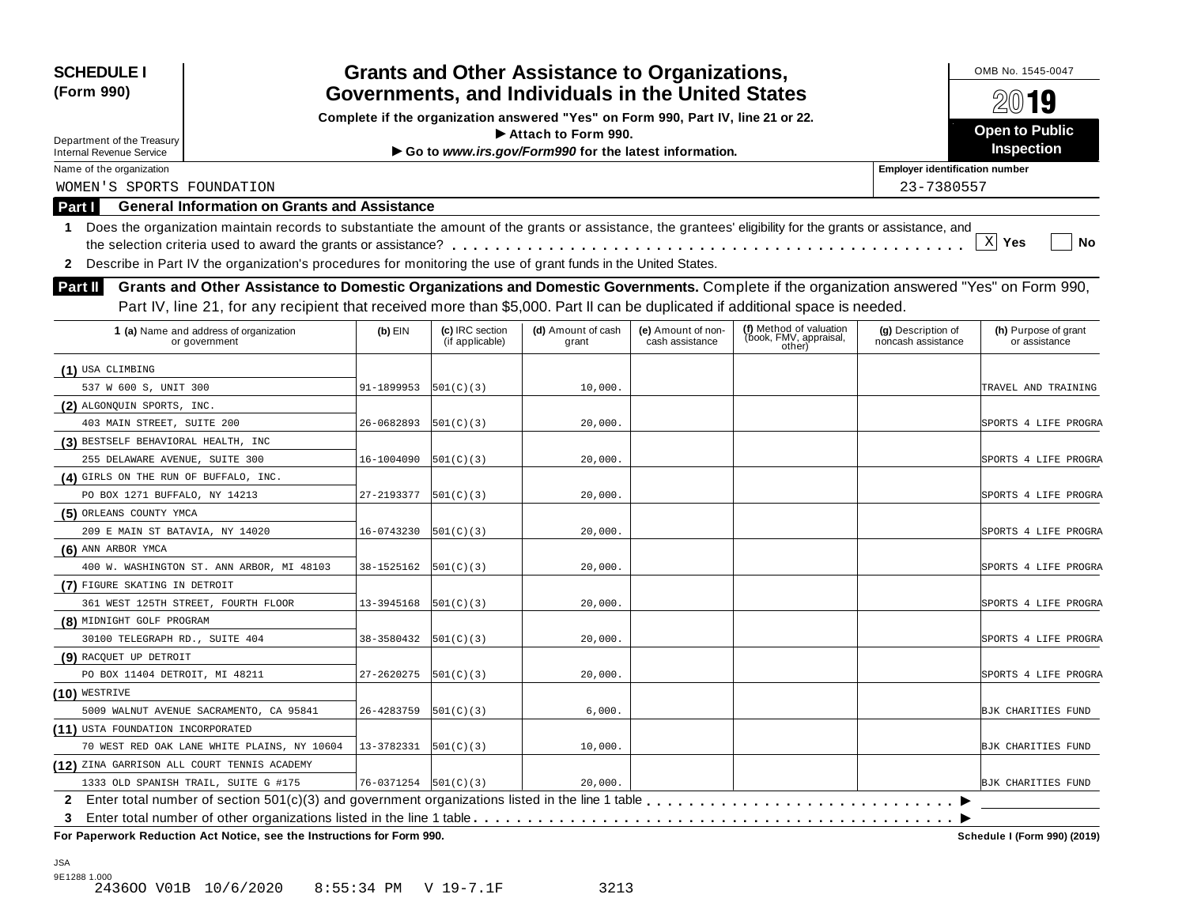**SCHEDULE I (Form 990)**

Department of the Treasury
Internal Revenue Service

# Grants and Other Assistance to Organizations, Governments, and Individuals in the United States

**Complete if the organization answered "Yes" on Form 990, Part IV, line 21 or 22.**
**▶ Attach to Form 990.**
**▶ Go to *www.irs.gov/Form990* for the latest information.**

OMB No. 1545-0047

**2019**

**Open to Public Inspection**

Name of the organization: WOMEN'S SPORTS FOUNDATION

Employer identification number: 23-7380557

## Part I General Information on Grants and Assistance

**1** Does the organization maintain records to substantiate the amount of the grants or assistance, the grantees' eligibility for the grants or assistance, and the selection criteria used to award the grants or assistance? . . . . [X] Yes [ ] No

**2** Describe in Part IV the organization's procedures for monitoring the use of grant funds in the United States.

## Part II Grants and Other Assistance to Domestic Organizations and Domestic Governments.

Complete if the organization answered "Yes" on Form 990, Part IV, line 21, for any recipient that received more than $5,000. Part II can be duplicated if additional space is needed.

| 1 (a) Name and address of organization or government | (b) EIN | (c) IRC section (if applicable) | (d) Amount of cash grant | (e) Amount of non-cash assistance | (f) Method of valuation (book, FMV, appraisal, other) | (g) Description of noncash assistance | (h) Purpose of grant or assistance |
|---|---|---|---|---|---|---|---|
| (1) USA CLIMBING<br>537 W 600 S, UNIT 300 | 91-1899953 | 501(C)(3) | 10,000. | | | | TRAVEL AND TRAINING |
| (2) ALGONQUIN SPORTS, INC.<br>403 MAIN STREET, SUITE 200 | 26-0682893 | 501(C)(3) | 20,000. | | | | SPORTS 4 LIFE PROGRA |
| (3) BESTSELF BEHAVIORAL HEALTH, INC<br>255 DELAWARE AVENUE, SUITE 300 | 16-1004090 | 501(C)(3) | 20,000. | | | | SPORTS 4 LIFE PROGRA |
| (4) GIRLS ON THE RUN OF BUFFALO, INC.<br>PO BOX 1271 BUFFALO, NY 14213 | 27-2193377 | 501(C)(3) | 20,000. | | | | SPORTS 4 LIFE PROGRA |
| (5) ORLEANS COUNTY YMCA<br>209 E MAIN ST BATAVIA, NY 14020 | 16-0743230 | 501(C)(3) | 20,000. | | | | SPORTS 4 LIFE PROGRA |
| (6) ANN ARBOR YMCA<br>400 W. WASHINGTON ST. ANN ARBOR, MI 48103 | 38-1525162 | 501(C)(3) | 20,000. | | | | SPORTS 4 LIFE PROGRA |
| (7) FIGURE SKATING IN DETROIT<br>361 WEST 125TH STREET, FOURTH FLOOR | 13-3945168 | 501(C)(3) | 20,000. | | | | SPORTS 4 LIFE PROGRA |
| (8) MIDNIGHT GOLF PROGRAM<br>30100 TELEGRAPH RD., SUITE 404 | 38-3580432 | 501(C)(3) | 20,000. | | | | SPORTS 4 LIFE PROGRA |
| (9) RACQUET UP DETROIT<br>PO BOX 11404 DETROIT, MI 48211 | 27-2620275 | 501(C)(3) | 20,000. | | | | SPORTS 4 LIFE PROGRA |
| (10) WESTRIVE<br>5009 WALNUT AVENUE SACRAMENTO, CA 95841 | 26-4283759 | 501(C)(3) | 6,000. | | | | BJK CHARITIES FUND |
| (11) USTA FOUNDATION INCORPORATED<br>70 WEST RED OAK LANE WHITE PLAINS, NY 10604 | 13-3782331 | 501(C)(3) | 10,000. | | | | BJK CHARITIES FUND |
| (12) ZINA GARRISON ALL COURT TENNIS ACADEMY<br>1333 OLD SPANISH TRAIL, SUITE G #175 | 76-0371254 | 501(C)(3) | 20,000. | | | | BJK CHARITIES FUND |

**2** Enter total number of section 501(c)(3) and government organizations listed in the line 1 table . . . . ▶

**3** Enter total number of other organizations listed in the line 1 table . . . . ▶

**For Paperwork Reduction Act Notice, see the Instructions for Form 990.**

**Schedule I (Form 990) (2019)**

JSA
9E1288 1.000
2436OO V01B 10/6/2020 8:55:34 PM V 19-7.1F 3213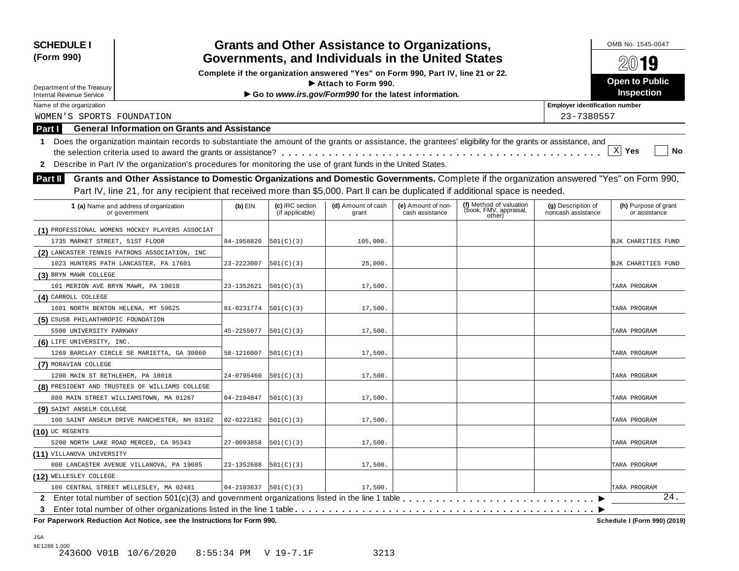**SCHEDULE I (Form 990)**

Department of the Treasury
Internal Revenue Service

# Grants and Other Assistance to Organizations, Governments, and Individuals in the United States

**Complete if the organization answered "Yes" on Form 990, Part IV, line 21 or 22.**
**▶ Attach to Form 990.**
**▶ Go to *www.irs.gov/Form990* for the latest information.**

OMB No. 1545-0047
**2019**
**Open to Public Inspection**

Name of the organization: WOMEN'S SPORTS FOUNDATION
Employer identification number: 23-7380557

## Part I General Information on Grants and Assistance

**1** Does the organization maintain records to substantiate the amount of the grants or assistance, the grantees' eligibility for the grants or assistance, and the selection criteria used to award the grants or assistance? . . . . . . X Yes ☐ No

**2** Describe in Part IV the organization's procedures for monitoring the use of grant funds in the United States.

## Part II Grants and Other Assistance to Domestic Organizations and Domestic Governments.

Complete if the organization answered "Yes" on Form 990, Part IV, line 21, for any recipient that received more than $5,000. Part II can be duplicated if additional space is needed.

| 1 (a) Name and address of organization or government | (b) EIN | (c) IRC section (if applicable) | (d) Amount of cash grant | (e) Amount of non-cash assistance | (f) Method of valuation (book, FMV, appraisal, other) | (g) Description of noncash assistance | (h) Purpose of grant or assistance |
|---|---|---|---|---|---|---|---|
| (1) PROFESSIONAL WOMENS HOCKEY PLAYERS ASSOCIAT 1735 MARKET STREET, 51ST FLOOR | 84-1958820 | 501(C)(3) | 105,000. | | | | BJK CHARITIES FUND |
| (2) LANCASTER TENNIS PATRONS ASSOCIATION, INC 1023 HUNTERS PATH LANCASTER, PA 17601 | 23-2223007 | 501(C)(3) | 25,000. | | | | BJK CHARITIES FUND |
| (3) BRYN MAWR COLLEGE 101 MERION AVE BRYN MAWR, PA 19010 | 23-1352621 | 501(C)(3) | 17,500. | | | | TARA PROGRAM |
| (4) CARROLL COLLEGE 1601 NORTH BENTON HELENA, MT 59625 | 81-0231774 | 501(C)(3) | 17,500. | | | | TARA PROGRAM |
| (5) CSUSB PHILANTHROPIC FOUNDATION 5500 UNIVERSITY PARKWAY | 45-2255077 | 501(C)(3) | 17,500. | | | | TARA PROGRAM |
| (6) LIFE UNIVERSITY, INC. 1269 BARCLAY CIRCLE SE MARIETTA, GA 30060 | 58-1216007 | 501(C)(3) | 17,500. | | | | TARA PROGRAM |
| (7) MORAVIAN COLLEGE 1200 MAIN ST BETHLEHEM, PA 18018 | 24-0795460 | 501(C)(3) | 17,500. | | | | TARA PROGRAM |
| (8) PRESIDENT AND TRUSTEES OF WILLIAMS COLLEGE 880 MAIN STREET WILLIAMSTOWN, MA 01267 | 04-2104847 | 501(C)(3) | 17,500. | | | | TARA PROGRAM |
| (9) SAINT ANSELM COLLEGE 100 SAINT ANSELM DRIVE MANCHESTER, NH 03102 | 02-0222182 | 501(C)(3) | 17,500. | | | | TARA PROGRAM |
| (10) UC REGENTS 5200 NORTH LAKE ROAD MERCED, CA 95343 | 27-0093858 | 501(C)(3) | 17,500. | | | | TARA PROGRAM |
| (11) VILLANOVA UNIVERSITY 800 LANCASTER AVENUE VILLANOVA, PA 19085 | 23-1352688 | 501(C)(3) | 17,500. | | | | TARA PROGRAM |
| (12) WELLESLEY COLLEGE 106 CENTRAL STREET WELLESLEY, MA 02481 | 04-2103637 | 501(C)(3) | 17,500. | | | | TARA PROGRAM |

**2** Enter total number of section 501(c)(3) and government organizations listed in the line 1 table . . . . . . ▶ 24.

**3** Enter total number of other organizations listed in the line 1 table . . . . . . ▶

**For Paperwork Reduction Act Notice, see the Instructions for Form 990.** Schedule I (Form 990) (2019)

JSA
9E1288 1.000
243600 V01B 10/6/2020 8:55:34 PM V 19-7.1F 3213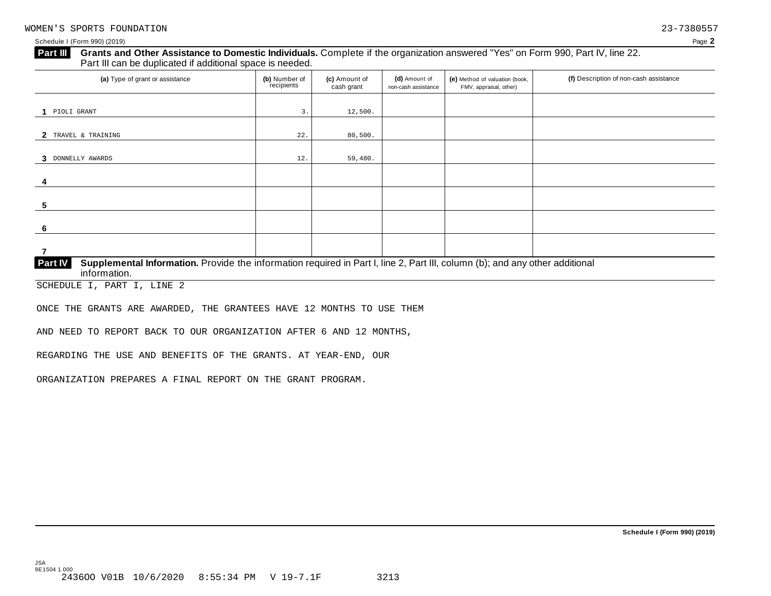WOMEN'S SPORTS FOUNDATION 23-7380557

Schedule I (Form 990) (2019) Page **2**

**Part III** **Grants and Other Assistance to Domestic Individuals.** Complete if the organization answered "Yes" on Form 990, Part IV, line 22. Part III can be duplicated if additional space is needed.

| | (a) Type of grant or assistance | (b) Number of recipients | (c) Amount of cash grant | (d) Amount of non-cash assistance | (e) Method of valuation (book, FMV, appraisal, other) | (f) Description of non-cash assistance |
|---|---|---|---|---|---|---|
| 1 | PIOLI GRANT | 3. | 12,500. | | | |
| 2 | TRAVEL & TRAINING | 22. | 80,500. | | | |
| 3 | DONNELLY AWARDS | 12. | 59,480. | | | |
| 4 | | | | | | |
| 5 | | | | | | |
| 6 | | | | | | |
| 7 | | | | | | |

**Part IV** **Supplemental Information.** Provide the information required in Part I, line 2, Part III, column (b); and any other additional information.

SCHEDULE I, PART I, LINE 2

ONCE THE GRANTS ARE AWARDED, THE GRANTEES HAVE 12 MONTHS TO USE THEM AND NEED TO REPORT BACK TO OUR ORGANIZATION AFTER 6 AND 12 MONTHS, REGARDING THE USE AND BENEFITS OF THE GRANTS. AT YEAR-END, OUR ORGANIZATION PREPARES A FINAL REPORT ON THE GRANT PROGRAM.

**Schedule I (Form 990) (2019)**

JSA
9E1504 1.000
2436OO V01B 10/6/2020 8:55:34 PM V 19-7.1F 3213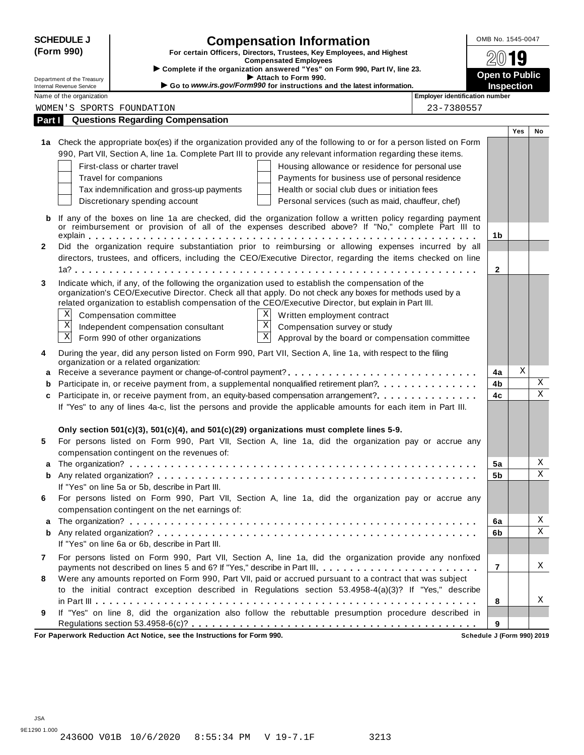**SCHEDULE J (Form 990)**

Department of the Treasury
Internal Revenue Service

# Compensation Information

**For certain Officers, Directors, Trustees, Key Employees, and Highest Compensated Employees**

▶ **Complete if the organization answered "Yes" on Form 990, Part IV, line 23.**
▶ **Attach to Form 990.**
▶ **Go to *www.irs.gov/Form990* for instructions and the latest information.**

OMB No. 1545-0047

**2019**

**Open to Public Inspection**

| Name of the organization | Employer identification number |
|---|---|
| WOMEN'S SPORTS FOUNDATION | 23-7380557 |

## Part I Questions Regarding Compensation

| | | | Yes | No |
|---|---|---|---|---|
| **1a** | Check the appropriate box(es) if the organization provided any of the following to or for a person listed on Form 990, Part VII, Section A, line 1a. Complete Part III to provide any relevant information regarding these items.<br>☐ First-class or charter travel ☐ Housing allowance or residence for personal use<br>☐ Travel for companions ☐ Payments for business use of personal residence<br>☐ Tax indemnification and gross-up payments ☐ Health or social club dues or initiation fees<br>☐ Discretionary spending account ☐ Personal services (such as maid, chauffeur, chef) | | | |
| **b** | If any of the boxes on line 1a are checked, did the organization follow a written policy regarding payment or reimbursement or provision of all of the expenses described above? If "No," complete Part III to explain | **1b** | | |
| **2** | Did the organization require substantiation prior to reimbursing or allowing expenses incurred by all directors, trustees, and officers, including the CEO/Executive Director, regarding the items checked on line 1a? | **2** | | |
| **3** | Indicate which, if any, of the following the organization used to establish the compensation of the organization's CEO/Executive Director. Check all that apply. Do not check any boxes for methods used by a related organization to establish compensation of the CEO/Executive Director, but explain in Part III.<br>☒ Compensation committee ☒ Written employment contract<br>☒ Independent compensation consultant ☒ Compensation survey or study<br>☒ Form 990 of other organizations ☒ Approval by the board or compensation committee | | | |
| **4** | During the year, did any person listed on Form 990, Part VII, Section A, line 1a, with respect to the filing organization or a related organization: | | | |
| **a** | Receive a severance payment or change-of-control payment? | **4a** | X | |
| **b** | Participate in, or receive payment from, a supplemental nonqualified retirement plan? | **4b** | | X |
| **c** | Participate in, or receive payment from, an equity-based compensation arrangement? | **4c** | | X |
| | If "Yes" to any of lines 4a-c, list the persons and provide the applicable amounts for each item in Part III. | | | |
| | **Only section 501(c)(3), 501(c)(4), and 501(c)(29) organizations must complete lines 5-9.** | | | |
| **5** | For persons listed on Form 990, Part VII, Section A, line 1a, did the organization pay or accrue any compensation contingent on the revenues of: | | | |
| **a** | The organization? | **5a** | | X |
| **b** | Any related organization? | **5b** | | X |
| | If "Yes" on line 5a or 5b, describe in Part III. | | | |
| **6** | For persons listed on Form 990, Part VII, Section A, line 1a, did the organization pay or accrue any compensation contingent on the net earnings of: | | | |
| **a** | The organization? | **6a** | | X |
| **b** | Any related organization? | **6b** | | X |
| | If "Yes" on line 6a or 6b, describe in Part III. | | | |
| **7** | For persons listed on Form 990, Part VII, Section A, line 1a, did the organization provide any nonfixed payments not described on lines 5 and 6? If "Yes," describe in Part III. | **7** | | X |
| **8** | Were any amounts reported on Form 990, Part VII, paid or accrued pursuant to a contract that was subject to the initial contract exception described in Regulations section 53.4958-4(a)(3)? If "Yes," describe in Part III | **8** | | X |
| **9** | If "Yes" on line 8, did the organization also follow the rebuttable presumption procedure described in Regulations section 53.4958-6(c)? | **9** | | |

**For Paperwork Reduction Act Notice, see the Instructions for Form 990.** **Schedule J (Form 990) 2019**

JSA
9E1290 1.000
2436OO V01B 10/6/2020 8:55:34 PM V 19-7.1F 3213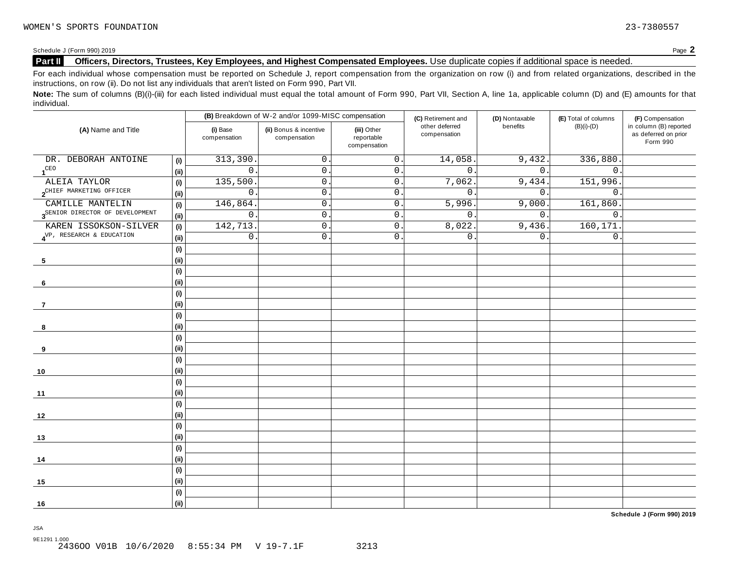WOMEN'S SPORTS FOUNDATION 23-7380557

Schedule J (Form 990) 2019 Page **2**

**Part II Officers, Directors, Trustees, Key Employees, and Highest Compensated Employees.** Use duplicate copies if additional space is needed.

For each individual whose compensation must be reported on Schedule J, report compensation from the organization on row (i) and from related organizations, described in the instructions, on row (ii). Do not list any individuals that aren't listed on Form 990, Part VII.

**Note:** The sum of columns (B)(i)-(iii) for each listed individual must equal the total amount of Form 990, Part VII, Section A, line 1a, applicable column (D) and (E) amounts for that individual.

| (A) Name and Title | | (B) Breakdown of W-2 and/or 1099-MISC compensation | | | (C) Retirement and other deferred compensation | (D) Nontaxable benefits | (E) Total of columns (B)(i)-(D) | (F) Compensation in column (B) reported as deferred on prior Form 990 |
|---|---|---|---|---|---|---|---|---|
| | | (i) Base compensation | (ii) Bonus & incentive compensation | (iii) Other reportable compensation | | | | |
| 1 DR. DEBORAH ANTOINE | (i) | 313,390. | 0. | 0. | 14,058. | 9,432. | 336,880. | |
| CEO | (ii) | 0. | 0. | 0. | 0. | 0. | 0. | |
| 2 ALEIA TAYLOR | (i) | 135,500. | 0. | 0. | 7,062. | 9,434. | 151,996. | |
| CHIEF MARKETING OFFICER | (ii) | 0. | 0. | 0. | 0. | 0. | 0. | |
| 3 CAMILLE MANTELIN | (i) | 146,864. | 0. | 0. | 5,996. | 9,000. | 161,860. | |
| SENIOR DIRECTOR OF DEVELOPMENT | (ii) | 0. | 0. | 0. | 0. | 0. | 0. | |
| 4 KAREN ISSOKSON-SILVER | (i) | 142,713. | 0. | 0. | 8,022. | 9,436. | 160,171. | |
| VP, RESEARCH & EDUCATION | (ii) | 0. | 0. | 0. | 0. | 0. | 0. | |
| 5 | (i) | | | | | | | |
| | (ii) | | | | | | | |
| 6 | (i) | | | | | | | |
| | (ii) | | | | | | | |
| 7 | (i) | | | | | | | |
| | (ii) | | | | | | | |
| 8 | (i) | | | | | | | |
| | (ii) | | | | | | | |
| 9 | (i) | | | | | | | |
| | (ii) | | | | | | | |
| 10 | (i) | | | | | | | |
| | (ii) | | | | | | | |
| 11 | (i) | | | | | | | |
| | (ii) | | | | | | | |
| 12 | (i) | | | | | | | |
| | (ii) | | | | | | | |
| 13 | (i) | | | | | | | |
| | (ii) | | | | | | | |
| 14 | (i) | | | | | | | |
| | (ii) | | | | | | | |
| 15 | (i) | | | | | | | |
| | (ii) | | | | | | | |
| 16 | (i) | | | | | | | |
| | (ii) | | | | | | | |

**Schedule J (Form 990) 2019**

JSA
9E1291 1.000
243600 V01B 10/6/2020 8:55:34 PM V 19-7.1F 3213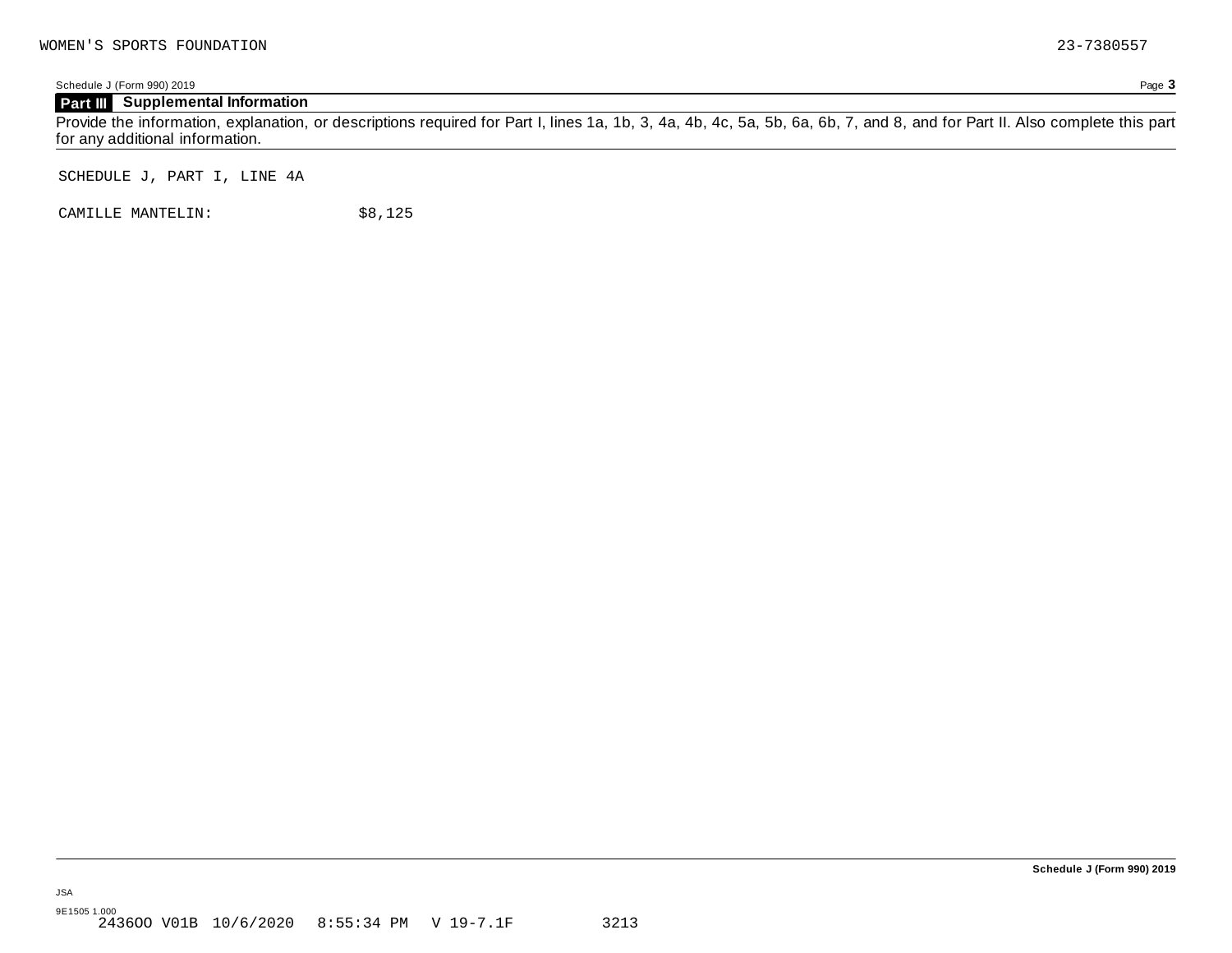WOMEN'S SPORTS FOUNDATION 23-7380557

Schedule J (Form 990) 2019 Page **3**

## Part III Supplemental Information

Provide the information, explanation, or descriptions required for Part I, lines 1a, 1b, 3, 4a, 4b, 4c, 5a, 5b, 6a, 6b, 7, and 8, and for Part II. Also complete this part for any additional information.

SCHEDULE J, PART I, LINE 4A

CAMILLE MANTELIN: $8,125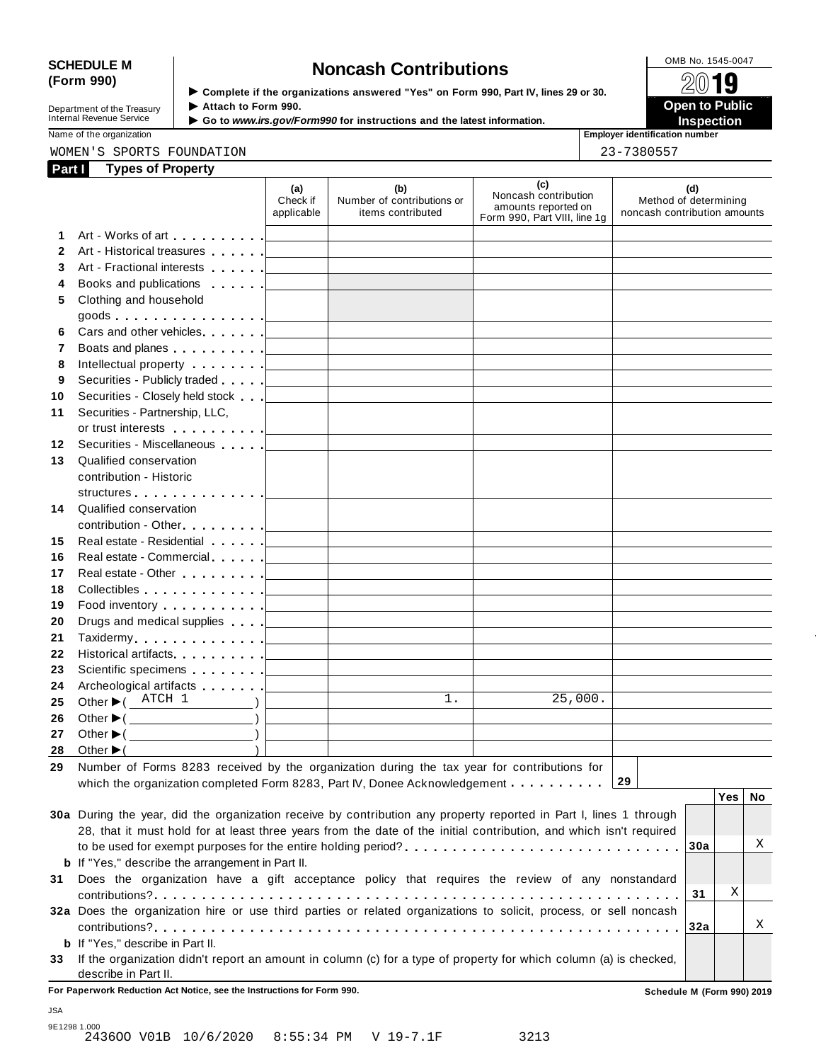**SCHEDULE M (Form 990)**

Department of the Treasury
Internal Revenue Service

# Noncash Contributions

▶ Complete if the organizations answered "Yes" on Form 990, Part IV, lines 29 or 30.
▶ Attach to Form 990.
▶ Go to *www.irs.gov/Form990* for instructions and the latest information.

OMB No. 1545-0047

**2019**

**Open to Public Inspection**

Name of the organization: WOMEN'S SPORTS FOUNDATION

Employer identification number: 23-7380557

## Part I Types of Property

| | | (a) Check if applicable | (b) Number of contributions or items contributed | (c) Noncash contribution amounts reported on Form 990, Part VIII, line 1g | (d) Method of determining noncash contribution amounts |
|---|---|---|---|---|---|
| 1 | Art - Works of art | | | | |
| 2 | Art - Historical treasures | | | | |
| 3 | Art - Fractional interests | | | | |
| 4 | Books and publications | | | | |
| 5 | Clothing and household goods | | | | |
| 6 | Cars and other vehicles | | | | |
| 7 | Boats and planes | | | | |
| 8 | Intellectual property | | | | |
| 9 | Securities - Publicly traded | | | | |
| 10 | Securities - Closely held stock | | | | |
| 11 | Securities - Partnership, LLC, or trust interests | | | | |
| 12 | Securities - Miscellaneous | | | | |
| 13 | Qualified conservation contribution - Historic structures | | | | |
| 14 | Qualified conservation contribution - Other | | | | |
| 15 | Real estate - Residential | | | | |
| 16 | Real estate - Commercial | | | | |
| 17 | Real estate - Other | | | | |
| 18 | Collectibles | | | | |
| 19 | Food inventory | | | | |
| 20 | Drugs and medical supplies | | | | |
| 21 | Taxidermy | | | | |
| 22 | Historical artifacts | | | | |
| 23 | Scientific specimens | | | | |
| 24 | Archeological artifacts | | | | |
| 25 | Other ▶ ( ATCH 1 ) | | 1. | 25,000. | |
| 26 | Other ▶ ( ) | | | | |
| 27 | Other ▶ ( ) | | | | |
| 28 | Other ▶ ( ) | | | | |

**29** Number of Forms 8283 received by the organization during the tax year for contributions for which the organization completed Form 8283, Part IV, Donee Acknowledgement . . . . . . . . . . **29**

| | | | Yes | No |
|---|---|---|---|---|
| **30a** | During the year, did the organization receive by contribution any property reported in Part I, lines 1 through 28, that it must hold for at least three years from the date of the initial contribution, and which isn't required to be used for exempt purposes for the entire holding period? | 30a | | X |
| **b** | If "Yes," describe the arrangement in Part II. | | | |
| **31** | Does the organization have a gift acceptance policy that requires the review of any nonstandard contributions? | 31 | X | |
| **32a** | Does the organization hire or use third parties or related organizations to solicit, process, or sell noncash contributions? | 32a | | X |
| **b** | If "Yes," describe in Part II. | | | |
| **33** | If the organization didn't report an amount in column (c) for a type of property for which column (a) is checked, describe in Part II. | | | |

**For Paperwork Reduction Act Notice, see the Instructions for Form 990.** **Schedule M (Form 990) 2019**

JSA
9E1298 1.000
2436OO V01B 10/6/2020 8:55:34 PM V 19-7.1F 3213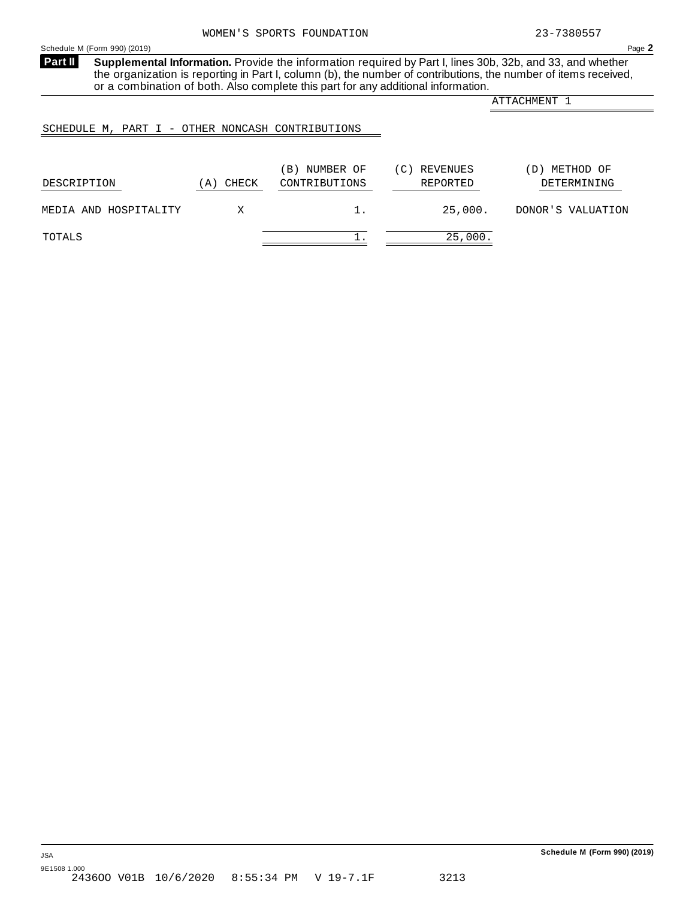WOMEN'S SPORTS FOUNDATION 23-7380557

Schedule M (Form 990) (2019) Page **2**

**Part II** **Supplemental Information.** Provide the information required by Part I, lines 30b, 32b, and 33, and whether the organization is reporting in Part I, column (b), the number of contributions, the number of items received, or a combination of both. Also complete this part for any additional information.

ATTACHMENT 1

SCHEDULE M, PART I - OTHER NONCASH CONTRIBUTIONS

| DESCRIPTION | (A) CHECK | (B) NUMBER OF CONTRIBUTIONS | (C) REVENUES REPORTED | (D) METHOD OF DETERMINING |
|---|---|---|---|---|
| MEDIA AND HOSPITALITY | X | 1. | 25,000. | DONOR'S VALUATION |
| TOTALS | | 1. | 25,000. | |

JSA

9E1508 1.000

24360O V01B 10/6/2020 8:55:34 PM V 19-7.1F 3213

**Schedule M (Form 990) (2019)**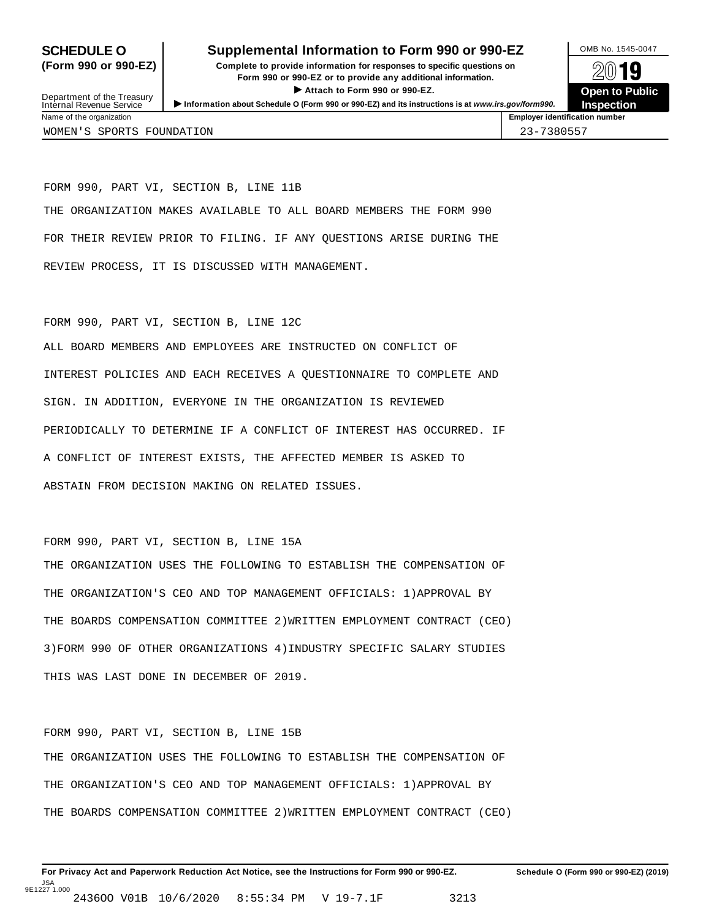**SCHEDULE O (Form 990 or 990-EZ)**

Department of the Treasury
Internal Revenue Service

# Supplemental Information to Form 990 or 990-EZ

**Complete to provide information for responses to specific questions on Form 990 or 990-EZ or to provide any additional information.**

▶ **Attach to Form 990 or 990-EZ.**

▶ **Information about Schedule O (Form 990 or 990-EZ) and its instructions is at www.irs.gov/form990.**

OMB No. 1545-0047

**2019**

**Open to Public Inspection**

| Name of the organization | Employer identification number |
|---|---|
| WOMEN'S SPORTS FOUNDATION | 23-7380557 |

FORM 990, PART VI, SECTION B, LINE 11B

THE ORGANIZATION MAKES AVAILABLE TO ALL BOARD MEMBERS THE FORM 990 FOR THEIR REVIEW PRIOR TO FILING. IF ANY QUESTIONS ARISE DURING THE REVIEW PROCESS, IT IS DISCUSSED WITH MANAGEMENT.

FORM 990, PART VI, SECTION B, LINE 12C

ALL BOARD MEMBERS AND EMPLOYEES ARE INSTRUCTED ON CONFLICT OF INTEREST POLICIES AND EACH RECEIVES A QUESTIONNAIRE TO COMPLETE AND SIGN. IN ADDITION, EVERYONE IN THE ORGANIZATION IS REVIEWED PERIODICALLY TO DETERMINE IF A CONFLICT OF INTEREST HAS OCCURRED. IF A CONFLICT OF INTEREST EXISTS, THE AFFECTED MEMBER IS ASKED TO ABSTAIN FROM DECISION MAKING ON RELATED ISSUES.

FORM 990, PART VI, SECTION B, LINE 15A

THE ORGANIZATION USES THE FOLLOWING TO ESTABLISH THE COMPENSATION OF THE ORGANIZATION'S CEO AND TOP MANAGEMENT OFFICIALS: 1)APPROVAL BY THE BOARDS COMPENSATION COMMITTEE 2)WRITTEN EMPLOYMENT CONTRACT (CEO) 3)FORM 990 OF OTHER ORGANIZATIONS 4)INDUSTRY SPECIFIC SALARY STUDIES THIS WAS LAST DONE IN DECEMBER OF 2019.

FORM 990, PART VI, SECTION B, LINE 15B

THE ORGANIZATION USES THE FOLLOWING TO ESTABLISH THE COMPENSATION OF THE ORGANIZATION'S CEO AND TOP MANAGEMENT OFFICIALS: 1)APPROVAL BY THE BOARDS COMPENSATION COMMITTEE 2)WRITTEN EMPLOYMENT CONTRACT (CEO)

**For Privacy Act and Paperwork Reduction Act Notice, see the Instructions for Form 990 or 990-EZ.** **Schedule O (Form 990 or 990-EZ) (2019)**

JSA 9E1227 1.000

2436OO V01B 10/6/2020 8:55:34 PM V 19-7.1F 3213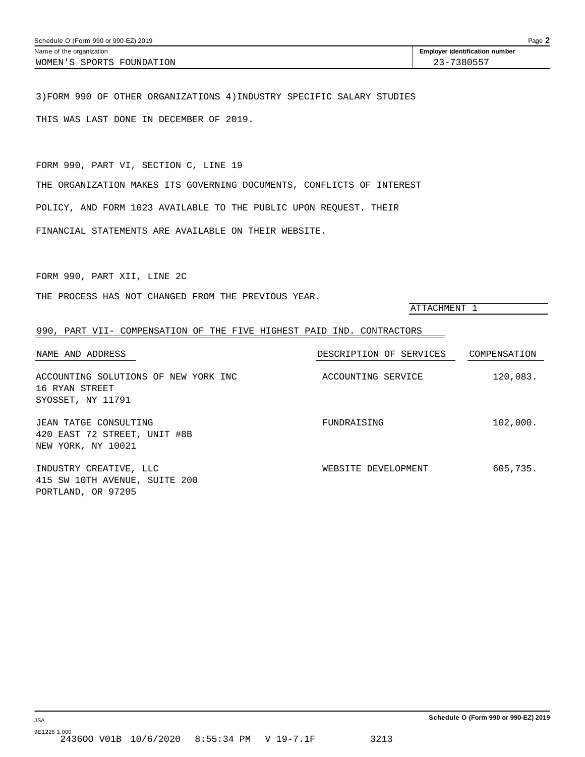Name of the organization: WOMEN'S SPORTS FOUNDATION

Employer identification number: 23-7380557

3)FORM 990 OF OTHER ORGANIZATIONS 4)INDUSTRY SPECIFIC SALARY STUDIES

THIS WAS LAST DONE IN DECEMBER OF 2019.

FORM 990, PART VI, SECTION C, LINE 19

THE ORGANIZATION MAKES ITS GOVERNING DOCUMENTS, CONFLICTS OF INTEREST POLICY, AND FORM 1023 AVAILABLE TO THE PUBLIC UPON REQUEST. THEIR FINANCIAL STATEMENTS ARE AVAILABLE ON THEIR WEBSITE.

FORM 990, PART XII, LINE 2C

THE PROCESS HAS NOT CHANGED FROM THE PREVIOUS YEAR.

ATTACHMENT 1

990, PART VII- COMPENSATION OF THE FIVE HIGHEST PAID IND. CONTRACTORS

| NAME AND ADDRESS | DESCRIPTION OF SERVICES | COMPENSATION |
|---|---|---|
| ACCOUNTING SOLUTIONS OF NEW YORK INC<br>16 RYAN STREET<br>SYOSSET, NY 11791 | ACCOUNTING SERVICE | 120,083. |
| JEAN TATGE CONSULTING<br>420 EAST 72 STREET, UNIT #8B<br>NEW YORK, NY 10021 | FUNDRAISING | 102,000. |
| INDUSTRY CREATIVE, LLC<br>415 SW 10TH AVENUE, SUITE 200<br>PORTLAND, OR 97205 | WEBSITE DEVELOPMENT | 605,735. |